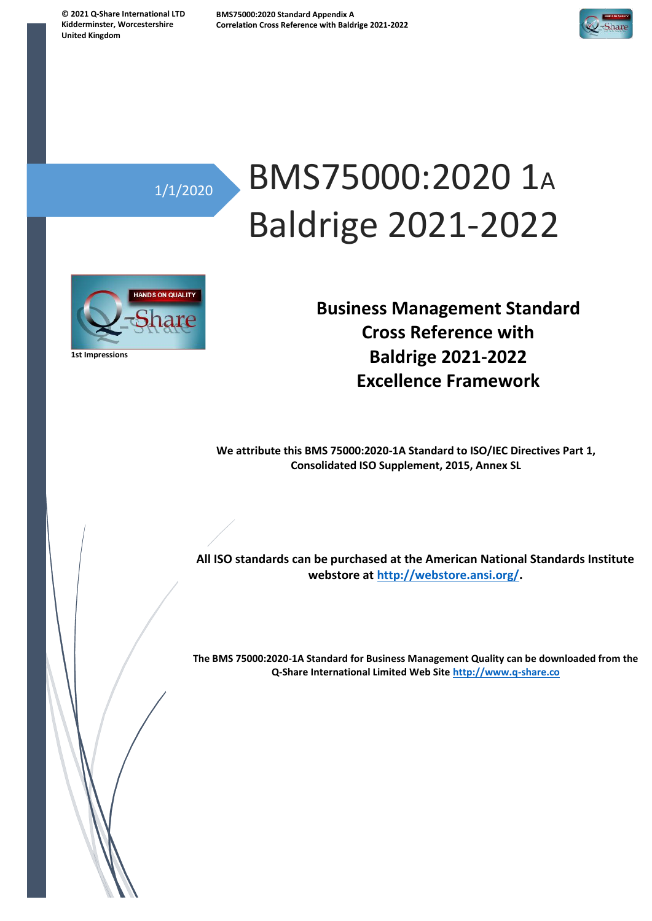1/1/2020

# BMS75000:2020 1A Baldrige 2021-2022

1st Impressions

## Business Management Standard Cross Reference with Baldrige 2021-2022 Excellence Framework

**We attribute this BMS 75000:2020-1A Standard to ISO/IEC Directives Part 1, Consolidated ISO Supplement, 2015, Annex SL**

**All ISO standards can be purchased at the American National Standards Institute webstore at http://webstore.ansi.org/.**

**The BMS 75000:2020-1A Standard for Business Management Quality can be downloaded from the Q-Share International Limited Web Site http://www.q-share.co**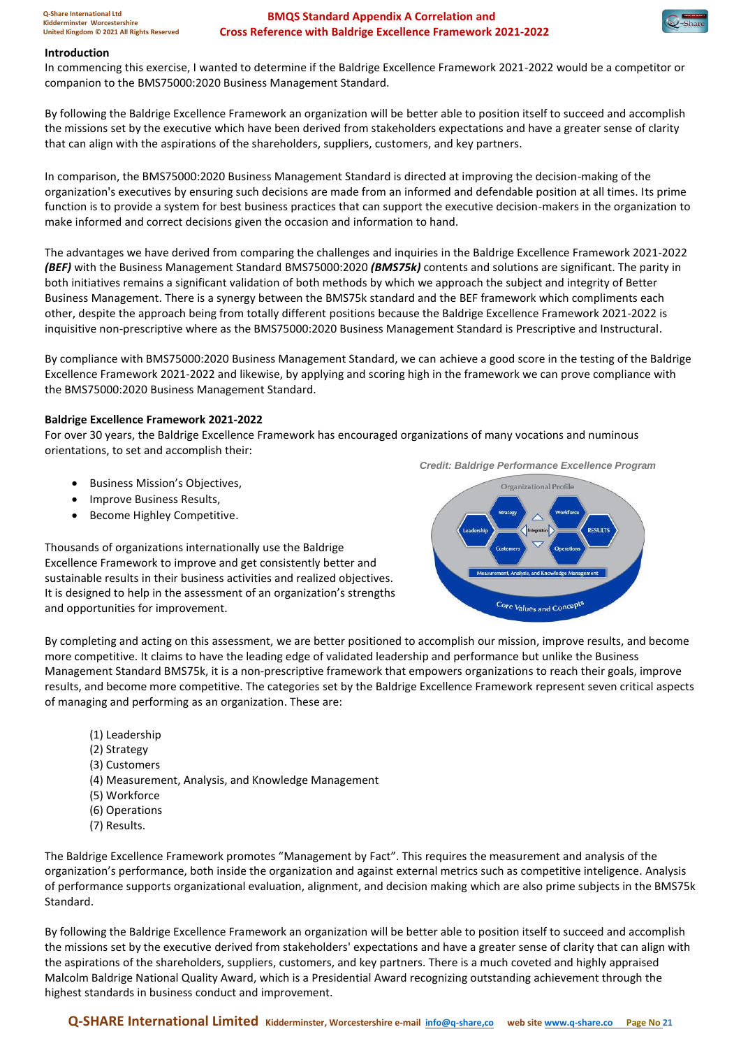## Introduction

In commencing this exercise, I wanted to determine if the Baldrige Excellence Framework 2021-2022 would be a competitor or companion to the BMS75000:2020 Business Management Standard.

By following the Baldrige Excellence Framework an organization will be better able to position itself to succeed and accomplish the missions set by the executive which have been derived from stakeholders expectations and have a greater sense of clarity that can align with the aspirations of the shareholders, suppliers, customers, and key partners.

In comparison, the BMS75000:2020 Business Management Standard is directed at improving the decision-making of the organization's executives by ensuring such decisions are made from an informed and defendable position at all times. Its prime function is to provide a system for best business practices that can support the executive decision-makers in the organization to make informed and correct decisions given the occasion and information to hand.

The advantages we have derived from comparing the challenges and inquiries in the Baldrige Excellence Framework 2021-2022 ***(BEF)*** with the Business Management Standard BMS75000:2020 ***(BMS75k)*** contents and solutions are significant. The parity in both initiatives remains a significant validation of both methods by which we approach the subject and integrity of Better Business Management. There is a synergy between the BMS75k standard and the BEF framework which compliments each other, despite the approach being from totally different positions because the Baldrige Excellence Framework 2021-2022 is inquisitive non-prescriptive where as the BMS75000:2020 Business Management Standard is Prescriptive and Instructural.

By compliance with BMS75000:2020 Business Management Standard, we can achieve a good score in the testing of the Baldrige Excellence Framework 2021-2022 and likewise, by applying and scoring high in the framework we can prove compliance with the BMS75000:2020 Business Management Standard.

## Baldrige Excellence Framework 2021-2022

For over 30 years, the Baldrige Excellence Framework has encouraged organizations of many vocations and numinous orientations, to set and accomplish their:

- Business Mission's Objectives,
- Improve Business Results,
- Become Highley Competitive.

*Credit: Baldrige Performance Excellence Program*

Thousands of organizations internationally use the Baldrige Excellence Framework to improve and get consistently better and sustainable results in their business activities and realized objectives. It is designed to help in the assessment of an organization's strengths and opportunities for improvement.

By completing and acting on this assessment, we are better positioned to accomplish our mission, improve results, and become more competitive. It claims to have the leading edge of validated leadership and performance but unlike the Business Management Standard BMS75k, it is a non-prescriptive framework that empowers organizations to reach their goals, improve results, and become more competitive. The categories set by the Baldrige Excellence Framework represent seven critical aspects of managing and performing as an organization. These are:

(1) Leadership
(2) Strategy
(3) Customers
(4) Measurement, Analysis, and Knowledge Management
(5) Workforce
(6) Operations
(7) Results.

The Baldrige Excellence Framework promotes "Management by Fact". This requires the measurement and analysis of the organization's performance, both inside the organization and against external metrics such as competitive inteligence. Analysis of performance supports organizational evaluation, alignment, and decision making which are also prime subjects in the BMS75k Standard.

By following the Baldrige Excellence Framework an organization will be better able to position itself to succeed and accomplish the missions set by the executive derived from stakeholders' expectations and have a greater sense of clarity that can align with the aspirations of the shareholders, suppliers, customers, and key partners. There is a much coveted and highly appraised Malcolm Baldrige National Quality Award, which is a Presidential Award recognizing outstanding achievement through the highest standards in business conduct and improvement.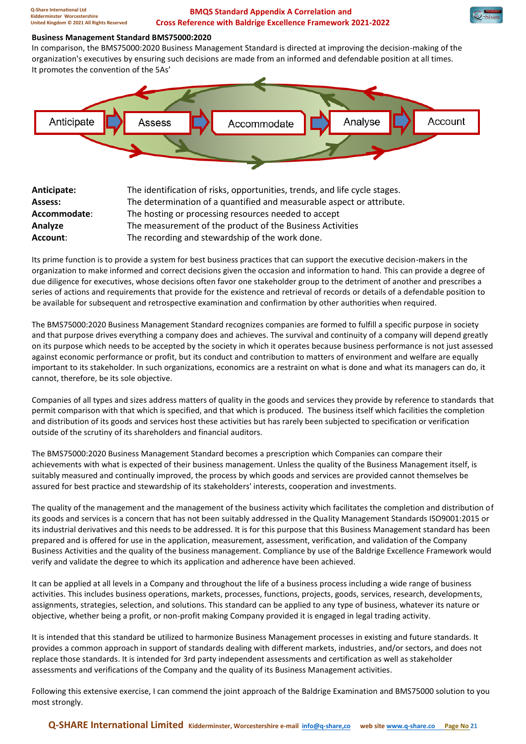## Business Management Standard BMS75000:2020

In comparison, the BMS75000:2020 Business Management Standard is directed at improving the decision-making of the organization's executives by ensuring such decisions are made from an informed and defendable position at all times. It promotes the convention of the 5As'

Anticipate → Assess → Accommodate → Analyze → Account

| | |
|---|---|
| **Anticipate:** | The identification of risks, opportunities, trends, and life cycle stages. |
| **Assess:** | The determination of a quantified and measurable aspect or attribute. |
| **Accommodate:** | The hosting or processing resources needed to accept |
| **Analyze** | The measurement of the product of the Business Activities |
| **Account:** | The recording and stewardship of the work done. |

Its prime function is to provide a system for best business practices that can support the executive decision-makers in the organization to make informed and correct decisions given the occasion and information to hand. This can provide a degree of due diligence for executives, whose decisions often favor one stakeholder group to the detriment of another and prescribes a series of actions and requirements that provide for the existence and retrieval of records or details of a defendable position to be available for subsequent and retrospective examination and confirmation by other authorities when required.

The BMS75000:2020 Business Management Standard recognizes companies are formed to fulfill a specific purpose in society and that purpose drives everything a company does and achieves. The survival and continuity of a company will depend greatly on its purpose which needs to be accepted by the society in which it operates because business performance is not just assessed against economic performance or profit, but its conduct and contribution to matters of environment and welfare are equally important to its stakeholder. In such organizations, economics are a restraint on what is done and what its managers can do, it cannot, therefore, be its sole objective.

Companies of all types and sizes address matters of quality in the goods and services they provide by reference to standards that permit comparison with that which is specified, and that which is produced. The business itself which facilities the completion and distribution of its goods and services host these activities but has rarely been subjected to specification or verification outside of the scrutiny of its shareholders and financial auditors.

The BMS75000:2020 Business Management Standard becomes a prescription which Companies can compare their achievements with what is expected of their business management. Unless the quality of the Business Management itself, is suitably measured and continually improved, the process by which goods and services are provided cannot themselves be assured for best practice and stewardship of its stakeholders' interests, cooperation and investments.

The quality of the management and the management of the business activity which facilitates the completion and distribution of its goods and services is a concern that has not been suitably addressed in the Quality Management Standards ISO9001:2015 or its industrial derivatives and this needs to be addressed. It is for this purpose that this Business Management standard has been prepared and is offered for use in the application, measurement, assessment, verification, and validation of the Company Business Activities and the quality of the business management. Compliance by use of the Baldrige Excellence Framework would verify and validate the degree to which its application and adherence have been achieved.

It can be applied at all levels in a Company and throughout the life of a business process including a wide range of business activities. This includes business operations, markets, processes, functions, projects, goods, services, research, developments, assignments, strategies, selection, and solutions. This standard can be applied to any type of business, whatever its nature or objective, whether being a profit, or non-profit making Company provided it is engaged in legal trading activity.

It is intended that this standard be utilized to harmonize Business Management processes in existing and future standards. It provides a common approach in support of standards dealing with different markets, industries, and/or sectors, and does not replace those standards. It is intended for 3rd party independent assessments and certification as well as stakeholder assessments and verifications of the Company and the quality of its Business Management activities.

Following this extensive exercise, I can commend the joint approach of the Baldrige Examination and BMS75000 solution to you most strongly.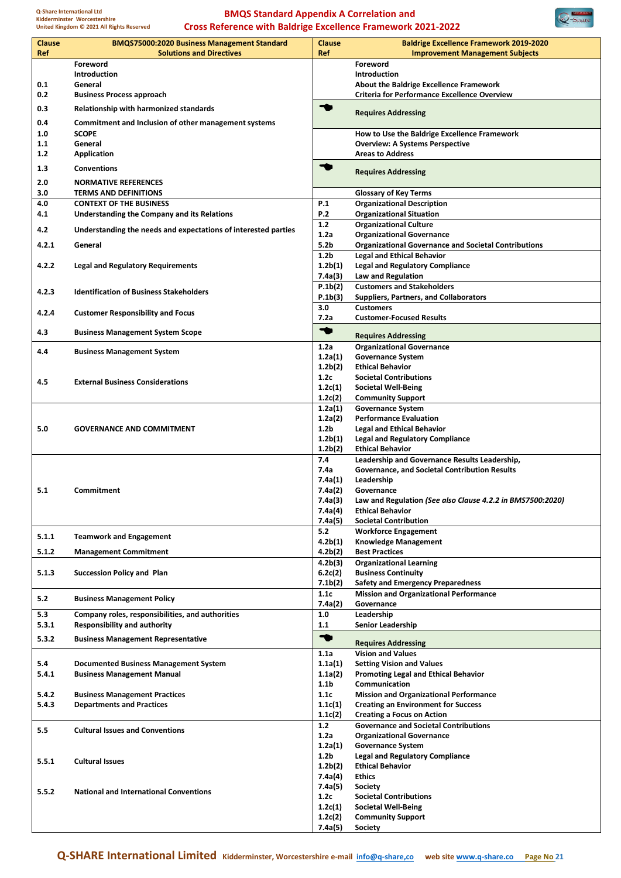# BMQS Standard Appendix A Correlation and Cross Reference with Baldrige Excellence Framework 2021-2022

| Clause Ref | BMQS75000:2020 Business Management Standard Solutions and Directives | Clause Ref | Baldrige Excellence Framework 2019-2020 Improvement Management Subjects |
|---|---|---|---|
| | Foreword | | Foreword |
| | Introduction | | Introduction |
| 0.1 | General | | About the Baldrige Excellence Framework |
| 0.2 | Business Process approach | | Criteria for Performance Excellence Overview |
| 0.3 | Relationship with harmonized standards | | Requires Addressing |
| 0.4 | Commitment and Inclusion of other management systems | | |
| 1.0 | SCOPE | | How to Use the Baldrige Excellence Framework |
| 1.1 | General | | Overview: A Systems Perspective |
| 1.2 | Application | | Areas to Address |
| 1.3 | Conventions | | Requires Addressing |
| 2.0 | NORMATIVE REFERENCES | | |
| 3.0 | TERMS AND DEFINITIONS | | Glossary of Key Terms |
| 4.0 | CONTEXT OF THE BUSINESS | P.1 | Organizational Description |
| 4.1 | Understanding the Company and its Relations | P.2 | Organizational Situation |
| 4.2 | Understanding the needs and expectations of interested parties | 1.2 | Organizational Culture |
| | | 1.2a | Organizational Governance |
| 4.2.1 | General | 5.2b | Organizational Governance and Societal Contributions |
| 4.2.2 | Legal and Regulatory Requirements | 1.2b | Legal and Ethical Behavior |
| | | 1.2b(1) | Legal and Regulatory Compliance |
| | | 7.4a(3) | Law and Regulation |
| 4.2.3 | Identification of Business Stakeholders | P.1b(2) | Customers and Stakeholders |
| | | P.1b(3) | Suppliers, Partners, and Collaborators |
| 4.2.4 | Customer Responsibility and Focus | 3.0 | Customers |
| | | 7.2a | Customer-Focused Results |
| 4.3 | Business Management System Scope | | Requires Addressing |
| 4.4 | Business Management System | 1.2a | Organizational Governance |
| | | 1.2a(1) | Governance System |
| | | 1.2b(2) | Ethical Behavior |
| 4.5 | External Business Considerations | 1.2c | Societal Contributions |
| | | 1.2c(1) | Societal Well-Being |
| | | 1.2c(2) | Community Support |
| 5.0 | GOVERNANCE AND COMMITMENT | 1.2a(1) | Governance System |
| | | 1.2a(2) | Performance Evaluation |
| | | 1.2b | Legal and Ethical Behavior |
| | | 1.2b(1) | Legal and Regulatory Compliance |
| | | 1.2b(2) | Ethical Behavior |
| 5.1 | Commitment | 7.4 | Leadership and Governance Results Leadership, |
| | | 7.4a | Governance, and Societal Contribution Results |
| | | 7.4a(1) | Leadership |
| | | 7.4a(2) | Governance |
| | | 7.4a(3) | Law and Regulation *(See also Clause 4.2.2 in BMS7500:2020)* |
| | | 7.4a(4) | Ethical Behavior |
| | | 7.4a(5) | Societal Contribution |
| 5.1.1 | Teamwork and Engagement | 5.2 | Workforce Engagement |
| | | 4.2b(1) | Knowledge Management |
| 5.1.2 | Management Commitment | 4.2b(2) | Best Practices |
| 5.1.3 | Succession Policy and Plan | 4.2b(3) | Organizational Learning |
| | | 6.2c(2) | Business Continuity |
| | | 7.1b(2) | Safety and Emergency Preparedness |
| 5.2 | Business Management Policy | 1.1c | Mission and Organizational Performance |
| | | 7.4a(2) | Governance |
| 5.3 | Company roles, responsibilities, and authorities | 1.0 | Leadership |
| 5.3.1 | Responsibility and authority | 1.1 | Senior Leadership |
| 5.3.2 | Business Management Representative | | Requires Addressing |
| | | 1.1a | Vision and Values |
| 5.4 | Documented Business Management System | 1.1a(1) | Setting Vision and Values |
| 5.4.1 | Business Management Manual | 1.1a(2) | Promoting Legal and Ethical Behavior |
| | | 1.1b | Communication |
| 5.4.2 | Business Management Practices | 1.1c | Mission and Organizational Performance |
| 5.4.3 | Departments and Practices | 1.1c(1) | Creating an Environment for Success |
| | | 1.1c(2) | Creating a Focus on Action |
| 5.5 | Cultural Issues and Conventions | 1.2 | Governance and Societal Contributions |
| | | 1.2a | Organizational Governance |
| | | 1.2a(1) | Governance System |
| 5.5.1 | Cultural Issues | 1.2b | Legal and Regulatory Compliance |
| | | 1.2b(2) | Ethical Behavior |
| | | 7.4a(4) | Ethics |
| | | 7.4a(5) | Society |
| 5.5.2 | National and International Conventions | 1.2c | Societal Contributions |
| | | 1.2c(1) | Societal Well-Being |
| | | 1.2c(2) | Community Support |
| | | 7.4a(5) | Society |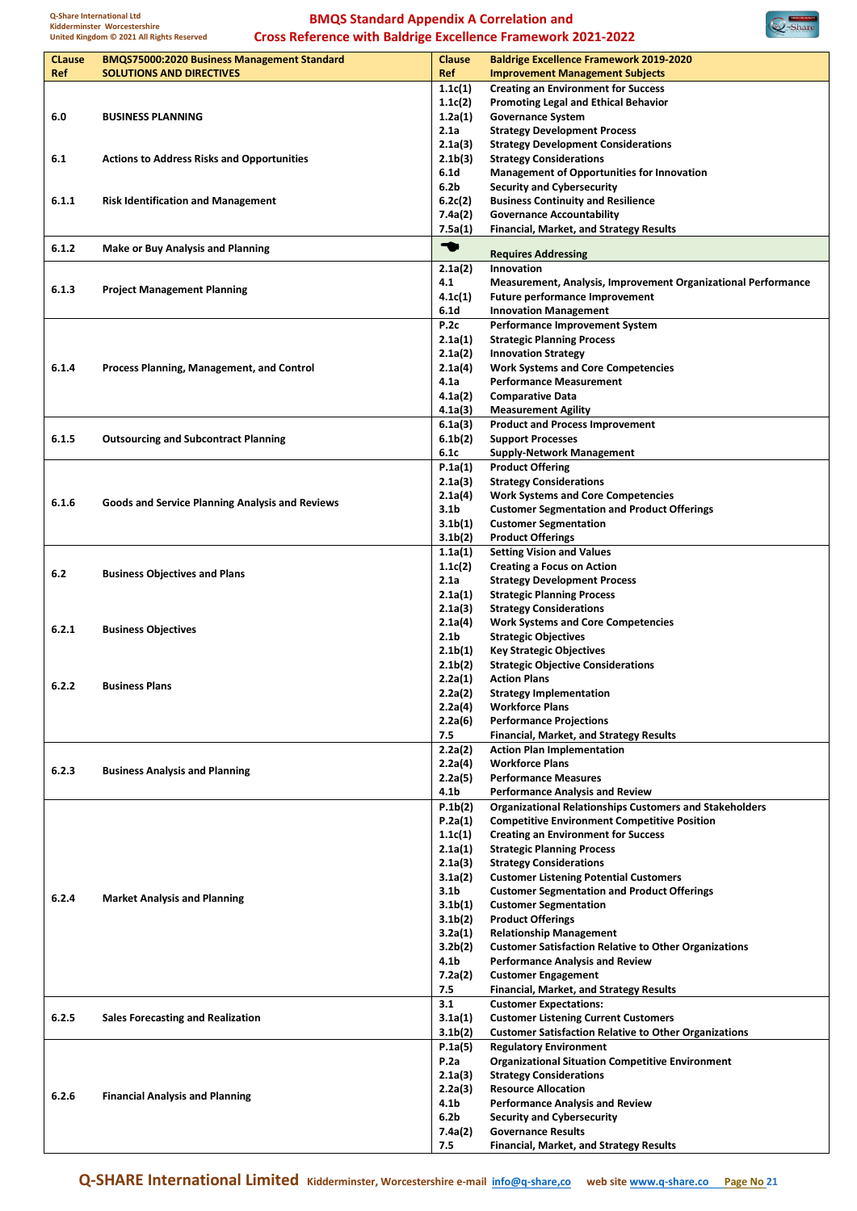# BMQS Standard Appendix A Correlation and Cross Reference with Baldrige Excellence Framework 2021-2022

| CLause Ref | BMQS75000:2020 Business Management Standard SOLUTIONS AND DIRECTIVES | Clause Ref | Baldrige Excellence Framework 2019-2020 Improvement Management Subjects |
|---|---|---|---|
| 6.0 | BUSINESS PLANNING | 1.1c(1) | Creating an Environment for Success |
| | | 1.1c(2) | Promoting Legal and Ethical Behavior |
| | | 1.2a(1) | Governance System |
| | | 2.1a | Strategy Development Process |
| 6.1 | Actions to Address Risks and Opportunities | 2.1a(3) | Strategy Development Considerations |
| | | 2.1b(3) | Strategy Considerations |
| | | 6.1d | Management of Opportunities for Innovation |
| 6.1.1 | Risk Identification and Management | 6.2b | Security and Cybersecurity |
| | | 6.2c(2) | Business Continuity and Resilience |
| | | 7.4a(2) | Governance Accountability |
| | | 7.5a(1) | Financial, Market, and Strategy Results |
| 6.1.2 | Make or Buy Analysis and Planning | | Requires Addressing |
| 6.1.3 | Project Management Planning | 2.1a(2) | Innovation |
| | | 4.1 | Measurement, Analysis, Improvement Organizational Performance |
| | | 4.1c(1) | Future performance Improvement |
| | | 6.1d | Innovation Management |
| 6.1.4 | Process Planning, Management, and Control | P.2c | Performance Improvement System |
| | | 2.1a(1) | Strategic Planning Process |
| | | 2.1a(2) | Innovation Strategy |
| | | 2.1a(4) | Work Systems and Core Competencies |
| | | 4.1a | Performance Measurement |
| | | 4.1a(2) | Comparative Data |
| | | 4.1a(3) | Measurement Agility |
| 6.1.5 | Outsourcing and Subcontract Planning | 6.1a(3) | Product and Process Improvement |
| | | 6.1b(2) | Support Processes |
| | | 6.1c | Supply-Network Management |
| 6.1.6 | Goods and Service Planning Analysis and Reviews | P.1a(1) | Product Offering |
| | | 2.1a(3) | Strategy Considerations |
| | | 2.1a(4) | Work Systems and Core Competencies |
| | | 3.1b | Customer Segmentation and Product Offerings |
| | | 3.1b(1) | Customer Segmentation |
| | | 3.1b(2) | Product Offerings |
| 6.2 | Business Objectives and Plans | 1.1a(1) | Setting Vision and Values |
| | | 1.1c(2) | Creating a Focus on Action |
| | | 2.1a | Strategy Development Process |
| | | 2.1a(1) | Strategic Planning Process |
| 6.2.1 | Business Objectives | 2.1a(3) | Strategy Considerations |
| | | 2.1a(4) | Work Systems and Core Competencies |
| | | 2.1b | Strategic Objectives |
| | | 2.1b(1) | Key Strategic Objectives |
| 6.2.2 | Business Plans | 2.1b(2) | Strategic Objective Considerations |
| | | 2.2a(1) | Action Plans |
| | | 2.2a(2) | Strategy Implementation |
| | | 2.2a(4) | Workforce Plans |
| | | 2.2a(6) | Performance Projections |
| | | 7.5 | Financial, Market, and Strategy Results |
| 6.2.3 | Business Analysis and Planning | 2.2a(2) | Action Plan Implementation |
| | | 2.2a(4) | Workforce Plans |
| | | 2.2a(5) | Performance Measures |
| | | 4.1b | Performance Analysis and Review |
| 6.2.4 | Market Analysis and Planning | P.1b(2) | Organizational Relationships Customers and Stakeholders |
| | | P.2a(1) | Competitive Environment Competitive Position |
| | | 1.1c(1) | Creating an Environment for Success |
| | | 2.1a(1) | Strategic Planning Process |
| | | 2.1a(3) | Strategy Considerations |
| | | 3.1a(2) | Customer Listening Potential Customers |
| | | 3.1b | Customer Segmentation and Product Offerings |
| | | 3.1b(1) | Customer Segmentation |
| | | 3.1b(2) | Product Offerings |
| | | 3.2a(1) | Relationship Management |
| | | 3.2b(2) | Customer Satisfaction Relative to Other Organizations |
| | | 4.1b | Performance Analysis and Review |
| | | 7.2a(2) | Customer Engagement |
| | | 7.5 | Financial, Market, and Strategy Results |
| 6.2.5 | Sales Forecasting and Realization | 3.1 | Customer Expectations: |
| | | 3.1a(1) | Customer Listening Current Customers |
| | | 3.1b(2) | Customer Satisfaction Relative to Other Organizations |
| 6.2.6 | Financial Analysis and Planning | P.1a(5) | Regulatory Environment |
| | | P.2a | Organizational Situation Competitive Environment |
| | | 2.1a(3) | Strategy Considerations |
| | | 2.2a(3) | Resource Allocation |
| | | 4.1b | Performance Analysis and Review |
| | | 6.2b | Security and Cybersecurity |
| | | 7.4a(2) | Governance Results |
| | | 7.5 | Financial, Market, and Strategy Results |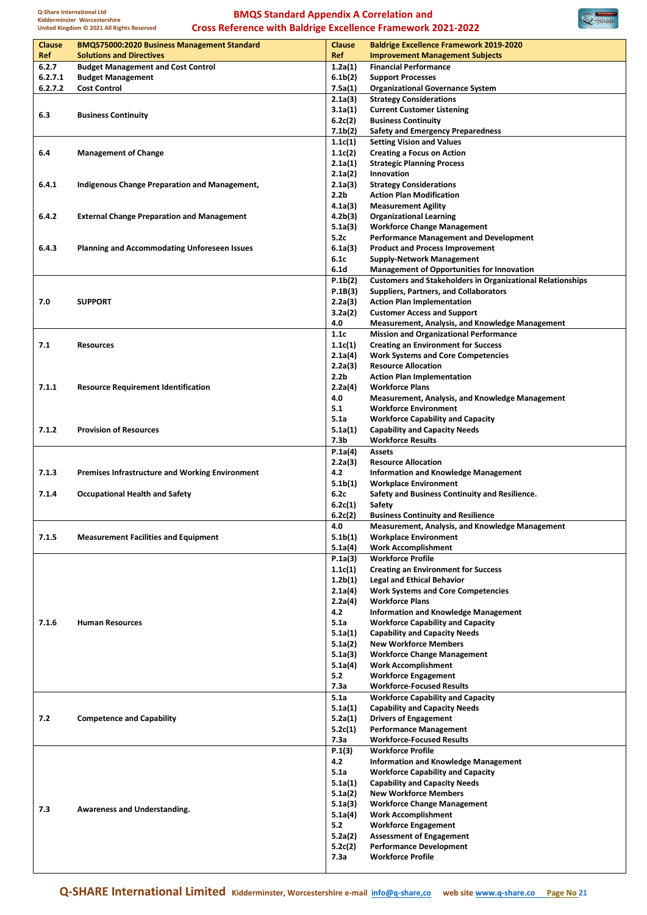# BMQS Standard Appendix A Correlation and Cross Reference with Baldrige Excellence Framework 2021-2022

| Clause Ref | BMQS75000:2020 Business Management Standard Solutions and Directives | Clause Ref | Baldrige Excellence Framework 2019-2020 Improvement Management Subjects |
|---|---|---|---|
| 6.2.7 | Budget Management and Cost Control | 1.2a(1) | Financial Performance |
| 6.2.7.1 | Budget Management | 6.1b(2) | Support Processes |
| 6.2.7.2 | Cost Control | 7.5a(1) | Organizational Governance System |
| 6.3 | Business Continuity | 2.1a(3) | Strategy Considerations |
| | | 3.1a(1) | Current Customer Listening |
| | | 6.2c(2) | Business Continuity |
| | | 7.1b(2) | Safety and Emergency Preparedness |
| 6.4 | Management of Change | 1.1c(1) | Setting Vision and Values |
| | | 1.1c(2) | Creating a Focus on Action |
| | | 2.1a(1) | Strategic Planning Process |
| | | 2.1a(2) | Innovation |
| 6.4.1 | Indigenous Change Preparation and Management, | 2.1a(3) | Strategy Considerations |
| | | 2.2b | Action Plan Modification |
| | | 4.1a(3) | Measurement Agility |
| 6.4.2 | External Change Preparation and Management | 4.2b(3) | Organizational Learning |
| | | 5.1a(3) | Workforce Change Management |
| | | 5.2c | Performance Management and Development |
| 6.4.3 | Planning and Accommodating Unforeseen Issues | 6.1a(3) | Product and Process Improvement |
| | | 6.1c | Supply-Network Management |
| | | 6.1d | Management of Opportunities for Innovation |
| 7.0 | SUPPORT | P.1b(2) | Customers and Stakeholders in Organizational Relationships |
| | | P.1B(3) | Suppliers, Partners, and Collaborators |
| | | 2.2a(3) | Action Plan Implementation |
| | | 3.2a(2) | Customer Access and Support |
| | | 4.0 | Measurement, Analysis, and Knowledge Management |
| 7.1 | Resources | 1.1c | Mission and Organizational Performance |
| | | 1.1c(1) | Creating an Environment for Success |
| | | 2.1a(4) | Work Systems and Core Competencies |
| | | 2.2a(3) | Resource Allocation |
| | | 2.2b | Action Plan Implementation |
| 7.1.1 | Resource Requirement Identification | 2.2a(4) | Workforce Plans |
| | | 4.0 | Measurement, Analysis, and Knowledge Management |
| | | 5.1 | Workforce Environment |
| | | 5.1a | Workforce Capability and Capacity |
| 7.1.2 | Provision of Resources | 5.1a(1) | Capability and Capacity Needs |
| | | 7.3b | Workforce Results |
| 7.1.3 | Premises Infrastructure and Working Environment | P.1a(4) | Assets |
| | | 2.2a(3) | Resource Allocation |
| | | 4.2 | Information and Knowledge Management |
| | | 5.1b(1) | Workplace Environment |
| 7.1.4 | Occupational Health and Safety | 6.2c | Safety and Business Continuity and Resilience. |
| | | 6.2c(1) | Safety |
| | | 6.2c(2) | Business Continuity and Resilience |
| 7.1.5 | Measurement Facilities and Equipment | 4.0 | Measurement, Analysis, and Knowledge Management |
| | | 5.1b(1) | Workplace Environment |
| | | 5.1a(4) | Work Accomplishment |
| 7.1.6 | Human Resources | P.1a(3) | Workforce Profile |
| | | 1.1c(1) | Creating an Environment for Success |
| | | 1.2b(1) | Legal and Ethical Behavior |
| | | 2.1a(4) | Work Systems and Core Competencies |
| | | 2.2a(4) | Workforce Plans |
| | | 4.2 | Information and Knowledge Management |
| | | 5.1a | Workforce Capability and Capacity |
| | | 5.1a(1) | Capability and Capacity Needs |
| | | 5.1a(2) | New Workforce Members |
| | | 5.1a(3) | Workforce Change Management |
| | | 5.1a(4) | Work Accomplishment |
| | | 5.2 | Workforce Engagement |
| | | 7.3a | Workforce-Focused Results |
| 7.2 | Competence and Capability | 5.1a | Workforce Capability and Capacity |
| | | 5.1a(1) | Capability and Capacity Needs |
| | | 5.2a(1) | Drivers of Engagement |
| | | 5.2c(1) | Performance Management |
| | | 7.3a | Workforce-Focused Results |
| 7.3 | Awareness and Understanding. | P.1(3) | Workforce Profile |
| | | 4.2 | Information and Knowledge Management |
| | | 5.1a | Workforce Capability and Capacity |
| | | 5.1a(1) | Capability and Capacity Needs |
| | | 5.1a(2) | New Workforce Members |
| | | 5.1a(3) | Workforce Change Management |
| | | 5.1a(4) | Work Accomplishment |
| | | 5.2 | Workforce Engagement |
| | | 5.2a(2) | Assessment of Engagement |
| | | 5.2c(2) | Performance Development |
| | | 7.3a | Workforce Profile |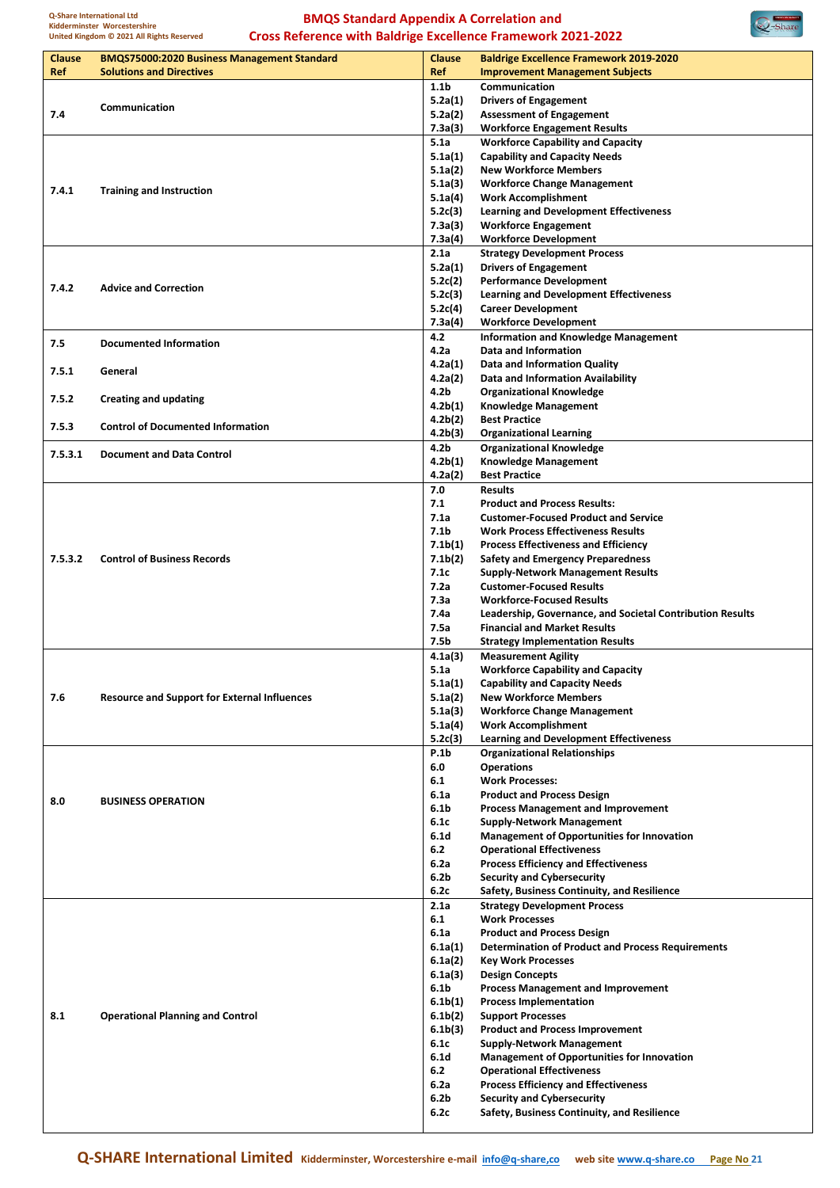| Clause Ref | BMQS75000:2020 Business Management Standard Solutions and Directives | Clause Ref | Baldrige Excellence Framework 2019-2020 Improvement Management Subjects |
|---|---|---|---|
| 7.4 | Communication | 1.1b | Communication |
| | | 5.2a(1) | Drivers of Engagement |
| | | 5.2a(2) | Assessment of Engagement |
| | | 7.3a(3) | Workforce Engagement Results |
| 7.4.1 | Training and Instruction | 5.1a | Workforce Capability and Capacity |
| | | 5.1a(1) | Capability and Capacity Needs |
| | | 5.1a(2) | New Workforce Members |
| | | 5.1a(3) | Workforce Change Management |
| | | 5.1a(4) | Work Accomplishment |
| | | 5.2c(3) | Learning and Development Effectiveness |
| | | 7.3a(3) | Workforce Engagement |
| | | 7.3a(4) | Workforce Development |
| 7.4.2 | Advice and Correction | 2.1a | Strategy Development Process |
| | | 5.2a(1) | Drivers of Engagement |
| | | 5.2c(2) | Performance Development |
| | | 5.2c(3) | Learning and Development Effectiveness |
| | | 5.2c(4) | Career Development |
| | | 7.3a(4) | Workforce Development |
| 7.5 | Documented Information | 4.2 | Information and Knowledge Management |
| | | 4.2a | Data and Information |
| 7.5.1 | General | 4.2a(1) | Data and Information Quality |
| | | 4.2a(2) | Data and Information Availability |
| 7.5.2 | Creating and updating | 4.2b | Organizational Knowledge |
| | | 4.2b(1) | Knowledge Management |
| 7.5.3 | Control of Documented Information | 4.2b(2) | Best Practice |
| | | 4.2b(3) | Organizational Learning |
| 7.5.3.1 | Document and Data Control | 4.2b | Organizational Knowledge |
| | | 4.2b(1) | Knowledge Management |
| | | 4.2a(2) | Best Practice |
| 7.5.3.2 | Control of Business Records | 7.0 | Results |
| | | 7.1 | Product and Process Results: |
| | | 7.1a | Customer-Focused Product and Service |
| | | 7.1b | Work Process Effectiveness Results |
| | | 7.1b(1) | Process Effectiveness and Efficiency |
| | | 7.1b(2) | Safety and Emergency Preparedness |
| | | 7.1c | Supply-Network Management Results |
| | | 7.2a | Customer-Focused Results |
| | | 7.3a | Workforce-Focused Results |
| | | 7.4a | Leadership, Governance, and Societal Contribution Results |
| | | 7.5a | Financial and Market Results |
| | | 7.5b | Strategy Implementation Results |
| 7.6 | Resource and Support for External Influences | 4.1a(3) | Measurement Agility |
| | | 5.1a | Workforce Capability and Capacity |
| | | 5.1a(1) | Capability and Capacity Needs |
| | | 5.1a(2) | New Workforce Members |
| | | 5.1a(3) | Workforce Change Management |
| | | 5.1a(4) | Work Accomplishment |
| | | 5.2c(3) | Learning and Development Effectiveness |
| 8.0 | BUSINESS OPERATION | P.1b | Organizational Relationships |
| | | 6.0 | Operations |
| | | 6.1 | Work Processes: |
| | | 6.1a | Product and Process Design |
| | | 6.1b | Process Management and Improvement |
| | | 6.1c | Supply-Network Management |
| | | 6.1d | Management of Opportunities for Innovation |
| | | 6.2 | Operational Effectiveness |
| | | 6.2a | Process Efficiency and Effectiveness |
| | | 6.2b | Security and Cybersecurity |
| | | 6.2c | Safety, Business Continuity, and Resilience |
| 8.1 | Operational Planning and Control | 2.1a | Strategy Development Process |
| | | 6.1 | Work Processes |
| | | 6.1a | Product and Process Design |
| | | 6.1a(1) | Determination of Product and Process Requirements |
| | | 6.1a(2) | Key Work Processes |
| | | 6.1a(3) | Design Concepts |
| | | 6.1b | Process Management and Improvement |
| | | 6.1b(1) | Process Implementation |
| | | 6.1b(2) | Support Processes |
| | | 6.1b(3) | Product and Process Improvement |
| | | 6.1c | Supply-Network Management |
| | | 6.1d | Management of Opportunities for Innovation |
| | | 6.2 | Operational Effectiveness |
| | | 6.2a | Process Efficiency and Effectiveness |
| | | 6.2b | Security and Cybersecurity |
| | | 6.2c | Safety, Business Continuity, and Resilience |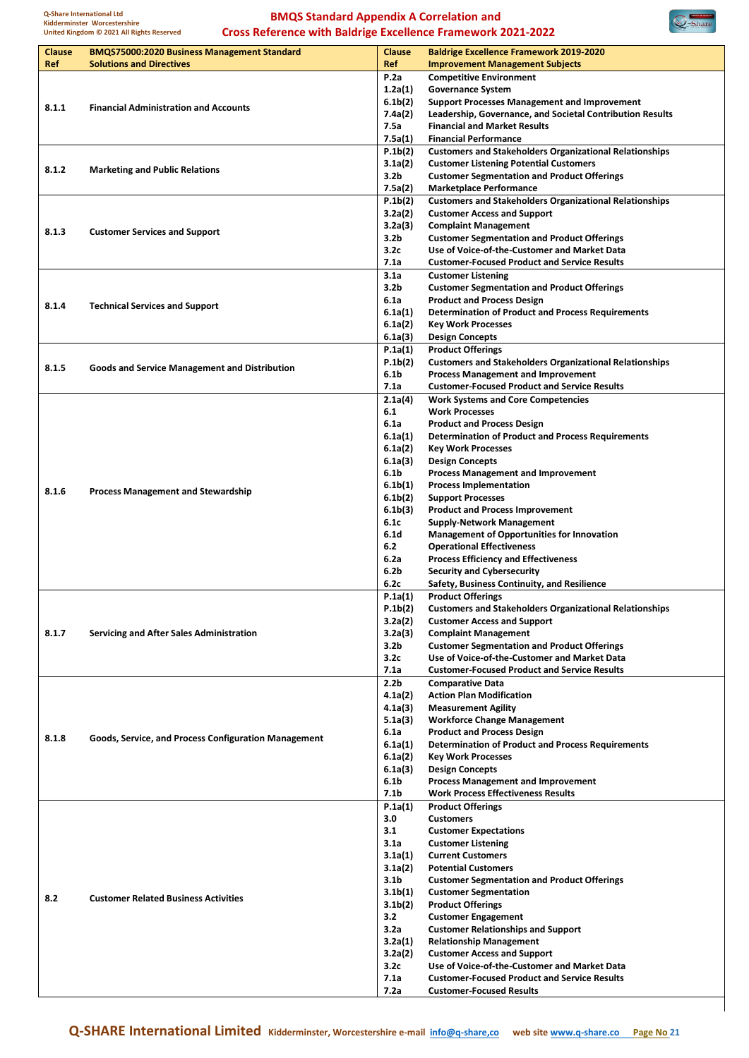## BMQS Standard Appendix A Correlation and Cross Reference with Baldrige Excellence Framework 2021-2022

| Clause Ref | BMQS75000:2020 Business Management Standard Solutions and Directives | Clause Ref | Baldrige Excellence Framework 2019-2020 Improvement Management Subjects |
|---|---|---|---|
| 8.1.1 | Financial Administration and Accounts | P.2a | Competitive Environment |
| | | 1.2a(1) | Governance System |
| | | 6.1b(2) | Support Processes Management and Improvement |
| | | 7.4a(2) | Leadership, Governance, and Societal Contribution Results |
| | | 7.5a | Financial and Market Results |
| | | 7.5a(1) | Financial Performance |
| 8.1.2 | Marketing and Public Relations | P.1b(2) | Customers and Stakeholders Organizational Relationships |
| | | 3.1a(2) | Customer Listening Potential Customers |
| | | 3.2b | Customer Segmentation and Product Offerings |
| | | 7.5a(2) | Marketplace Performance |
| 8.1.3 | Customer Services and Support | P.1b(2) | Customers and Stakeholders Organizational Relationships |
| | | 3.2a(2) | Customer Access and Support |
| | | 3.2a(3) | Complaint Management |
| | | 3.2b | Customer Segmentation and Product Offerings |
| | | 3.2c | Use of Voice-of-the-Customer and Market Data |
| | | 7.1a | Customer-Focused Product and Service Results |
| 8.1.4 | Technical Services and Support | 3.1a | Customer Listening |
| | | 3.2b | Customer Segmentation and Product Offerings |
| | | 6.1a | Product and Process Design |
| | | 6.1a(1) | Determination of Product and Process Requirements |
| | | 6.1a(2) | Key Work Processes |
| | | 6.1a(3) | Design Concepts |
| 8.1.5 | Goods and Service Management and Distribution | P.1a(1) | Product Offerings |
| | | P.1b(2) | Customers and Stakeholders Organizational Relationships |
| | | 6.1b | Process Management and Improvement |
| | | 7.1a | Customer-Focused Product and Service Results |
| 8.1.6 | Process Management and Stewardship | 2.1a(4) | Work Systems and Core Competencies |
| | | 6.1 | Work Processes |
| | | 6.1a | Product and Process Design |
| | | 6.1a(1) | Determination of Product and Process Requirements |
| | | 6.1a(2) | Key Work Processes |
| | | 6.1a(3) | Design Concepts |
| | | 6.1b | Process Management and Improvement |
| | | 6.1b(1) | Process Implementation |
| | | 6.1b(2) | Support Processes |
| | | 6.1b(3) | Product and Process Improvement |
| | | 6.1c | Supply-Network Management |
| | | 6.1d | Management of Opportunities for Innovation |
| | | 6.2 | Operational Effectiveness |
| | | 6.2a | Process Efficiency and Effectiveness |
| | | 6.2b | Security and Cybersecurity |
| | | 6.2c | Safety, Business Continuity, and Resilience |
| 8.1.7 | Servicing and After Sales Administration | P.1a(1) | Product Offerings |
| | | P.1b(2) | Customers and Stakeholders Organizational Relationships |
| | | 3.2a(2) | Customer Access and Support |
| | | 3.2a(3) | Complaint Management |
| | | 3.2b | Customer Segmentation and Product Offerings |
| | | 3.2c | Use of Voice-of-the-Customer and Market Data |
| | | 7.1a | Customer-Focused Product and Service Results |
| 8.1.8 | Goods, Service, and Process Configuration Management | 2.2b | Comparative Data |
| | | 4.1a(2) | Action Plan Modification |
| | | 4.1a(3) | Measurement Agility |
| | | 5.1a(3) | Workforce Change Management |
| | | 6.1a | Product and Process Design |
| | | 6.1a(1) | Determination of Product and Process Requirements |
| | | 6.1a(2) | Key Work Processes |
| | | 6.1a(3) | Design Concepts |
| | | 6.1b | Process Management and Improvement |
| | | 7.1b | Work Process Effectiveness Results |
| 8.2 | Customer Related Business Activities | P.1a(1) | Product Offerings |
| | | 3.0 | Customers |
| | | 3.1 | Customer Expectations |
| | | 3.1a | Customer Listening |
| | | 3.1a(1) | Current Customers |
| | | 3.1a(2) | Potential Customers |
| | | 3.1b | Customer Segmentation and Product Offerings |
| | | 3.1b(1) | Customer Segmentation |
| | | 3.1b(2) | Product Offerings |
| | | 3.2 | Customer Engagement |
| | | 3.2a | Customer Relationships and Support |
| | | 3.2a(1) | Relationship Management |
| | | 3.2a(2) | Customer Access and Support |
| | | 3.2c | Use of Voice-of-the-Customer and Market Data |
| | | 7.1a | Customer-Focused Product and Service Results |
| | | 7.2a | Customer-Focused Results |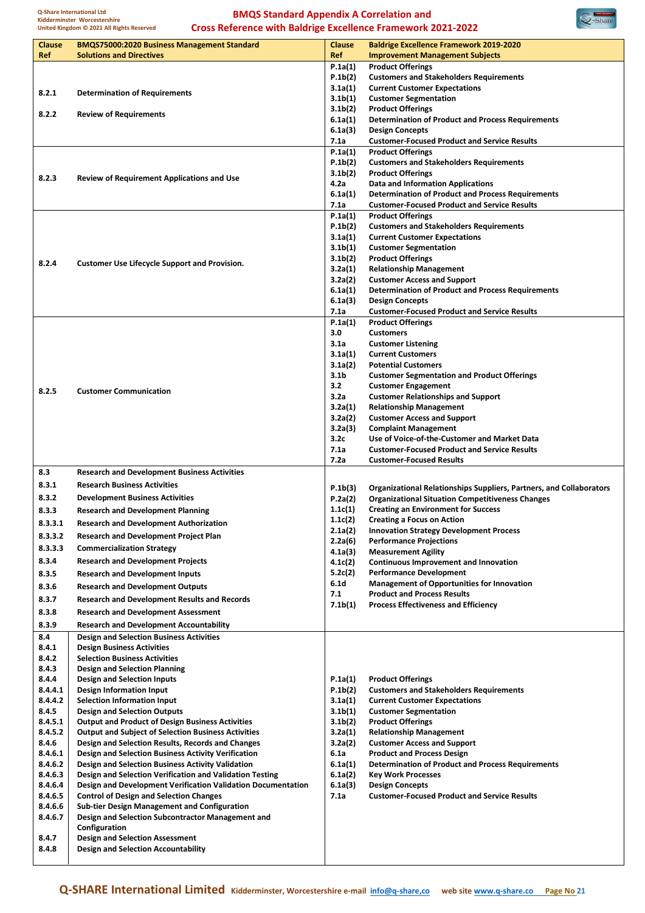# BMQS Standard Appendix A Correlation and Cross Reference with Baldrige Excellence Framework 2021-2022

| Clause Ref | BMQS75000:2020 Business Management Standard Solutions and Directives | Clause Ref | Baldrige Excellence Framework 2019-2020 Improvement Management Subjects |
|---|---|---|---|
| 8.2.1<br>8.2.2 | Determination of Requirements<br>Review of Requirements | P.1a(1)<br>P.1b(2)<br>3.1a(1)<br>3.1b(1)<br>3.1b(2)<br>6.1a(1)<br>6.1a(3)<br>7.1a | Product Offerings<br>Customers and Stakeholders Requirements<br>Current Customer Expectations<br>Customer Segmentation<br>Product Offerings<br>Determination of Product and Process Requirements<br>Design Concepts<br>Customer-Focused Product and Service Results |
| 8.2.3 | Review of Requirement Applications and Use | P.1a(1)<br>P.1b(2)<br>3.1b(2)<br>4.2a<br>6.1a(1)<br>7.1a | Product Offerings<br>Customers and Stakeholders Requirements<br>Product Offerings<br>Data and Information Applications<br>Determination of Product and Process Requirements<br>Customer-Focused Product and Service Results |
| 8.2.4 | Customer Use Lifecycle Support and Provision. | P.1a(1)<br>P.1b(2)<br>3.1a(1)<br>3.1b(1)<br>3.1b(2)<br>3.2a(1)<br>3.2a(2)<br>6.1a(1)<br>6.1a(3)<br>7.1a | Product Offerings<br>Customers and Stakeholders Requirements<br>Current Customer Expectations<br>Customer Segmentation<br>Product Offerings<br>Relationship Management<br>Customer Access and Support<br>Determination of Product and Process Requirements<br>Design Concepts<br>Customer-Focused Product and Service Results |
| 8.2.5 | Customer Communication | P.1a(1)<br>3.0<br>3.1a<br>3.1a(1)<br>3.1a(2)<br>3.1b<br>3.2<br>3.2a<br>3.2a(1)<br>3.2a(2)<br>3.2a(3)<br>3.2c<br>7.1a<br>7.2a | Product Offerings<br>Customers<br>Customer Listening<br>Current Customers<br>Potential Customers<br>Customer Segmentation and Product Offerings<br>Customer Engagement<br>Customer Relationships and Support<br>Relationship Management<br>Customer Access and Support<br>Complaint Management<br>Use of Voice-of-the-Customer and Market Data<br>Customer-Focused Product and Service Results<br>Customer-Focused Results |
| 8.3<br>8.3.1<br>8.3.2<br>8.3.3<br>8.3.3.1<br>8.3.3.2<br>8.3.3.3<br>8.3.4<br>8.3.5<br>8.3.6<br>8.3.7<br>8.3.8<br>8.3.9 | Research and Development Business Activities<br>Research Business Activities<br>Development Business Activities<br>Research and Development Planning<br>Research and Development Authorization<br>Research and Development Project Plan<br>Commercialization Strategy<br>Research and Development Projects<br>Research and Development Inputs<br>Research and Development Outputs<br>Research and Development Results and Records<br>Research and Development Assessment<br>Research and Development Accountability | P.1b(3)<br>P.2a(2)<br>1.1c(1)<br>1.1c(2)<br>2.1a(2)<br>2.2a(6)<br>4.1a(3)<br>4.1c(2)<br>5.2c(2)<br>6.1d<br>7.1<br>7.1b(1) | Organizational Relationships Suppliers, Partners, and Collaborators<br>Organizational Situation Competitiveness Changes<br>Creating an Environment for Success<br>Creating a Focus on Action<br>Innovation Strategy Development Process<br>Performance Projections<br>Measurement Agility<br>Continuous Improvement and Innovation<br>Performance Development<br>Management of Opportunities for Innovation<br>Product and Process Results<br>Process Effectiveness and Efficiency |
| 8.4<br>8.4.1<br>8.4.2<br>8.4.3<br>8.4.4<br>8.4.4.1<br>8.4.4.2<br>8.4.5<br>8.4.5.1<br>8.4.5.2<br>8.4.6<br>8.4.6.1<br>8.4.6.2<br>8.4.6.3<br>8.4.6.4<br>8.4.6.5<br>8.4.6.6<br>8.4.6.7<br><br>8.4.7<br>8.4.8 | Design and Selection Business Activities<br>Design Business Activities<br>Selection Business Activities<br>Design and Selection Planning<br>Design and Selection Inputs<br>Design Information Input<br>Selection Information Input<br>Design and Selection Outputs<br>Output and Product of Design Business Activities<br>Output and Subject of Selection Business Activities<br>Design and Selection Results, Records and Changes<br>Design and Selection Business Activity Verification<br>Design and Selection Business Activity Validation<br>Design and Selection Verification and Validation Testing<br>Design and Development Verification Validation Documentation<br>Control of Design and Selection Changes<br>Sub-tier Design Management and Configuration<br>Design and Selection Subcontractor Management and Configuration<br>Design and Selection Assessment<br>Design and Selection Accountability | P.1a(1)<br>P.1b(2)<br>3.1a(1)<br>3.1b(1)<br>3.1b(2)<br>3.2a(1)<br>3.2a(2)<br>6.1a<br>6.1a(1)<br>6.1a(2)<br>6.1a(3)<br>7.1a | Product Offerings<br>Customers and Stakeholders Requirements<br>Current Customer Expectations<br>Customer Segmentation<br>Product Offerings<br>Relationship Management<br>Customer Access and Support<br>Product and Process Design<br>Determination of Product and Process Requirements<br>Key Work Processes<br>Design Concepts<br>Customer-Focused Product and Service Results |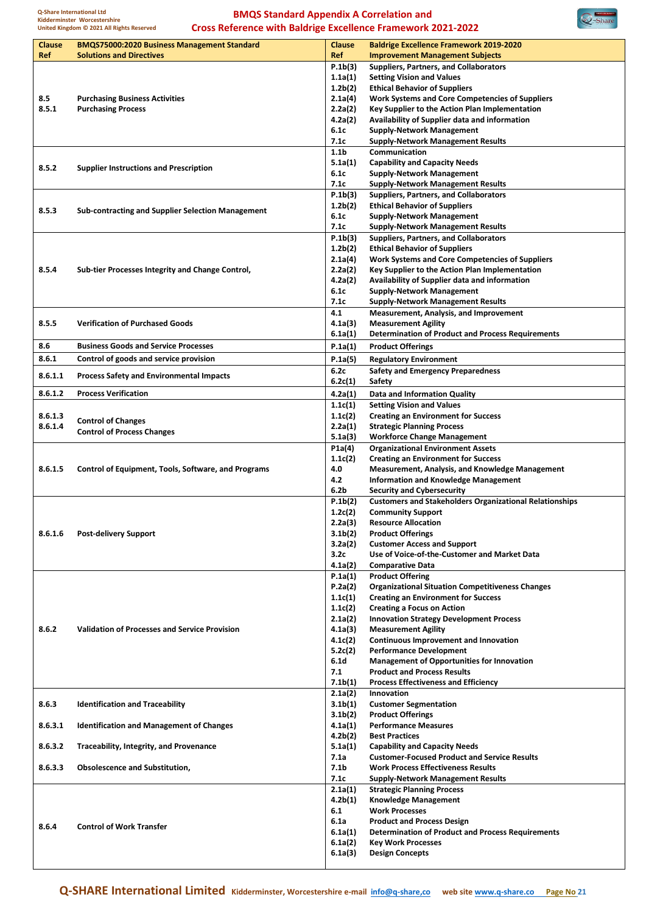# BMQS Standard Appendix A Correlation and Cross Reference with Baldrige Excellence Framework 2021-2022

| Clause Ref | BMQS75000:2020 Business Management Standard Solutions and Directives | Clause Ref | Baldrige Excellence Framework 2019-2020 Improvement Management Subjects |
|---|---|---|---|
| 8.5<br>8.5.1 | Purchasing Business Activities<br>Purchasing Process | P.1b(3)<br>1.1a(1)<br>1.2b(2)<br>2.1a(4)<br>2.2a(2)<br>4.2a(2)<br>6.1c<br>7.1c | Suppliers, Partners, and Collaborators<br>Setting Vision and Values<br>Ethical Behavior of Suppliers<br>Work Systems and Core Competencies of Suppliers<br>Key Supplier to the Action Plan Implementation<br>Availability of Supplier data and information<br>Supply-Network Management<br>Supply-Network Management Results |
| 8.5.2 | Supplier Instructions and Prescription | 1.1b<br>5.1a(1)<br>6.1c<br>7.1c | Communication<br>Capability and Capacity Needs<br>Supply-Network Management<br>Supply-Network Management Results |
| 8.5.3 | Sub-contracting and Supplier Selection Management | P.1b(3)<br>1.2b(2)<br>6.1c<br>7.1c | Suppliers, Partners, and Collaborators<br>Ethical Behavior of Suppliers<br>Supply-Network Management<br>Supply-Network Management Results |
| 8.5.4 | Sub-tier Processes Integrity and Change Control, | P.1b(3)<br>1.2b(2)<br>2.1a(4)<br>2.2a(2)<br>4.2a(2)<br>6.1c<br>7.1c | Suppliers, Partners, and Collaborators<br>Ethical Behavior of Suppliers<br>Work Systems and Core Competencies of Suppliers<br>Key Supplier to the Action Plan Implementation<br>Availability of Supplier data and information<br>Supply-Network Management<br>Supply-Network Management Results |
| 8.5.5 | Verification of Purchased Goods | 4.1<br>4.1a(3)<br>6.1a(1) | Measurement, Analysis, and Improvement<br>Measurement Agility<br>Determination of Product and Process Requirements |
| 8.6 | Business Goods and Service Processes | P.1a(1) | Product Offerings |
| 8.6.1 | Control of goods and service provision | P.1a(5) | Regulatory Environment |
| 8.6.1.1 | Process Safety and Environmental Impacts | 6.2c<br>6.2c(1) | Safety and Emergency Preparedness<br>Safety |
| 8.6.1.2 | Process Verification | 4.2a(1) | Data and Information Quality |
| 8.6.1.3<br>8.6.1.4 | Control of Changes<br>Control of Process Changes | 1.1c(1)<br>1.1c(2)<br>2.2a(1)<br>5.1a(3) | Setting Vision and Values<br>Creating an Environment for Success<br>Strategic Planning Process<br>Workforce Change Management |
| 8.6.1.5 | Control of Equipment, Tools, Software, and Programs | P1a(4)<br>1.1c(2)<br>4.0<br>4.2<br>6.2b | Organizational Environment Assets<br>Creating an Environment for Success<br>Measurement, Analysis, and Knowledge Management<br>Information and Knowledge Management<br>Security and Cybersecurity |
| 8.6.1.6 | Post-delivery Support | P.1b(2)<br>1.2c(2)<br>2.2a(3)<br>3.1b(2)<br>3.2a(2)<br>3.2c<br>4.1a(2) | Customers and Stakeholders Organizational Relationships<br>Community Support<br>Resource Allocation<br>Product Offerings<br>Customer Access and Support<br>Use of Voice-of-the-Customer and Market Data<br>Comparative Data |
| 8.6.2 | Validation of Processes and Service Provision | P.1a(1)<br>P.2a(2)<br>1.1c(1)<br>1.1c(2)<br>2.1a(2)<br>4.1a(3)<br>4.1c(2)<br>5.2c(2)<br>6.1d<br>7.1<br>7.1b(1) | Product Offering<br>Organizational Situation Competitiveness Changes<br>Creating an Environment for Success<br>Creating a Focus on Action<br>Innovation Strategy Development Process<br>Measurement Agility<br>Continuous Improvement and Innovation<br>Performance Development<br>Management of Opportunities for Innovation<br>Product and Process Results<br>Process Effectiveness and Efficiency |
| 8.6.3<br>8.6.3.1<br>8.6.3.2<br>8.6.3.3 | Identification and Traceability<br>Identification and Management of Changes<br>Traceability, Integrity, and Provenance<br>Obsolescence and Substitution, | 2.1a(2)<br>3.1b(1)<br>3.1b(2)<br>4.1a(1)<br>4.2b(2)<br>5.1a(1)<br>7.1a<br>7.1b<br>7.1c | Innovation<br>Customer Segmentation<br>Product Offerings<br>Performance Measures<br>Best Practices<br>Capability and Capacity Needs<br>Customer-Focused Product and Service Results<br>Work Process Effectiveness Results<br>Supply-Network Management Results |
| 8.6.4 | Control of Work Transfer | 2.1a(1)<br>4.2b(1)<br>6.1<br>6.1a<br>6.1a(1)<br>6.1a(2)<br>6.1a(3) | Strategic Planning Process<br>Knowledge Management<br>Work Processes<br>Product and Process Design<br>Determination of Product and Process Requirements<br>Key Work Processes<br>Design Concepts |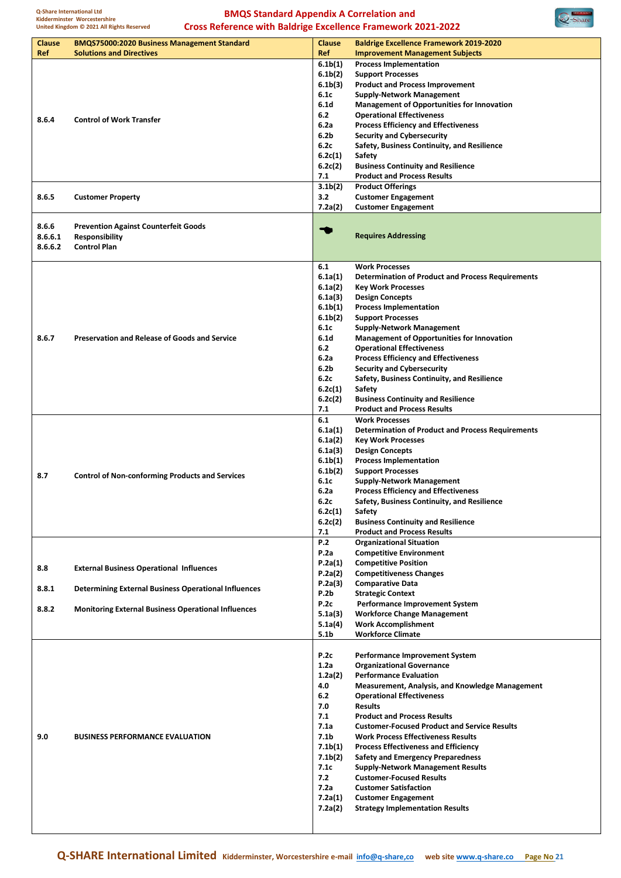| Clause Ref | BMQS75000:2020 Business Management Standard Solutions and Directives | Clause Ref | Baldrige Excellence Framework 2019-2020 Improvement Management Subjects |
|---|---|---|---|
| 8.6.4 | Control of Work Transfer | 6.1b(1)<br>6.1b(2)<br>6.1b(3)<br>6.1c<br>6.1d<br>6.2<br>6.2a<br>6.2b<br>6.2c<br>6.2c(1)<br>6.2c(2)<br>7.1 | Process Implementation<br>Support Processes<br>Product and Process Improvement<br>Supply-Network Management<br>Management of Opportunities for Innovation<br>Operational Effectiveness<br>Process Efficiency and Effectiveness<br>Security and Cybersecurity<br>Safety, Business Continuity, and Resilience<br>Safety<br>Business Continuity and Resilience<br>Product and Process Results |
| 8.6.5 | Customer Property | 3.1b(2)<br>3.2<br>7.2a(2) | Product Offerings<br>Customer Engagement<br>Customer Engagement |
| 8.6.6<br>8.6.6.1<br>8.6.6.2 | Prevention Against Counterfeit Goods<br>Responsibility<br>Control Plan | ☛ | Requires Addressing |
| 8.6.7 | Preservation and Release of Goods and Service | 6.1<br>6.1a(1)<br>6.1a(2)<br>6.1a(3)<br>6.1b(1)<br>6.1b(2)<br>6.1c<br>6.1d<br>6.2<br>6.2a<br>6.2b<br>6.2c<br>6.2c(1)<br>6.2c(2)<br>7.1 | Work Processes<br>Determination of Product and Process Requirements<br>Key Work Processes<br>Design Concepts<br>Process Implementation<br>Support Processes<br>Supply-Network Management<br>Management of Opportunities for Innovation<br>Operational Effectiveness<br>Process Efficiency and Effectiveness<br>Security and Cybersecurity<br>Safety, Business Continuity, and Resilience<br>Safety<br>Business Continuity and Resilience<br>Product and Process Results |
| 8.7 | Control of Non-conforming Products and Services | 6.1<br>6.1a(1)<br>6.1a(2)<br>6.1a(3)<br>6.1b(1)<br>6.1b(2)<br>6.1c<br>6.2a<br>6.2c<br>6.2c(1)<br>6.2c(2)<br>7.1 | Work Processes<br>Determination of Product and Process Requirements<br>Key Work Processes<br>Design Concepts<br>Process Implementation<br>Support Processes<br>Supply-Network Management<br>Process Efficiency and Effectiveness<br>Safety, Business Continuity, and Resilience<br>Safety<br>Business Continuity and Resilience<br>Product and Process Results |
| 8.8<br>8.8.1<br>8.8.2 | External Business Operational Influences<br>Determining External Business Operational Influences<br>Monitoring External Business Operational Influences | P.2<br>P.2a<br>P.2a(1)<br>P.2a(2)<br>P.2a(3)<br>P.2b<br>P.2c<br>5.1a(3)<br>5.1a(4)<br>5.1b | Organizational Situation<br>Competitive Environment<br>Competitive Position<br>Competitiveness Changes<br>Comparative Data<br>Strategic Context<br>Performance Improvement System<br>Workforce Change Management<br>Work Accomplishment<br>Workforce Climate |
| 9.0 | BUSINESS PERFORMANCE EVALUATION | P.2c<br>1.2a<br>1.2a(2)<br>4.0<br>6.2<br>7.0<br>7.1<br>7.1a<br>7.1b<br>7.1b(1)<br>7.1b(2)<br>7.1c<br>7.2<br>7.2a<br>7.2a(1)<br>7.2a(2) | Performance Improvement System<br>Organizational Governance<br>Performance Evaluation<br>Measurement, Analysis, and Knowledge Management<br>Operational Effectiveness<br>Results<br>Product and Process Results<br>Customer-Focused Product and Service Results<br>Work Process Effectiveness Results<br>Process Effectiveness and Efficiency<br>Safety and Emergency Preparedness<br>Supply-Network Management Results<br>Customer-Focused Results<br>Customer Satisfaction<br>Customer Engagement<br>Strategy Implementation Results |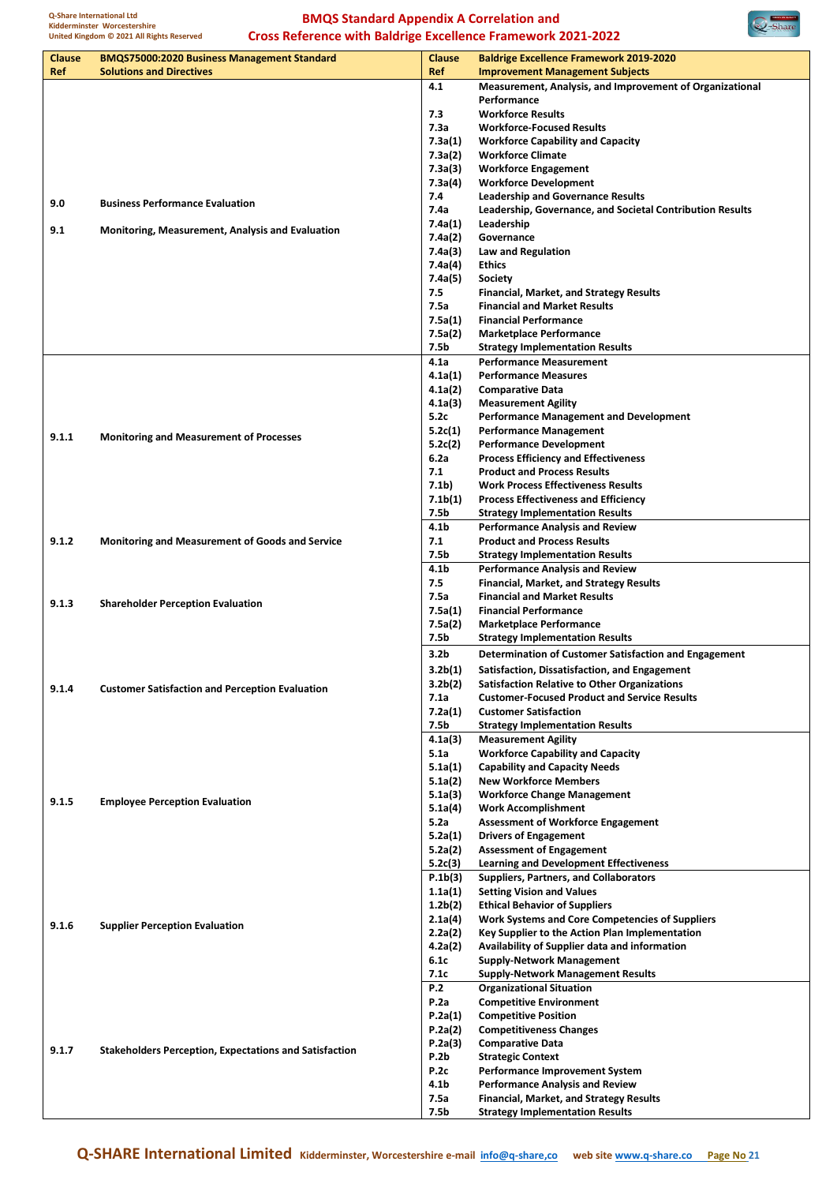| Clause Ref | BMQS75000:2020 Business Management Standard Solutions and Directives | Clause Ref | Baldrige Excellence Framework 2019-2020 Improvement Management Subjects |
|---|---|---|---|
| 9.0 | Business Performance Evaluation | 4.1 | Measurement, Analysis, and Improvement of Organizational Performance |
| 9.1 | Monitoring, Measurement, Analysis and Evaluation | 7.3 | Workforce Results |
| | | 7.3a | Workforce-Focused Results |
| | | 7.3a(1) | Workforce Capability and Capacity |
| | | 7.3a(2) | Workforce Climate |
| | | 7.3a(3) | Workforce Engagement |
| | | 7.3a(4) | Workforce Development |
| | | 7.4 | Leadership and Governance Results |
| | | 7.4a | Leadership, Governance, and Societal Contribution Results |
| | | 7.4a(1) | Leadership |
| | | 7.4a(2) | Governance |
| | | 7.4a(3) | Law and Regulation |
| | | 7.4a(4) | Ethics |
| | | 7.4a(5) | Society |
| | | 7.5 | Financial, Market, and Strategy Results |
| | | 7.5a | Financial and Market Results |
| | | 7.5a(1) | Financial Performance |
| | | 7.5a(2) | Marketplace Performance |
| | | 7.5b | Strategy Implementation Results |
| 9.1.1 | Monitoring and Measurement of Processes | 4.1a | Performance Measurement |
| | | 4.1a(1) | Performance Measures |
| | | 4.1a(2) | Comparative Data |
| | | 4.1a(3) | Measurement Agility |
| | | 5.2c | Performance Management and Development |
| | | 5.2c(1) | Performance Management |
| | | 5.2c(2) | Performance Development |
| | | 6.2a | Process Efficiency and Effectiveness |
| | | 7.1 | Product and Process Results |
| | | 7.1b) | Work Process Effectiveness Results |
| | | 7.1b(1) | Process Effectiveness and Efficiency |
| | | 7.5b | Strategy Implementation Results |
| 9.1.2 | Monitoring and Measurement of Goods and Service | 4.1b | Performance Analysis and Review |
| | | 7.1 | Product and Process Results |
| | | 7.5b | Strategy Implementation Results |
| 9.1.3 | Shareholder Perception Evaluation | 4.1b | Performance Analysis and Review |
| | | 7.5 | Financial, Market, and Strategy Results |
| | | 7.5a | Financial and Market Results |
| | | 7.5a(1) | Financial Performance |
| | | 7.5a(2) | Marketplace Performance |
| | | 7.5b | Strategy Implementation Results |
| 9.1.4 | Customer Satisfaction and Perception Evaluation | 3.2b | Determination of Customer Satisfaction and Engagement |
| | | 3.2b(1) | Satisfaction, Dissatisfaction, and Engagement |
| | | 3.2b(2) | Satisfaction Relative to Other Organizations |
| | | 7.1a | Customer-Focused Product and Service Results |
| | | 7.2a(1) | Customer Satisfaction |
| | | 7.5b | Strategy Implementation Results |
| 9.1.5 | Employee Perception Evaluation | 4.1a(3) | Measurement Agility |
| | | 5.1a | Workforce Capability and Capacity |
| | | 5.1a(1) | Capability and Capacity Needs |
| | | 5.1a(2) | New Workforce Members |
| | | 5.1a(3) | Workforce Change Management |
| | | 5.1a(4) | Work Accomplishment |
| | | 5.2a | Assessment of Workforce Engagement |
| | | 5.2a(1) | Drivers of Engagement |
| | | 5.2a(2) | Assessment of Engagement |
| | | 5.2c(3) | Learning and Development Effectiveness |
| 9.1.6 | Supplier Perception Evaluation | P.1b(3) | Suppliers, Partners, and Collaborators |
| | | 1.1a(1) | Setting Vision and Values |
| | | 1.2b(2) | Ethical Behavior of Suppliers |
| | | 2.1a(4) | Work Systems and Core Competencies of Suppliers |
| | | 2.2a(2) | Key Supplier to the Action Plan Implementation |
| | | 4.2a(2) | Availability of Supplier data and information |
| | | 6.1c | Supply-Network Management |
| | | 7.1c | Supply-Network Management Results |
| 9.1.7 | Stakeholders Perception, Expectations and Satisfaction | P.2 | Organizational Situation |
| | | P.2a | Competitive Environment |
| | | P.2a(1) | Competitive Position |
| | | P.2a(2) | Competitiveness Changes |
| | | P.2a(3) | Comparative Data |
| | | P.2b | Strategic Context |
| | | P.2c | Performance Improvement System |
| | | 4.1b | Performance Analysis and Review |
| | | 7.5a | Financial, Market, and Strategy Results |
| | | 7.5b | Strategy Implementation Results |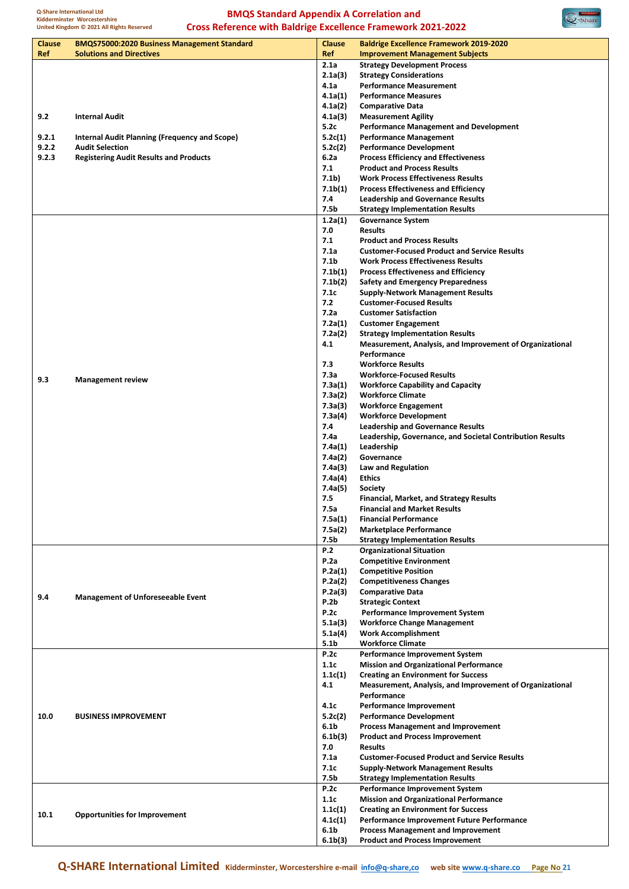## BMQS Standard Appendix A Correlation and Cross Reference with Baldrige Excellence Framework 2021-2022

| Clause Ref | BMQS75000:2020 Business Management Standard Solutions and Directives | Clause Ref | Baldrige Excellence Framework 2019-2020 Improvement Management Subjects |
|---|---|---|---|
| 9.2 | Internal Audit | 2.1a | Strategy Development Process |
| | | 2.1a(3) | Strategy Considerations |
| 9.2.1 | Internal Audit Planning (Frequency and Scope) | 4.1a | Performance Measurement |
| 9.2.2 | Audit Selection | 4.1a(1) | Performance Measures |
| 9.2.3 | Registering Audit Results and Products | 4.1a(2) | Comparative Data |
| | | 4.1a(3) | Measurement Agility |
| | | 5.2c | Performance Management and Development |
| | | 5.2c(1) | Performance Management |
| | | 5.2c(2) | Performance Development |
| | | 6.2a | Process Efficiency and Effectiveness |
| | | 7.1 | Product and Process Results |
| | | 7.1b) | Work Process Effectiveness Results |
| | | 7.1b(1) | Process Effectiveness and Efficiency |
| | | 7.4 | Leadership and Governance Results |
| | | 7.5b | Strategy Implementation Results |
| 9.3 | Management review | 1.2a(1) | Governance System |
| | | 7.0 | Results |
| | | 7.1 | Product and Process Results |
| | | 7.1a | Customer-Focused Product and Service Results |
| | | 7.1b | Work Process Effectiveness Results |
| | | 7.1b(1) | Process Effectiveness and Efficiency |
| | | 7.1b(2) | Safety and Emergency Preparedness |
| | | 7.1c | Supply-Network Management Results |
| | | 7.2 | Customer-Focused Results |
| | | 7.2a | Customer Satisfaction |
| | | 7.2a(1) | Customer Engagement |
| | | 7.2a(2) | Strategy Implementation Results |
| | | 4.1 | Measurement, Analysis, and Improvement of Organizational Performance |
| | | 7.3 | Workforce Results |
| | | 7.3a | Workforce-Focused Results |
| | | 7.3a(1) | Workforce Capability and Capacity |
| | | 7.3a(2) | Workforce Climate |
| | | 7.3a(3) | Workforce Engagement |
| | | 7.3a(4) | Workforce Development |
| | | 7.4 | Leadership and Governance Results |
| | | 7.4a | Leadership, Governance, and Societal Contribution Results |
| | | 7.4a(1) | Leadership |
| | | 7.4a(2) | Governance |
| | | 7.4a(3) | Law and Regulation |
| | | 7.4a(4) | Ethics |
| | | 7.4a(5) | Society |
| | | 7.5 | Financial, Market, and Strategy Results |
| | | 7.5a | Financial and Market Results |
| | | 7.5a(1) | Financial Performance |
| | | 7.5a(2) | Marketplace Performance |
| | | 7.5b | Strategy Implementation Results |
| 9.4 | Management of Unforeseeable Event | P.2 | Organizational Situation |
| | | P.2a | Competitive Environment |
| | | P.2a(1) | Competitive Position |
| | | P.2a(2) | Competitiveness Changes |
| | | P.2a(3) | Comparative Data |
| | | P.2b | Strategic Context |
| | | P.2c | Performance Improvement System |
| | | 5.1a(3) | Workforce Change Management |
| | | 5.1a(4) | Work Accomplishment |
| | | 5.1b | Workforce Climate |
| 10.0 | BUSINESS IMPROVEMENT | P.2c | Performance Improvement System |
| | | 1.1c | Mission and Organizational Performance |
| | | 1.1c(1) | Creating an Environment for Success |
| | | 4.1 | Measurement, Analysis, and Improvement of Organizational Performance |
| | | 4.1c | Performance Improvement |
| | | 5.2c(2) | Performance Development |
| | | 6.1b | Process Management and Improvement |
| | | 6.1b(3) | Product and Process Improvement |
| | | 7.0 | Results |
| | | 7.1a | Customer-Focused Product and Service Results |
| | | 7.1c | Supply-Network Management Results |
| | | 7.5b | Strategy Implementation Results |
| 10.1 | Opportunities for Improvement | P.2c | Performance Improvement System |
| | | 1.1c | Mission and Organizational Performance |
| | | 1.1c(1) | Creating an Environment for Success |
| | | 4.1c(1) | Performance Improvement Future Performance |
| | | 6.1b | Process Management and Improvement |
| | | 6.1b(3) | Product and Process Improvement |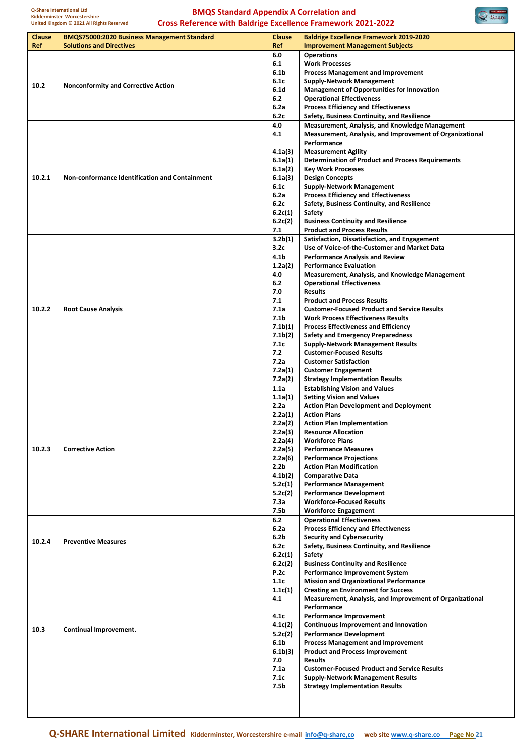# BMQS Standard Appendix A Correlation and Cross Reference with Baldrige Excellence Framework 2021-2022

| Clause Ref | BMQS75000:2020 Business Management Standard Solutions and Directives | Clause Ref | Baldrige Excellence Framework 2019-2020 Improvement Management Subjects |
|---|---|---|---|
| 10.2 | Nonconformity and Corrective Action | 6.0 | Operations |
| | | 6.1 | Work Processes |
| | | 6.1b | Process Management and Improvement |
| | | 6.1c | Supply-Network Management |
| | | 6.1d | Management of Opportunities for Innovation |
| | | 6.2 | Operational Effectiveness |
| | | 6.2a | Process Efficiency and Effectiveness |
| | | 6.2c | Safety, Business Continuity, and Resilience |
| 10.2.1 | Non-conformance Identification and Containment | 4.0 | Measurement, Analysis, and Knowledge Management |
| | | 4.1 | Measurement, Analysis, and Improvement of Organizational Performance |
| | | 4.1a(3) | Measurement Agility |
| | | 6.1a(1) | Determination of Product and Process Requirements |
| | | 6.1a(2) | Key Work Processes |
| | | 6.1a(3) | Design Concepts |
| | | 6.1c | Supply-Network Management |
| | | 6.2a | Process Efficiency and Effectiveness |
| | | 6.2c | Safety, Business Continuity, and Resilience |
| | | 6.2c(1) | Safety |
| | | 6.2c(2) | Business Continuity and Resilience |
| | | 7.1 | Product and Process Results |
| 10.2.2 | Root Cause Analysis | 3.2b(1) | Satisfaction, Dissatisfaction, and Engagement |
| | | 3.2c | Use of Voice-of-the-Customer and Market Data |
| | | 4.1b | Performance Analysis and Review |
| | | 1.2a(2) | Performance Evaluation |
| | | 4.0 | Measurement, Analysis, and Knowledge Management |
| | | 6.2 | Operational Effectiveness |
| | | 7.0 | Results |
| | | 7.1 | Product and Process Results |
| | | 7.1a | Customer-Focused Product and Service Results |
| | | 7.1b | Work Process Effectiveness Results |
| | | 7.1b(1) | Process Effectiveness and Efficiency |
| | | 7.1b(2) | Safety and Emergency Preparedness |
| | | 7.1c | Supply-Network Management Results |
| | | 7.2 | Customer-Focused Results |
| | | 7.2a | Customer Satisfaction |
| | | 7.2a(1) | Customer Engagement |
| | | 7.2a(2) | Strategy Implementation Results |
| 10.2.3 | Corrective Action | 1.1a | Establishing Vision and Values |
| | | 1.1a(1) | Setting Vision and Values |
| | | 2.2a | Action Plan Development and Deployment |
| | | 2.2a(1) | Action Plans |
| | | 2.2a(2) | Action Plan Implementation |
| | | 2.2a(3) | Resource Allocation |
| | | 2.2a(4) | Workforce Plans |
| | | 2.2a(5) | Performance Measures |
| | | 2.2a(6) | Performance Projections |
| | | 2.2b | Action Plan Modification |
| | | 4.1b(2) | Comparative Data |
| | | 5.2c(1) | Performance Management |
| | | 5.2c(2) | Performance Development |
| | | 7.3a | Workforce-Focused Results |
| | | 7.5b | Workforce Engagement |
| 10.2.4 | Preventive Measures | 6.2 | Operational Effectiveness |
| | | 6.2a | Process Efficiency and Effectiveness |
| | | 6.2b | Security and Cybersecurity |
| | | 6.2c | Safety, Business Continuity, and Resilience |
| | | 6.2c(1) | Safety |
| | | 6.2c(2) | Business Continuity and Resilience |
| 10.3 | Continual Improvement. | P.2c | Performance Improvement System |
| | | 1.1c | Mission and Organizational Performance |
| | | 1.1c(1) | Creating an Environment for Success |
| | | 4.1 | Measurement, Analysis, and Improvement of Organizational Performance |
| | | 4.1c | Performance Improvement |
| | | 4.1c(2) | Continuous Improvement and Innovation |
| | | 5.2c(2) | Performance Development |
| | | 6.1b | Process Management and Improvement |
| | | 6.1b(3) | Product and Process Improvement |
| | | 7.0 | Results |
| | | 7.1a | Customer-Focused Product and Service Results |
| | | 7.1c | Supply-Network Management Results |
| | | 7.5b | Strategy Implementation Results |
| | | | |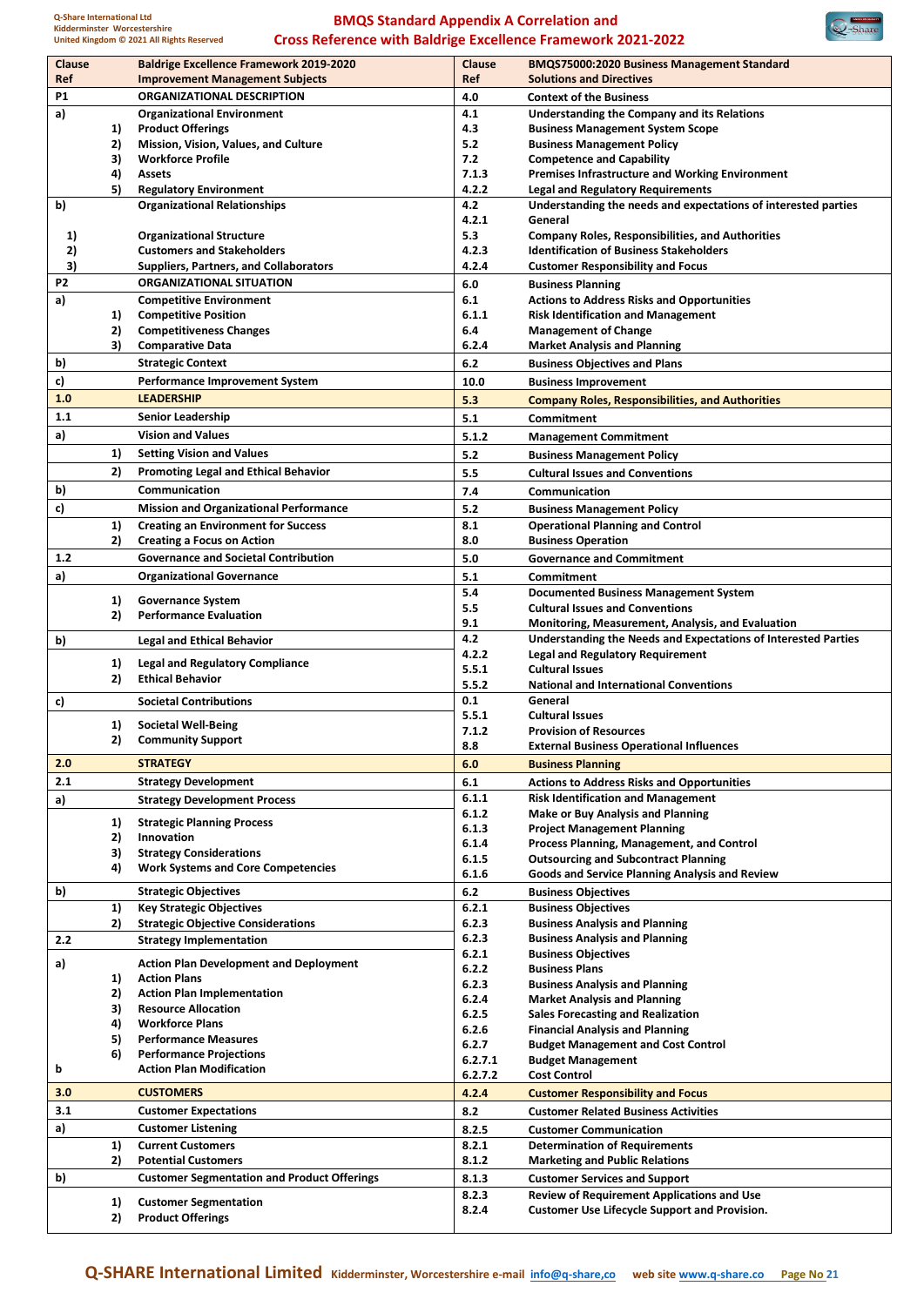# BMQS Standard Appendix A Correlation and Cross Reference with Baldrige Excellence Framework 2021-2022

| Clause Ref | | Baldrige Excellence Framework 2019-2020 Improvement Management Subjects | Clause Ref | BMQS75000:2020 Business Management Standard Solutions and Directives |
|---|---|---|---|---|
| P1 | | ORGANIZATIONAL DESCRIPTION | 4.0 | Context of the Business |
| a) | | Organizational Environment | 4.1 | Understanding the Company and its Relations |
| | 1) | Product Offerings | 4.3 | Business Management System Scope |
| | 2) | Mission, Vision, Values, and Culture | 5.2 | Business Management Policy |
| | 3) | Workforce Profile | 7.2 | Competence and Capability |
| | 4) | Assets | 7.1.3 | Premises Infrastructure and Working Environment |
| | 5) | Regulatory Environment | 4.2.2 | Legal and Regulatory Requirements |
| b) | | Organizational Relationships | 4.2 | Understanding the needs and expectations of interested parties |
| | | | 4.2.1 | General |
| 1) | | Organizational Structure | 5.3 | Company Roles, Responsibilities, and Authorities |
| 2) | | Customers and Stakeholders | 4.2.3 | Identification of Business Stakeholders |
| 3) | | Suppliers, Partners, and Collaborators | 4.2.4 | Customer Responsibility and Focus |
| P2 | | ORGANIZATIONAL SITUATION | 6.0 | Business Planning |
| a) | | Competitive Environment | 6.1 | Actions to Address Risks and Opportunities |
| | 1) | Competitive Position | 6.1.1 | Risk Identification and Management |
| | 2) | Competitiveness Changes | 6.4 | Management of Change |
| | 3) | Comparative Data | 6.2.4 | Market Analysis and Planning |
| b) | | Strategic Context | 6.2 | Business Objectives and Plans |
| c) | | Performance Improvement System | 10.0 | Business Improvement |
| 1.0 | | LEADERSHIP | 5.3 | Company Roles, Responsibilities, and Authorities |
| 1.1 | | Senior Leadership | 5.1 | Commitment |
| a) | | Vision and Values | 5.1.2 | Management Commitment |
| | 1) | Setting Vision and Values | 5.2 | Business Management Policy |
| | 2) | Promoting Legal and Ethical Behavior | 5.5 | Cultural Issues and Conventions |
| b) | | Communication | 7.4 | Communication |
| c) | | Mission and Organizational Performance | 5.2 | Business Management Policy |
| | 1) | Creating an Environment for Success | 8.1 | Operational Planning and Control |
| | 2) | Creating a Focus on Action | 8.0 | Business Operation |
| 1.2 | | Governance and Societal Contribution | 5.0 | Governance and Commitment |
| a) | | Organizational Governance | 5.1 | Commitment |
| | | | 5.4 | Documented Business Management System |
| | 1) | Governance System | 5.5 | Cultural Issues and Conventions |
| | 2) | Performance Evaluation | 9.1 | Monitoring, Measurement, Analysis, and Evaluation |
| b) | | Legal and Ethical Behavior | 4.2 | Understanding the Needs and Expectations of Interested Parties |
| | 1) | Legal and Regulatory Compliance | 4.2.2 | Legal and Regulatory Requirement |
| | 2) | Ethical Behavior | 5.5.1 | Cultural Issues |
| | | | 5.5.2 | National and International Conventions |
| c) | | Societal Contributions | 0.1 | General |
| | | | 5.5.1 | Cultural Issues |
| | 1) | Societal Well-Being | 7.1.2 | Provision of Resources |
| | 2) | Community Support | 8.8 | External Business Operational Influences |
| 2.0 | | STRATEGY | 6.0 | Business Planning |
| 2.1 | | Strategy Development | 6.1 | Actions to Address Risks and Opportunities |
| a) | | Strategy Development Process | 6.1.1 | Risk Identification and Management |
| | | | 6.1.2 | Make or Buy Analysis and Planning |
| | 1) | Strategic Planning Process | 6.1.3 | Project Management Planning |
| | 2) | Innovation | 6.1.4 | Process Planning, Management, and Control |
| | 3) | Strategy Considerations | 6.1.5 | Outsourcing and Subcontract Planning |
| | 4) | Work Systems and Core Competencies | 6.1.6 | Goods and Service Planning Analysis and Review |
| b) | | Strategic Objectives | 6.2 | Business Objectives |
| | 1) | Key Strategic Objectives | 6.2.1 | Business Objectives |
| | 2) | Strategic Objective Considerations | 6.2.3 | Business Analysis and Planning |
| 2.2 | | Strategy Implementation | 6.2.3 | Business Analysis and Planning |
| | | | 6.2.1 | Business Objectives |
| a) | | Action Plan Development and Deployment | 6.2.2 | Business Plans |
| | 1) | Action Plans | 6.2.3 | Business Analysis and Planning |
| | 2) | Action Plan Implementation | 6.2.4 | Market Analysis and Planning |
| | 3) | Resource Allocation | 6.2.5 | Sales Forecasting and Realization |
| | 4) | Workforce Plans | 6.2.6 | Financial Analysis and Planning |
| | 5) | Performance Measures | 6.2.7 | Budget Management and Cost Control |
| | 6) | Performance Projections | 6.2.7.1 | Budget Management |
| b | | Action Plan Modification | 6.2.7.2 | Cost Control |
| 3.0 | | CUSTOMERS | 4.2.4 | Customer Responsibility and Focus |
| 3.1 | | Customer Expectations | 8.2 | Customer Related Business Activities |
| a) | | Customer Listening | 8.2.5 | Customer Communication |
| | 1) | Current Customers | 8.2.1 | Determination of Requirements |
| | 2) | Potential Customers | 8.1.2 | Marketing and Public Relations |
| b) | | Customer Segmentation and Product Offerings | 8.1.3 | Customer Services and Support |
| | 1) | Customer Segmentation | 8.2.3 | Review of Requirement Applications and Use |
| | 2) | Product Offerings | 8.2.4 | Customer Use Lifecycle Support and Provision. |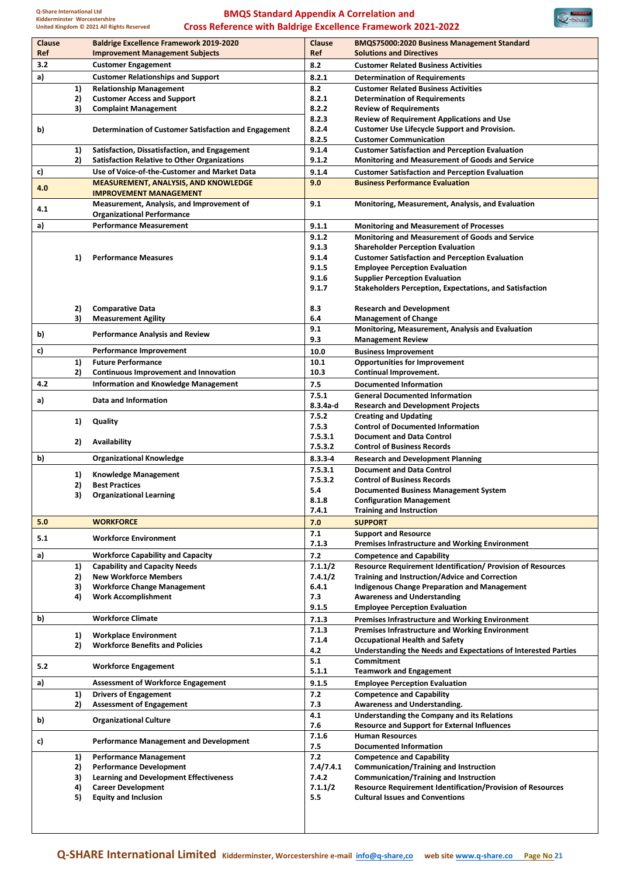# BMQS Standard Appendix A Correlation and Cross Reference with Baldrige Excellence Framework 2021-2022

| Clause Ref | | Baldrige Excellence Framework 2019-2020 Improvement Management Subjects | Clause Ref | BMQS75000:2020 Business Management Standard Solutions and Directives |
|---|---|---|---|---|
| 3.2 | | Customer Engagement | 8.2 | Customer Related Business Activities |
| a) | | Customer Relationships and Support | 8.2.1 | Determination of Requirements |
| | 1) | Relationship Management | 8.2 | Customer Related Business Activities |
| | 2) | Customer Access and Support | 8.2.1 | Determination of Requirements |
| | 3) | Complaint Management | 8.2.2 | Review of Requirements |
| b) | | Determination of Customer Satisfaction and Engagement | 8.2.3<br>8.2.4<br>8.2.5 | Review of Requirement Applications and Use<br>Customer Use Lifecycle Support and Provision.<br>Customer Communication |
| | 1) | Satisfaction, Dissatisfaction, and Engagement | 9.1.4 | Customer Satisfaction and Perception Evaluation |
| | 2) | Satisfaction Relative to Other Organizations | 9.1.2 | Monitoring and Measurement of Goods and Service |
| c) | | Use of Voice-of-the-Customer and Market Data | 9.1.4 | Customer Satisfaction and Perception Evaluation |
| **4.0** | | **MEASUREMENT, ANALYSIS, AND KNOWLEDGE IMPROVEMENT MANAGEMENT** | **9.0** | **Business Performance Evaluation** |
| 4.1 | | Measurement, Analysis, and Improvement of Organizational Performance | 9.1 | Monitoring, Measurement, Analysis, and Evaluation |
| a) | | Performance Measurement | 9.1.1 | Monitoring and Measurement of Processes |
| | 1) | Performance Measures | 9.1.2<br>9.1.3<br>9.1.4<br>9.1.5<br>9.1.6<br>9.1.7 | Monitoring and Measurement of Goods and Service<br>Shareholder Perception Evaluation<br>Customer Satisfaction and Perception Evaluation<br>Employee Perception Evaluation<br>Supplier Perception Evaluation<br>Stakeholders Perception, Expectations, and Satisfaction |
| | 2) | Comparative Data | 8.3 | Research and Development |
| | 3) | Measurement Agility | 6.4 | Management of Change |
| b) | | Performance Analysis and Review | 9.1<br>9.3 | Monitoring, Measurement, Analysis and Evaluation<br>Management Review |
| c) | | Performance Improvement | 10.0 | Business Improvement |
| | 1) | Future Performance | 10.1 | Opportunities for Improvement |
| | 2) | Continuous Improvement and Innovation | 10.3 | Continual Improvement. |
| 4.2 | | Information and Knowledge Management | 7.5 | Documented Information |
| a) | | Data and Information | 7.5.1<br>8.3.4a-d | General Documented Information<br>Research and Development Projects |
| | 1) | Quality | 7.5.2<br>7.5.3 | Creating and Updating<br>Control of Documented Information |
| | 2) | Availability | 7.5.3.1<br>7.5.3.2 | Document and Data Control<br>Control of Business Records |
| b) | | Organizational Knowledge | 8.3.3-4 | Research and Development Planning |
| | 1)<br>2)<br>3) | Knowledge Management<br>Best Practices<br>Organizational Learning | 7.5.3.1<br>7.5.3.2<br>5.4<br>8.1.8<br>7.4.1 | Document and Data Control<br>Control of Business Records<br>Documented Business Management System<br>Configuration Management<br>Training and Instruction |
| **5.0** | | **WORKFORCE** | **7.0** | **SUPPORT** |
| 5.1 | | Workforce Environment | 7.1<br>7.1.3 | Support and Resource<br>Premises Infrastructure and Working Environment |
| a) | | Workforce Capability and Capacity | 7.2 | Competence and Capability |
| | 1) | Capability and Capacity Needs | 7.1.1/2 | Resource Requirement Identification/ Provision of Resources |
| | 2) | New Workforce Members | 7.4.1/2 | Training and Instruction/Advice and Correction |
| | 3) | Workforce Change Management | 6.4.1 | Indigenous Change Preparation and Management |
| | 4) | Work Accomplishment | 7.3<br>9.1.5 | Awareness and Understanding<br>Employee Perception Evaluation |
| b) | | Workforce Climate | 7.1.3 | Premises Infrastructure and Working Environment |
| | 1)<br>2) | Workplace Environment<br>Workforce Benefits and Policies | 7.1.3<br>7.1.4<br>4.2 | Premises Infrastructure and Working Environment<br>Occupational Health and Safety<br>Understanding the Needs and Expectations of Interested Parties |
| 5.2 | | Workforce Engagement | 5.1<br>5.1.1 | Commitment<br>Teamwork and Engagement |
| a) | | Assessment of Workforce Engagement | 9.1.5 | Employee Perception Evaluation |
| | 1) | Drivers of Engagement | 7.2 | Competence and Capability |
| | 2) | Assessment of Engagement | 7.3 | Awareness and Understanding. |
| b) | | Organizational Culture | 4.1<br>7.6 | Understanding the Company and its Relations<br>Resource and Support for External Influences |
| c) | | Performance Management and Development | 7.1.6<br>7.5 | Human Resources<br>Documented Information |
| | 1) | Performance Management | 7.2 | Competence and Capability |
| | 2) | Performance Development | 7.4/7.4.1 | Communication/Training and Instruction |
| | 3) | Learning and Development Effectiveness | 7.4.2 | Communication/Training and Instruction |
| | 4) | Career Development | 7.1.1/2 | Resource Requirement Identification/Provision of Resources |
| | 5) | Equity and Inclusion | 5.5 | Cultural Issues and Conventions |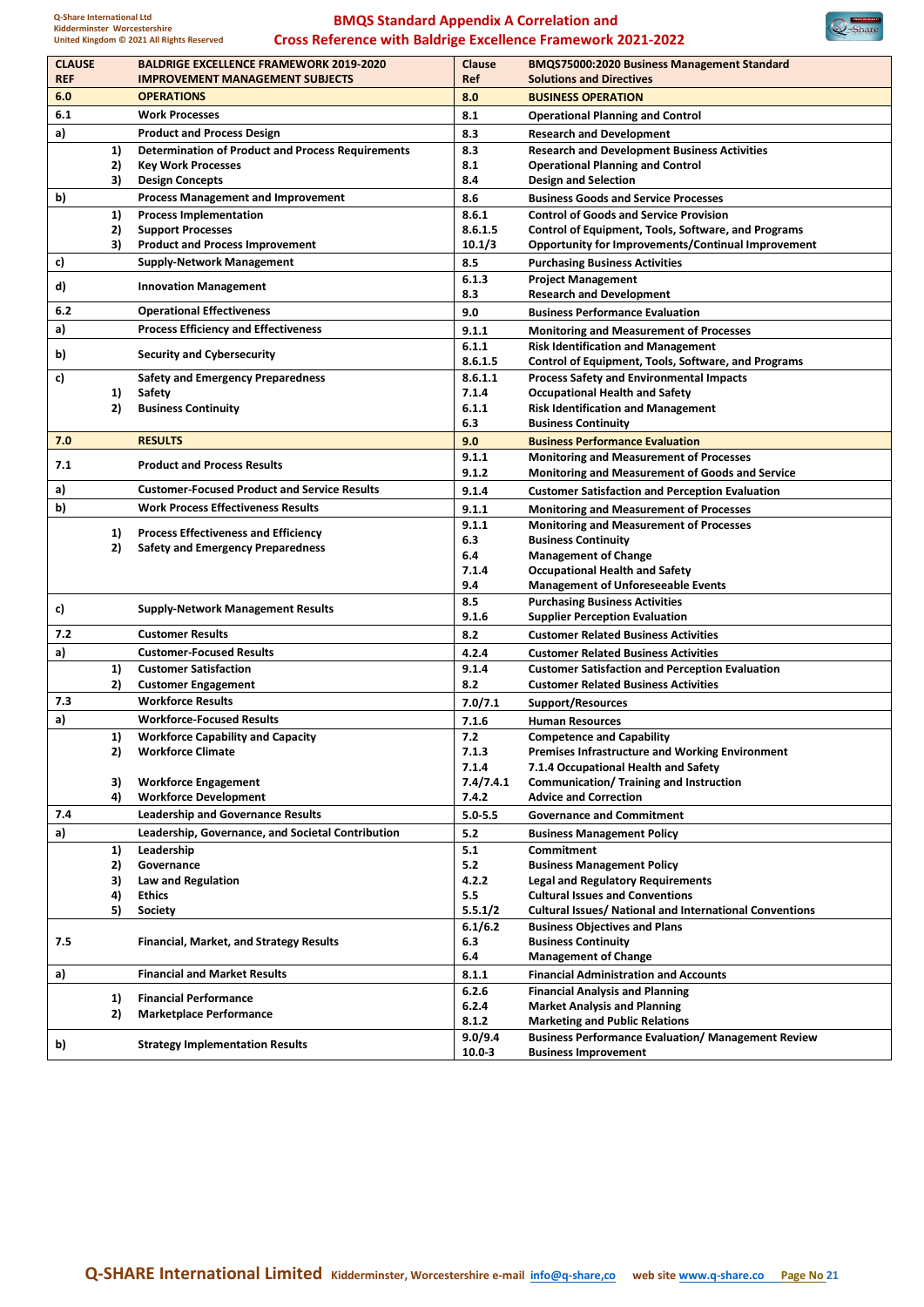# BMQS Standard Appendix A Correlation and Cross Reference with Baldrige Excellence Framework 2021-2022

| CLAUSE REF | | BALDRIGE EXCELLENCE FRAMEWORK 2019-2020 IMPROVEMENT MANAGEMENT SUBJECTS | Clause Ref | BMQS75000:2020 Business Management Standard Solutions and Directives |
|---|---|---|---|---|
| 6.0 | | OPERATIONS | 8.0 | BUSINESS OPERATION |
| 6.1 | | Work Processes | 8.1 | Operational Planning and Control |
| a) | | Product and Process Design | 8.3 | Research and Development |
| | 1) | Determination of Product and Process Requirements | 8.3 | Research and Development Business Activities |
| | 2) | Key Work Processes | 8.1 | Operational Planning and Control |
| | 3) | Design Concepts | 8.4 | Design and Selection |
| b) | | Process Management and Improvement | 8.6 | Business Goods and Service Processes |
| | 1) | Process Implementation | 8.6.1 | Control of Goods and Service Provision |
| | 2) | Support Processes | 8.6.1.5 | Control of Equipment, Tools, Software, and Programs |
| | 3) | Product and Process Improvement | 10.1/3 | Opportunity for Improvements/Continual Improvement |
| c) | | Supply-Network Management | 8.5 | Purchasing Business Activities |
| d) | | Innovation Management | 6.1.3<br>8.3 | Project Management<br>Research and Development |
| 6.2 | | Operational Effectiveness | 9.0 | Business Performance Evaluation |
| a) | | Process Efficiency and Effectiveness | 9.1.1 | Monitoring and Measurement of Processes |
| b) | | Security and Cybersecurity | 6.1.1<br>8.6.1.5 | Risk Identification and Management<br>Control of Equipment, Tools, Software, and Programs |
| c) | | Safety and Emergency Preparedness | 8.6.1.1 | Process Safety and Environmental Impacts |
| | 1) | Safety | 7.1.4 | Occupational Health and Safety |
| | 2) | Business Continuity | 6.1.1<br>6.3 | Risk Identification and Management<br>Business Continuity |
| 7.0 | | RESULTS | 9.0 | Business Performance Evaluation |
| 7.1 | | Product and Process Results | 9.1.1<br>9.1.2 | Monitoring and Measurement of Processes<br>Monitoring and Measurement of Goods and Service |
| a) | | Customer-Focused Product and Service Results | 9.1.4 | Customer Satisfaction and Perception Evaluation |
| b) | | Work Process Effectiveness Results | 9.1.1 | Monitoring and Measurement of Processes |
| | 1)<br>2) | Process Effectiveness and Efficiency<br>Safety and Emergency Preparedness | 9.1.1<br>6.3<br>6.4<br>7.1.4<br>9.4 | Monitoring and Measurement of Processes<br>Business Continuity<br>Management of Change<br>Occupational Health and Safety<br>Management of Unforeseeable Events |
| c) | | Supply-Network Management Results | 8.5<br>9.1.6 | Purchasing Business Activities<br>Supplier Perception Evaluation |
| 7.2 | | Customer Results | 8.2 | Customer Related Business Activities |
| a) | | Customer-Focused Results | 4.2.4 | Customer Related Business Activities |
| | 1) | Customer Satisfaction | 9.1.4 | Customer Satisfaction and Perception Evaluation |
| | 2) | Customer Engagement | 8.2 | Customer Related Business Activities |
| 7.3 | | Workforce Results | 7.0/7.1 | Support/Resources |
| a) | | Workforce-Focused Results | 7.1.6 | Human Resources |
| | 1) | Workforce Capability and Capacity | 7.2 | Competence and Capability |
| | 2) | Workforce Climate | 7.1.3<br>7.1.4 | Premises Infrastructure and Working Environment<br>7.1.4 Occupational Health and Safety |
| | 3) | Workforce Engagement | 7.4/7.4.1 | Communication/ Training and Instruction |
| | 4) | Workforce Development | 7.4.2 | Advice and Correction |
| 7.4 | | Leadership and Governance Results | 5.0-5.5 | Governance and Commitment |
| a) | | Leadership, Governance, and Societal Contribution | 5.2 | Business Management Policy |
| | 1) | Leadership | 5.1 | Commitment |
| | 2) | Governance | 5.2 | Business Management Policy |
| | 3) | Law and Regulation | 4.2.2 | Legal and Regulatory Requirements |
| | 4) | Ethics | 5.5 | Cultural Issues and Conventions |
| | 5) | Society | 5.5.1/2 | Cultural Issues/ National and International Conventions |
| 7.5 | | Financial, Market, and Strategy Results | 6.1/6.2<br>6.3<br>6.4 | Business Objectives and Plans<br>Business Continuity<br>Management of Change |
| a) | | Financial and Market Results | 8.1.1 | Financial Administration and Accounts |
| | 1)<br>2) | Financial Performance<br>Marketplace Performance | 6.2.6<br>6.2.4<br>8.1.2 | Financial Analysis and Planning<br>Market Analysis and Planning<br>Marketing and Public Relations |
| b) | | Strategy Implementation Results | 9.0/9.4<br>10.0-3 | Business Performance Evaluation/ Management Review<br>Business Improvement |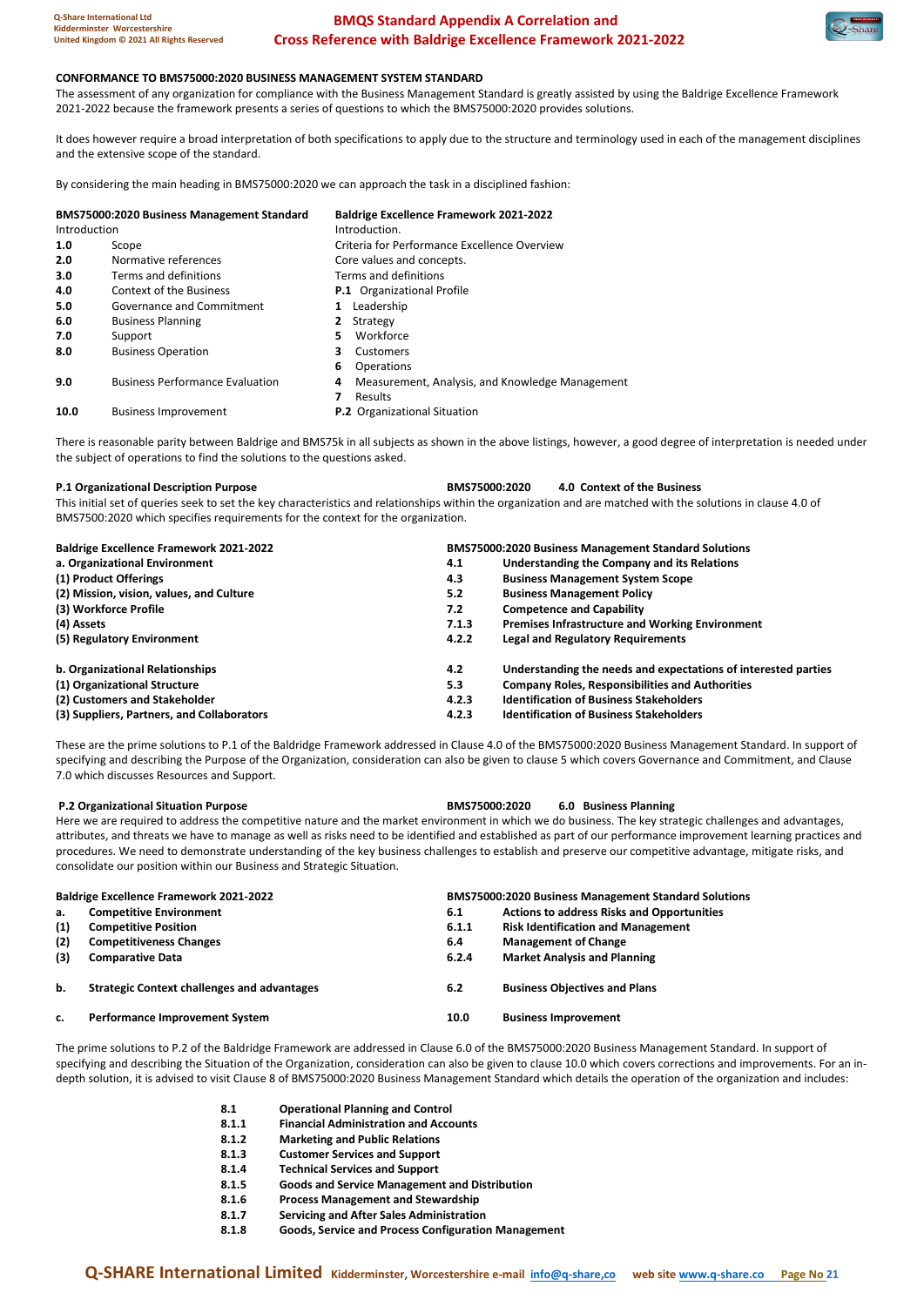#### CONFORMANCE TO BMS75000:2020 BUSINESS MANAGEMENT SYSTEM STANDARD

The assessment of any organization for compliance with the Business Management Standard is greatly assisted by using the Baldrige Excellence Framework 2021-2022 because the framework presents a series of questions to which the BMS75000:2020 provides solutions.

It does however require a broad interpretation of both specifications to apply due to the structure and terminology used in each of the management disciplines and the extensive scope of the standard.

By considering the main heading in BMS75000:2020 we can approach the task in a disciplined fashion:

| BMS75000:2020 Business Management Standard | | Baldrige Excellence Framework 2021-2022 |
|---|---|---|
| Introduction | | Introduction. |
| 1.0 | Scope | Criteria for Performance Excellence Overview |
| 2.0 | Normative references | Core values and concepts. |
| 3.0 | Terms and definitions | Terms and definitions |
| 4.0 | Context of the Business | P.1 Organizational Profile |
| 5.0 | Governance and Commitment | 1 Leadership |
| 6.0 | Business Planning | 2 Strategy |
| 7.0 | Support | 5 Workforce |
| 8.0 | Business Operation | 3 Customers |
| | | 6 Operations |
| 9.0 | Business Performance Evaluation | 4 Measurement, Analysis, and Knowledge Management |
| | | 7 Results |
| 10.0 | Business Improvement | P.2 Organizational Situation |

There is reasonable parity between Baldrige and BMS75k in all subjects as shown in the above listings, however, a good degree of interpretation is needed under the subject of operations to find the solutions to the questions asked.

#### P.1 Organizational Description Purpose — BMS75000:2020 4.0 Context of the Business

This initial set of queries seek to set the key characteristics and relationships within the organization and are matched with the solutions in clause 4.0 of BMS7500:2020 which specifies requirements for the context for the organization.

| Baldrige Excellence Framework 2021-2022 | BMS75000:2020 Business Management Standard Solutions | |
|---|---|---|
| **a. Organizational Environment** | **4.1** | **Understanding the Company and its Relations** |
| **(1) Product Offerings** | **4.3** | **Business Management System Scope** |
| **(2) Mission, vision, values, and Culture** | **5.2** | **Business Management Policy** |
| **(3) Workforce Profile** | **7.2** | **Competence and Capability** |
| **(4) Assets** | **7.1.3** | **Premises Infrastructure and Working Environment** |
| **(5) Regulatory Environment** | **4.2.2** | **Legal and Regulatory Requirements** |
| **b. Organizational Relationships** | **4.2** | **Understanding the needs and expectations of interested parties** |
| **(1) Organizational Structure** | **5.3** | **Company Roles, Responsibilities and Authorities** |
| **(2) Customers and Stakeholder** | **4.2.3** | **Identification of Business Stakeholders** |
| **(3) Suppliers, Partners, and Collaborators** | **4.2.3** | **Identification of Business Stakeholders** |

These are the prime solutions to P.1 of the Baldridge Framework addressed in Clause 4.0 of the BMS75000:2020 Business Management Standard. In support of specifying and describing the Purpose of the Organization, consideration can also be given to clause 5 which covers Governance and Commitment, and Clause 7.0 which discusses Resources and Support.

#### P.2 Organizational Situation Purpose — BMS75000:2020 6.0 Business Planning

Here we are required to address the competitive nature and the market environment in which we do business. The key strategic challenges and advantages, attributes, and threats we have to manage as well as risks need to be identified and established as part of our performance improvement learning practices and procedures. We need to demonstrate understanding of the key business challenges to establish and preserve our competitive advantage, mitigate risks, and consolidate our position within our Business and Strategic Situation.

| Baldrige Excellence Framework 2021-2022 | | BMS75000:2020 Business Management Standard Solutions | |
|---|---|---|---|
| **a.** | **Competitive Environment** | **6.1** | **Actions to address Risks and Opportunities** |
| **(1)** | **Competitive Position** | **6.1.1** | **Risk Identification and Management** |
| **(2)** | **Competitiveness Changes** | **6.4** | **Management of Change** |
| **(3)** | **Comparative Data** | **6.2.4** | **Market Analysis and Planning** |
| **b.** | **Strategic Context challenges and advantages** | **6.2** | **Business Objectives and Plans** |
| **c.** | **Performance Improvement System** | **10.0** | **Business Improvement** |

The prime solutions to P.2 of the Baldridge Framework are addressed in Clause 6.0 of the BMS75000:2020 Business Management Standard. In support of specifying and describing the Situation of the Organization, consideration can also be given to clause 10.0 which covers corrections and improvements. For an in-depth solution, it is advised to visit Clause 8 of BMS75000:2020 Business Management Standard which details the operation of the organization and includes:

| | |
|---|---|
| **8.1** | **Operational Planning and Control** |
| **8.1.1** | **Financial Administration and Accounts** |
| **8.1.2** | **Marketing and Public Relations** |
| **8.1.3** | **Customer Services and Support** |
| **8.1.4** | **Technical Services and Support** |
| **8.1.5** | **Goods and Service Management and Distribution** |
| **8.1.6** | **Process Management and Stewardship** |
| **8.1.7** | **Servicing and After Sales Administration** |
| **8.1.8** | **Goods, Service and Process Configuration Management** |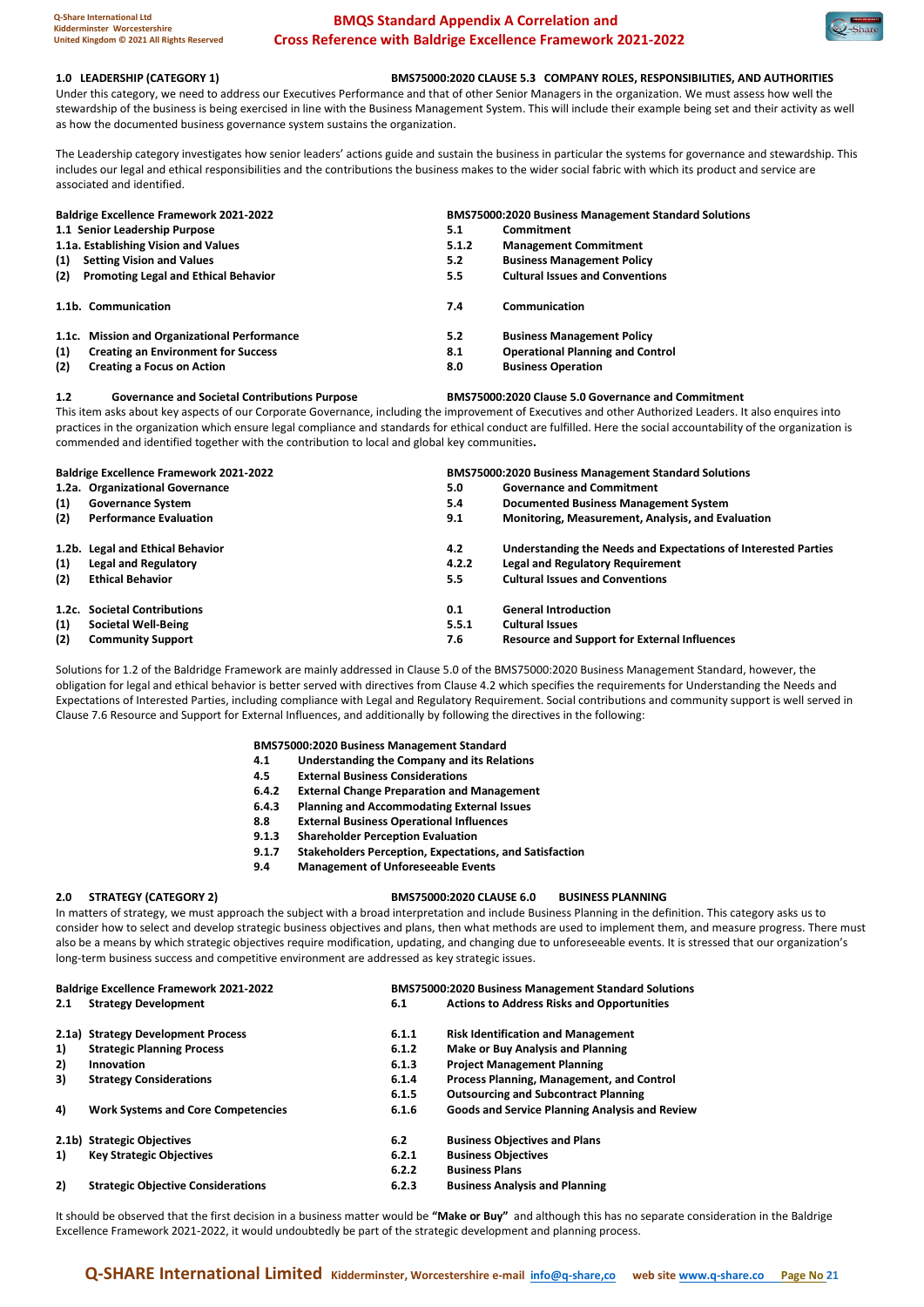## 1.0 LEADERSHIP (CATEGORY 1) — BMS75000:2020 CLAUSE 5.3 COMPANY ROLES, RESPONSIBILITIES, AND AUTHORITIES

Under this category, we need to address our Executives Performance and that of other Senior Managers in the organization. We must assess how well the stewardship of the business is being exercised in line with the Business Management System. This will include their example being set and their activity as well as how the documented business governance system sustains the organization.

The Leadership category investigates how senior leaders' actions guide and sustain the business in particular the systems for governance and stewardship. This includes our legal and ethical responsibilities and the contributions the business makes to the wider social fabric with which its product and service are associated and identified.

| Baldrige Excellence Framework 2021-2022 | BMS75000:2020 Business Management Standard Solutions | |
|---|---|---|
| **1.1 Senior Leadership Purpose** | **5.1** | **Commitment** |
| **1.1a. Establishing Vision and Values** | **5.1.2** | **Management Commitment** |
| **(1) Setting Vision and Values** | **5.2** | **Business Management Policy** |
| **(2) Promoting Legal and Ethical Behavior** | **5.5** | **Cultural Issues and Conventions** |
| | | |
| **1.1b. Communication** | **7.4** | **Communication** |
| | | |
| **1.1c. Mission and Organizational Performance** | **5.2** | **Business Management Policy** |
| **(1) Creating an Environment for Success** | **8.1** | **Operational Planning and Control** |
| **(2) Creating a Focus on Action** | **8.0** | **Business Operation** |

### 1.2 Governance and Societal Contributions Purpose — BMS75000:2020 Clause 5.0 Governance and Commitment

This item asks about key aspects of our Corporate Governance, including the improvement of Executives and other Authorized Leaders. It also enquires into practices in the organization which ensure legal compliance and standards for ethical conduct are fulfilled. Here the social accountability of the organization is commended and identified together with the contribution to local and global key communities**.**

| Baldrige Excellence Framework 2021-2022 | BMS75000:2020 Business Management Standard Solutions | |
|---|---|---|
| **1.2a. Organizational Governance** | **5.0** | **Governance and Commitment** |
| **(1) Governance System** | **5.4** | **Documented Business Management System** |
| **(2) Performance Evaluation** | **9.1** | **Monitoring, Measurement, Analysis, and Evaluation** |
| | | |
| **1.2b. Legal and Ethical Behavior** | **4.2** | **Understanding the Needs and Expectations of Interested Parties** |
| **(1) Legal and Regulatory** | **4.2.2** | **Legal and Regulatory Requirement** |
| **(2) Ethical Behavior** | **5.5** | **Cultural Issues and Conventions** |
| | | |
| **1.2c. Societal Contributions** | **0.1** | **General Introduction** |
| **(1) Societal Well-Being** | **5.5.1** | **Cultural Issues** |
| **(2) Community Support** | **7.6** | **Resource and Support for External Influences** |

Solutions for 1.2 of the Baldridge Framework are mainly addressed in Clause 5.0 of the BMS75000:2020 Business Management Standard, however, the obligation for legal and ethical behavior is better served with directives from Clause 4.2 which specifies the requirements for Understanding the Needs and Expectations of Interested Parties, including compliance with Legal and Regulatory Requirement. Social contributions and community support is well served in Clause 7.6 Resource and Support for External Influences, and additionally by following the directives in the following:

| BMS75000:2020 Business Management Standard | |
|---|---|
| **4.1** | **Understanding the Company and its Relations** |
| **4.5** | **External Business Considerations** |
| **6.4.2** | **External Change Preparation and Management** |
| **6.4.3** | **Planning and Accommodating External Issues** |
| **8.8** | **External Business Operational Influences** |
| **9.1.3** | **Shareholder Perception Evaluation** |
| **9.1.7** | **Stakeholders Perception, Expectations, and Satisfaction** |
| **9.4** | **Management of Unforeseeable Events** |

## 2.0 STRATEGY (CATEGORY 2) — BMS75000:2020 CLAUSE 6.0 BUSINESS PLANNING

In matters of strategy, we must approach the subject with a broad interpretation and include Business Planning in the definition. This category asks us to consider how to select and develop strategic business objectives and plans, then what methods are used to implement them, and measure progress. There must also be a means by which strategic objectives require modification, updating, and changing due to unforeseeable events. It is stressed that our organization's long-term business success and competitive environment are addressed as key strategic issues.

| Baldrige Excellence Framework 2021-2022 | BMS75000:2020 Business Management Standard Solutions | |
|---|---|---|
| **2.1 Strategy Development** | **6.1** | **Actions to Address Risks and Opportunities** |
| | | |
| **2.1a) Strategy Development Process** | **6.1.1** | **Risk Identification and Management** |
| **1) Strategic Planning Process** | **6.1.2** | **Make or Buy Analysis and Planning** |
| **2) Innovation** | **6.1.3** | **Project Management Planning** |
| **3) Strategy Considerations** | **6.1.4** | **Process Planning, Management, and Control** |
| | **6.1.5** | **Outsourcing and Subcontract Planning** |
| **4) Work Systems and Core Competencies** | **6.1.6** | **Goods and Service Planning Analysis and Review** |
| | | |
| **2.1b) Strategic Objectives** | **6.2** | **Business Objectives and Plans** |
| **1) Key Strategic Objectives** | **6.2.1** | **Business Objectives** |
| | **6.2.2** | **Business Plans** |
| **2) Strategic Objective Considerations** | **6.2.3** | **Business Analysis and Planning** |

It should be observed that the first decision in a business matter would be **"Make or Buy"** and although this has no separate consideration in the Baldrige Excellence Framework 2021-2022, it would undoubtedly be part of the strategic development and planning process.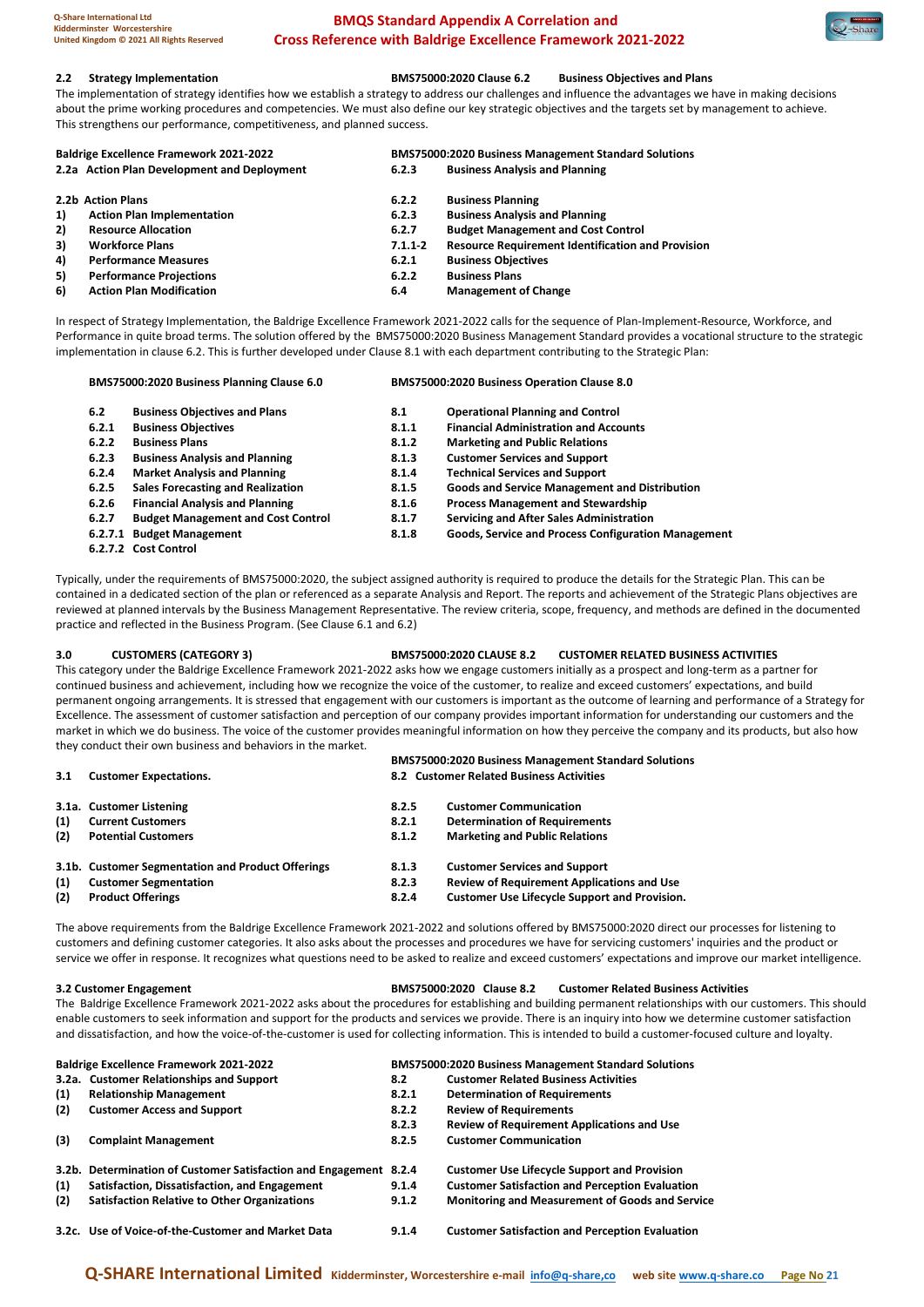## 2.2 Strategy Implementation — BMS75000:2020 Clause 6.2 Business Objectives and Plans

The implementation of strategy identifies how we establish a strategy to address our challenges and influence the advantages we have in making decisions about the prime working procedures and competencies. We must also define our key strategic objectives and the targets set by management to achieve. This strengthens our performance, competitiveness, and planned success.

| Baldrige Excellence Framework 2021-2022 | | BMS75000:2020 Business Management Standard Solutions | |
|---|---|---|---|
| 2.2a | Action Plan Development and Deployment | 6.2.3 | Business Analysis and Planning |
| 2.2b | Action Plans | 6.2.2 | Business Planning |
| 1) | Action Plan Implementation | 6.2.3 | Business Analysis and Planning |
| 2) | Resource Allocation | 6.2.7 | Budget Management and Cost Control |
| 3) | Workforce Plans | 7.1.1-2 | Resource Requirement Identification and Provision |
| 4) | Performance Measures | 6.2.1 | Business Objectives |
| 5) | Performance Projections | 6.2.2 | Business Plans |
| 6) | Action Plan Modification | 6.4 | Management of Change |

In respect of Strategy Implementation, the Baldrige Excellence Framework 2021-2022 calls for the sequence of Plan-Implement-Resource, Workforce, and Performance in quite broad terms. The solution offered by the BMS75000:2020 Business Management Standard provides a vocational structure to the strategic implementation in clause 6.2. This is further developed under Clause 8.1 with each department contributing to the Strategic Plan:

| BMS75000:2020 Business Planning Clause 6.0 | | BMS75000:2020 Business Operation Clause 8.0 | |
|---|---|---|---|
| 6.2 | Business Objectives and Plans | 8.1 | Operational Planning and Control |
| 6.2.1 | Business Objectives | 8.1.1 | Financial Administration and Accounts |
| 6.2.2 | Business Plans | 8.1.2 | Marketing and Public Relations |
| 6.2.3 | Business Analysis and Planning | 8.1.3 | Customer Services and Support |
| 6.2.4 | Market Analysis and Planning | 8.1.4 | Technical Services and Support |
| 6.2.5 | Sales Forecasting and Realization | 8.1.5 | Goods and Service Management and Distribution |
| 6.2.6 | Financial Analysis and Planning | 8.1.6 | Process Management and Stewardship |
| 6.2.7 | Budget Management and Cost Control | 8.1.7 | Servicing and After Sales Administration |
| 6.2.7.1 | Budget Management | 8.1.8 | Goods, Service and Process Configuration Management |
| 6.2.7.2 | Cost Control | | |

Typically, under the requirements of BMS75000:2020, the subject assigned authority is required to produce the details for the Strategic Plan. This can be contained in a dedicated section of the plan or referenced as a separate Analysis and Report. The reports and achievement of the Strategic Plans objectives are reviewed at planned intervals by the Business Management Representative. The review criteria, scope, frequency, and methods are defined in the documented practice and reflected in the Business Program. (See Clause 6.1 and 6.2)

## 3.0 CUSTOMERS (CATEGORY 3) — BMS75000:2020 CLAUSE 8.2 CUSTOMER RELATED BUSINESS ACTIVITIES

This category under the Baldrige Excellence Framework 2021-2022 asks how we engage customers initially as a prospect and long-term as a partner for continued business and achievement, including how we recognize the voice of the customer, to realize and exceed customers' expectations, and build permanent ongoing arrangements. It is stressed that engagement with our customers is important as the outcome of learning and performance of a Strategy for Excellence. The assessment of customer satisfaction and perception of our company provides important information for understanding our customers and the market in which we do business. The voice of the customer provides meaningful information on how they perceive the company and its products, but also how they conduct their own business and behaviors in the market.

| | | BMS75000:2020 Business Management Standard Solutions | |
|---|---|---|---|
| 3.1 | Customer Expectations. | 8.2 | Customer Related Business Activities |
| 3.1a. | Customer Listening | 8.2.5 | Customer Communication |
| (1) | Current Customers | 8.2.1 | Determination of Requirements |
| (2) | Potential Customers | 8.1.2 | Marketing and Public Relations |
| 3.1b. | Customer Segmentation and Product Offerings | 8.1.3 | Customer Services and Support |
| (1) | Customer Segmentation | 8.2.3 | Review of Requirement Applications and Use |
| (2) | Product Offerings | 8.2.4 | Customer Use Lifecycle Support and Provision. |

The above requirements from the Baldrige Excellence Framework 2021-2022 and solutions offered by BMS75000:2020 direct our processes for listening to customers and defining customer categories. It also asks about the processes and procedures we have for servicing customers' inquiries and the product or service we offer in response. It recognizes what questions need to be asked to realize and exceed customers' expectations and improve our market intelligence.

### 3.2 Customer Engagement — BMS75000:2020 Clause 8.2 Customer Related Business Activities

The Baldrige Excellence Framework 2021-2022 asks about the procedures for establishing and building permanent relationships with our customers. This should enable customers to seek information and support for the products and services we provide. There is an inquiry into how we determine customer satisfaction and dissatisfaction, and how the voice-of-the-customer is used for collecting information. This is intended to build a customer-focused culture and loyalty.

| Baldrige Excellence Framework 2021-2022 | | BMS75000:2020 Business Management Standard Solutions | |
|---|---|---|---|
| 3.2a. | Customer Relationships and Support | 8.2 | Customer Related Business Activities |
| (1) | Relationship Management | 8.2.1 | Determination of Requirements |
| (2) | Customer Access and Support | 8.2.2 | Review of Requirements |
| | | 8.2.3 | Review of Requirement Applications and Use |
| (3) | Complaint Management | 8.2.5 | Customer Communication |
| 3.2b. | Determination of Customer Satisfaction and Engagement | 8.2.4 | Customer Use Lifecycle Support and Provision |
| (1) | Satisfaction, Dissatisfaction, and Engagement | 9.1.4 | Customer Satisfaction and Perception Evaluation |
| (2) | Satisfaction Relative to Other Organizations | 9.1.2 | Monitoring and Measurement of Goods and Service |
| 3.2c. | Use of Voice-of-the-Customer and Market Data | 9.1.4 | Customer Satisfaction and Perception Evaluation |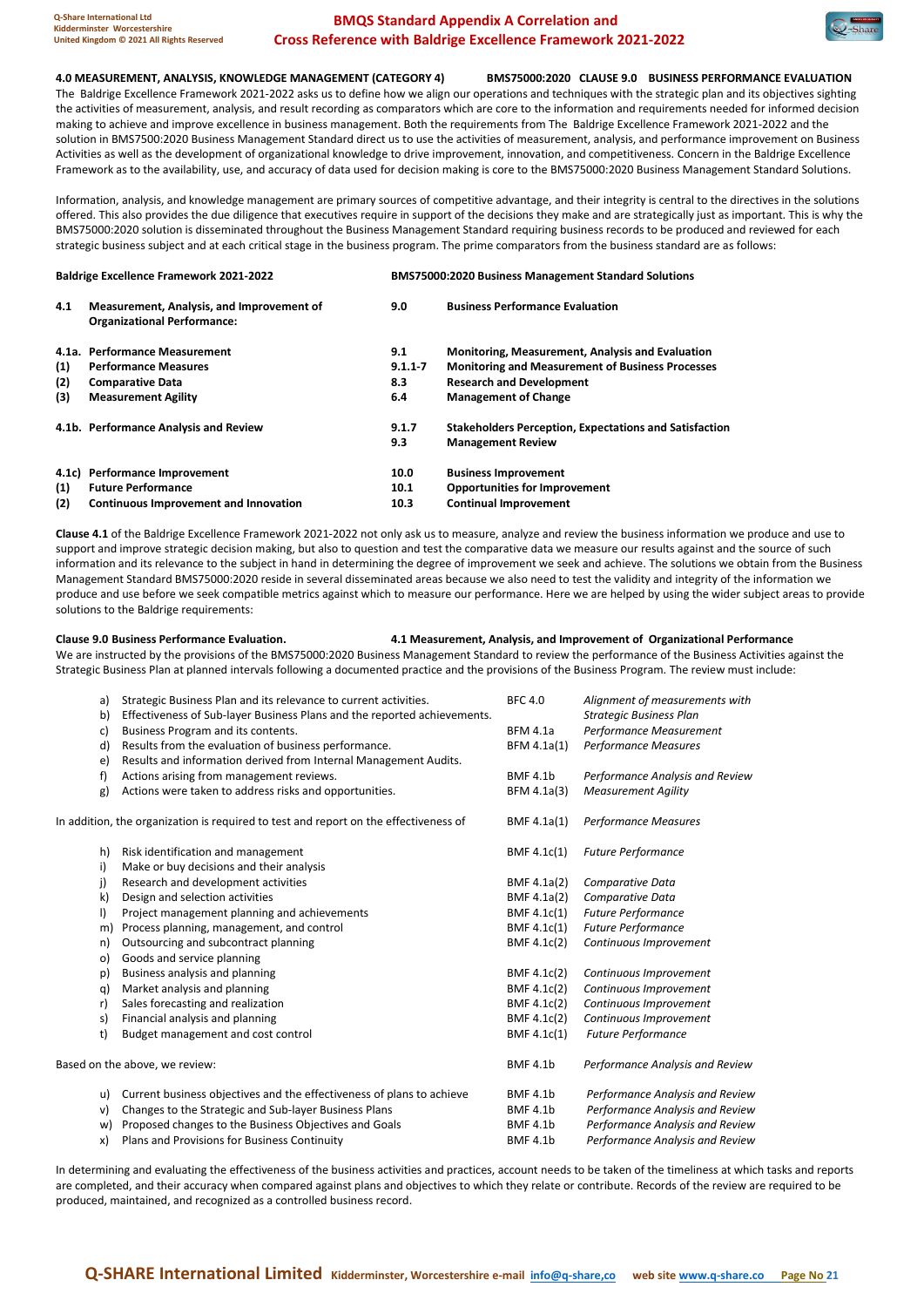**4.0 MEASUREMENT, ANALYSIS, KNOWLEDGE MANAGEMENT (CATEGORY 4) BMS75000:2020 CLAUSE 9.0 BUSINESS PERFORMANCE EVALUATION**

The Baldrige Excellence Framework 2021-2022 asks us to define how we align our operations and techniques with the strategic plan and its objectives sighting the activities of measurement, analysis, and result recording as comparators which are core to the information and requirements needed for informed decision making to achieve and improve excellence in business management. Both the requirements from The Baldrige Excellence Framework 2021-2022 and the solution in BMS7500:2020 Business Management Standard direct us to use the activities of measurement, analysis, and performance improvement on Business Activities as well as the development of organizational knowledge to drive improvement, innovation, and competitiveness. Concern in the Baldrige Excellence Framework as to the availability, use, and accuracy of data used for decision making is core to the BMS75000:2020 Business Management Standard Solutions.

Information, analysis, and knowledge management are primary sources of competitive advantage, and their integrity is central to the directives in the solutions offered. This also provides the due diligence that executives require in support of the decisions they make and are strategically just as important. This is why the BMS75000:2020 solution is disseminated throughout the Business Management Standard requiring business records to be produced and reviewed for each strategic business subject and at each critical stage in the business program. The prime comparators from the business standard are as follows:

| | Baldrige Excellence Framework 2021-2022 | | BMS75000:2020 Business Management Standard Solutions |
|---|---|---|---|
| **4.1** | **Measurement, Analysis, and Improvement of Organizational Performance:** | **9.0** | **Business Performance Evaluation** |
| **4.1a.** | **Performance Measurement** | **9.1** | **Monitoring, Measurement, Analysis and Evaluation** |
| **(1)** | **Performance Measures** | **9.1.1-7** | **Monitoring and Measurement of Business Processes** |
| **(2)** | **Comparative Data** | **8.3** | **Research and Development** |
| **(3)** | **Measurement Agility** | **6.4** | **Management of Change** |
| **4.1b.** | **Performance Analysis and Review** | **9.1.7** | **Stakeholders Perception, Expectations and Satisfaction** |
| | | **9.3** | **Management Review** |
| **4.1c)** | **Performance Improvement** | **10.0** | **Business Improvement** |
| **(1)** | **Future Performance** | **10.1** | **Opportunities for Improvement** |
| **(2)** | **Continuous Improvement and Innovation** | **10.3** | **Continual Improvement** |

**Clause 4.1** of the Baldrige Excellence Framework 2021-2022 not only ask us to measure, analyze and review the business information we produce and use to support and improve strategic decision making, but also to question and test the comparative data we measure our results against and the source of such information and its relevance to the subject in hand in determining the degree of improvement we seek and achieve. The solutions we obtain from the Business Management Standard BMS75000:2020 reside in several disseminated areas because we also need to test the validity and integrity of the information we produce and use before we seek compatible metrics against which to measure our performance. Here we are helped by using the wider subject areas to provide solutions to the Baldrige requirements:

**Clause 9.0 Business Performance Evaluation.** **4.1 Measurement, Analysis, and Improvement of Organizational Performance**

We are instructed by the provisions of the BMS75000:2020 Business Management Standard to review the performance of the Business Activities against the Strategic Business Plan at planned intervals following a documented practice and the provisions of the Business Program. The review must include:

| | | | |
|---|---|---|---|
| a) | Strategic Business Plan and its relevance to current activities. | BFC 4.0 | *Alignment of measurements with* |
| b) | Effectiveness of Sub-layer Business Plans and the reported achievements. | | *Strategic Business Plan* |
| c) | Business Program and its contents. | BFM 4.1a | *Performance Measurement* |
| d) | Results from the evaluation of business performance. | BFM 4.1a(1) | *Performance Measures* |
| e) | Results and information derived from Internal Management Audits. | | |
| f) | Actions arising from management reviews. | BMF 4.1b | *Performance Analysis and Review* |
| g) | Actions were taken to address risks and opportunities. | BFM 4.1a(3) | *Measurement Agility* |

In addition, the organization is required to test and report on the effectiveness of — BMF 4.1a(1) *Performance Measures*

| | | | |
|---|---|---|---|
| h) | Risk identification and management | BMF 4.1c(1) | *Future Performance* |
| i) | Make or buy decisions and their analysis | | |
| j) | Research and development activities | BMF 4.1a(2) | *Comparative Data* |
| k) | Design and selection activities | BMF 4.1a(2) | *Comparative Data* |
| l) | Project management planning and achievements | BMF 4.1c(1) | *Future Performance* |
| m) | Process planning, management, and control | BMF 4.1c(1) | *Future Performance* |
| n) | Outsourcing and subcontract planning | BMF 4.1c(2) | *Continuous Improvement* |
| o) | Goods and service planning | | |
| p) | Business analysis and planning | BMF 4.1c(2) | *Continuous Improvement* |
| q) | Market analysis and planning | BMF 4.1c(2) | *Continuous Improvement* |
| r) | Sales forecasting and realization | BMF 4.1c(2) | *Continuous Improvement* |
| s) | Financial analysis and planning | BMF 4.1c(2) | *Continuous Improvement* |
| t) | Budget management and cost control | BMF 4.1c(1) | *Future Performance* |

Based on the above, we review: — BMF 4.1b *Performance Analysis and Review*

| | | | |
|---|---|---|---|
| u) | Current business objectives and the effectiveness of plans to achieve | BMF 4.1b | *Performance Analysis and Review* |
| v) | Changes to the Strategic and Sub-layer Business Plans | BMF 4.1b | *Performance Analysis and Review* |
| w) | Proposed changes to the Business Objectives and Goals | BMF 4.1b | *Performance Analysis and Review* |
| x) | Plans and Provisions for Business Continuity | BMF 4.1b | *Performance Analysis and Review* |

In determining and evaluating the effectiveness of the business activities and practices, account needs to be taken of the timeliness at which tasks and reports are completed, and their accuracy when compared against plans and objectives to which they relate or contribute. Records of the review are required to be produced, maintained, and recognized as a controlled business record.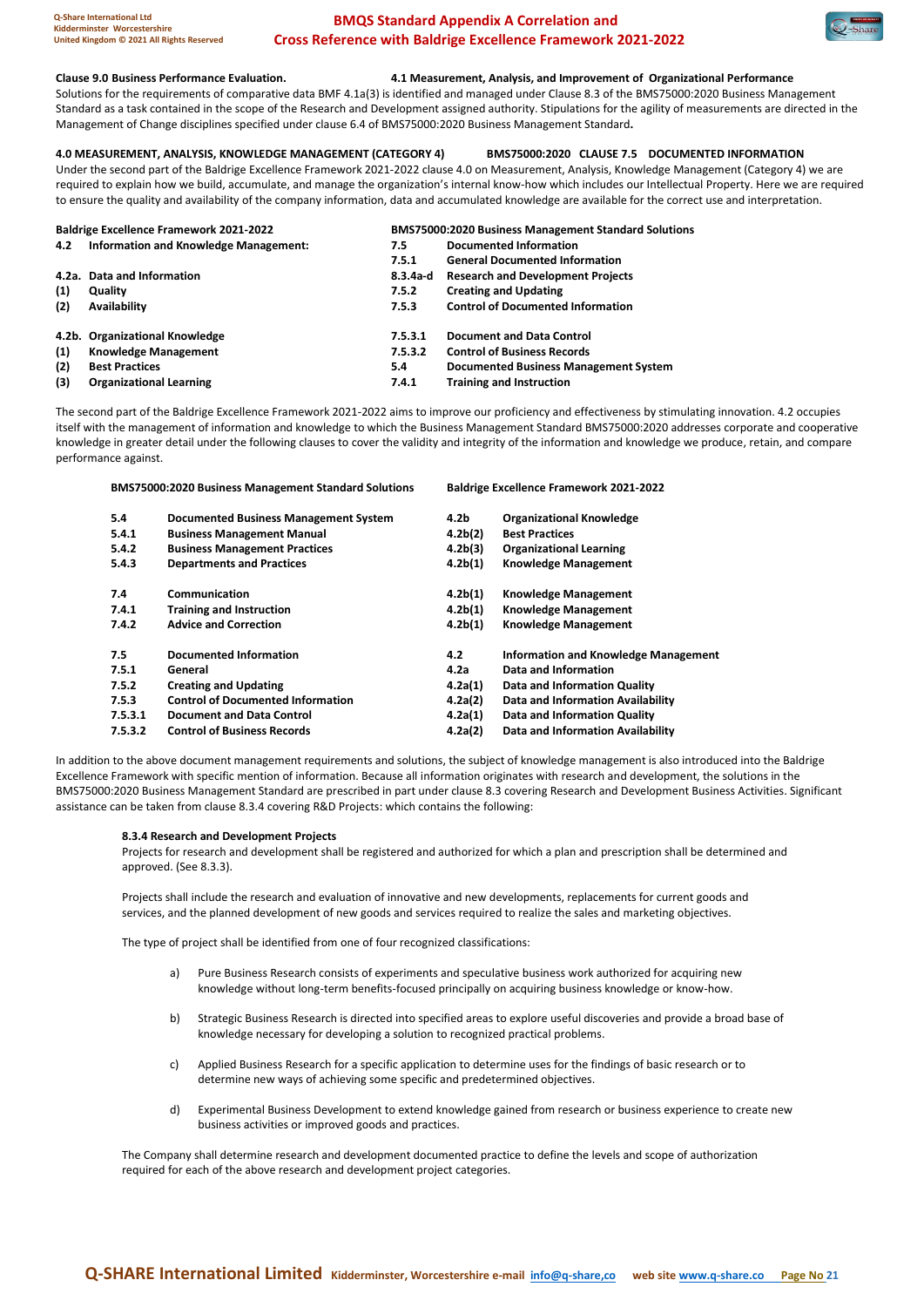**Clause 9.0 Business Performance Evaluation.** **4.1 Measurement, Analysis, and Improvement of Organizational Performance**

Solutions for the requirements of comparative data BMF 4.1a(3) is identified and managed under Clause 8.3 of the BMS75000:2020 Business Management Standard as a task contained in the scope of the Research and Development assigned authority. Stipulations for the agility of measurements are directed in the Management of Change disciplines specified under clause 6.4 of BMS75000:2020 Business Management Standard**.**

**4.0 MEASUREMENT, ANALYSIS, KNOWLEDGE MANAGEMENT (CATEGORY 4)** **BMS75000:2020 CLAUSE 7.5 DOCUMENTED INFORMATION**

Under the second part of the Baldrige Excellence Framework 2021-2022 clause 4.0 on Measurement, Analysis, Knowledge Management (Category 4) we are required to explain how we build, accumulate, and manage the organization's internal know-how which includes our Intellectual Property. Here we are required to ensure the quality and availability of the company information, data and accumulated knowledge are available for the correct use and interpretation.

| Baldrige Excellence Framework 2021-2022 | | BMS75000:2020 Business Management Standard Solutions | |
|---|---|---|---|
| **4.2** | **Information and Knowledge Management:** | **7.5** | **Documented Information** |
| | | **7.5.1** | **General Documented Information** |
| **4.2a.** | **Data and Information** | **8.3.4a-d** | **Research and Development Projects** |
| **(1)** | **Quality** | **7.5.2** | **Creating and Updating** |
| **(2)** | **Availability** | **7.5.3** | **Control of Documented Information** |
| **4.2b.** | **Organizational Knowledge** | **7.5.3.1** | **Document and Data Control** |
| **(1)** | **Knowledge Management** | **7.5.3.2** | **Control of Business Records** |
| **(2)** | **Best Practices** | **5.4** | **Documented Business Management System** |
| **(3)** | **Organizational Learning** | **7.4.1** | **Training and Instruction** |

The second part of the Baldrige Excellence Framework 2021-2022 aims to improve our proficiency and effectiveness by stimulating innovation. 4.2 occupies itself with the management of information and knowledge to which the Business Management Standard BMS75000:2020 addresses corporate and cooperative knowledge in greater detail under the following clauses to cover the validity and integrity of the information and knowledge we produce, retain, and compare performance against.

| BMS75000:2020 Business Management Standard Solutions | | Baldrige Excellence Framework 2021-2022 | |
|---|---|---|---|
| **5.4** | **Documented Business Management System** | **4.2b** | **Organizational Knowledge** |
| **5.4.1** | **Business Management Manual** | **4.2b(2)** | **Best Practices** |
| **5.4.2** | **Business Management Practices** | **4.2b(3)** | **Organizational Learning** |
| **5.4.3** | **Departments and Practices** | **4.2b(1)** | **Knowledge Management** |
| **7.4** | **Communication** | **4.2b(1)** | **Knowledge Management** |
| **7.4.1** | **Training and Instruction** | **4.2b(1)** | **Knowledge Management** |
| **7.4.2** | **Advice and Correction** | **4.2b(1)** | **Knowledge Management** |
| **7.5** | **Documented Information** | **4.2** | **Information and Knowledge Management** |
| **7.5.1** | **General** | **4.2a** | **Data and Information** |
| **7.5.2** | **Creating and Updating** | **4.2a(1)** | **Data and Information Quality** |
| **7.5.3** | **Control of Documented Information** | **4.2a(2)** | **Data and Information Availability** |
| **7.5.3.1** | **Document and Data Control** | **4.2a(1)** | **Data and Information Quality** |
| **7.5.3.2** | **Control of Business Records** | **4.2a(2)** | **Data and Information Availability** |

In addition to the above document requirements and solutions, the subject of knowledge management is also introduced into the Baldrige Excellence Framework with specific mention of information. Because all information originates with research and development, the solutions in the BMS75000:2020 Business Management Standard are prescribed in part under clause 8.3 covering Research and Development Business Activities. Significant assistance can be taken from clause 8.3.4 covering R&D Projects: which contains the following:

**8.3.4 Research and Development Projects**

Projects for research and development shall be registered and authorized for which a plan and prescription shall be determined and approved. (See 8.3.3).

Projects shall include the research and evaluation of innovative and new developments, replacements for current goods and services, and the planned development of new goods and services required to realize the sales and marketing objectives.

The type of project shall be identified from one of four recognized classifications:

a) Pure Business Research consists of experiments and speculative business work authorized for acquiring new knowledge without long-term benefits-focused principally on acquiring business knowledge or know-how.

b) Strategic Business Research is directed into specified areas to explore useful discoveries and provide a broad base of knowledge necessary for developing a solution to recognized practical problems.

c) Applied Business Research for a specific application to determine uses for the findings of basic research or to determine new ways of achieving some specific and predetermined objectives.

d) Experimental Business Development to extend knowledge gained from research or business experience to create new business activities or improved goods and practices.

The Company shall determine research and development documented practice to define the levels and scope of authorization required for each of the above research and development project categories.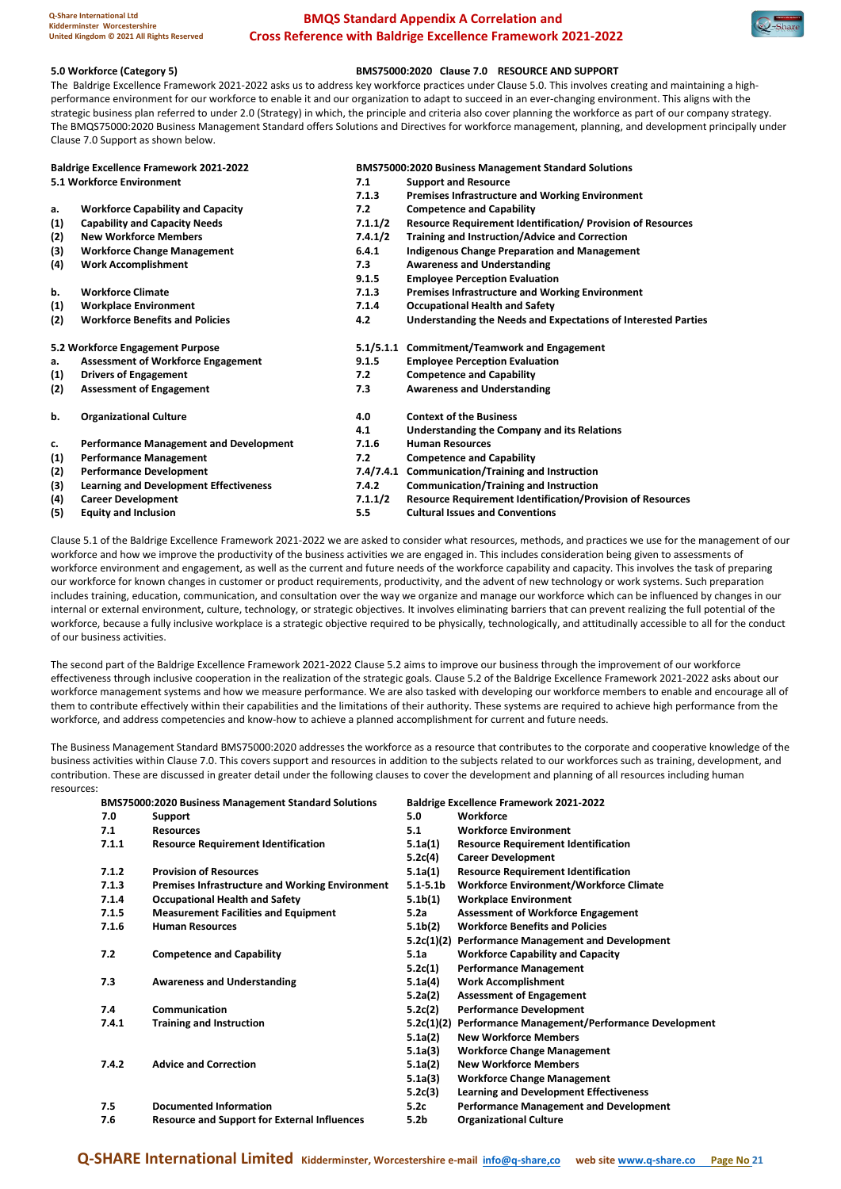**5.0 Workforce (Category 5)** **BMS75000:2020 Clause 7.0 RESOURCE AND SUPPORT**

The Baldrige Excellence Framework 2021-2022 asks us to address key workforce practices under Clause 5.0. This involves creating and maintaining a high-performance environment for our workforce to enable it and our organization to adapt to succeed in an ever-changing environment. This aligns with the strategic business plan referred to under 2.0 (Strategy) in which, the principle and criteria also cover planning the workforce as part of our company strategy. The BMQS75000:2020 Business Management Standard offers Solutions and Directives for workforce management, planning, and development principally under Clause 7.0 Support as shown below.

| Baldrige Excellence Framework 2021-2022 | | BMS75000:2020 Business Management Standard Solutions | |
|---|---|---|---|
| **5.1 Workforce Environment** | | **7.1** | **Support and Resource** |
| | | **7.1.3** | **Premises Infrastructure and Working Environment** |
| **a.** | **Workforce Capability and Capacity** | **7.2** | **Competence and Capability** |
| **(1)** | **Capability and Capacity Needs** | **7.1.1/2** | **Resource Requirement Identification/ Provision of Resources** |
| **(2)** | **New Workforce Members** | **7.4.1/2** | **Training and Instruction/Advice and Correction** |
| **(3)** | **Workforce Change Management** | **6.4.1** | **Indigenous Change Preparation and Management** |
| **(4)** | **Work Accomplishment** | **7.3** | **Awareness and Understanding** |
| | | **9.1.5** | **Employee Perception Evaluation** |
| **b.** | **Workforce Climate** | **7.1.3** | **Premises Infrastructure and Working Environment** |
| **(1)** | **Workplace Environment** | **7.1.4** | **Occupational Health and Safety** |
| **(2)** | **Workforce Benefits and Policies** | **4.2** | **Understanding the Needs and Expectations of Interested Parties** |
| **5.2 Workforce Engagement Purpose** | | **5.1/5.1.1** | **Commitment/Teamwork and Engagement** |
| **a.** | **Assessment of Workforce Engagement** | **9.1.5** | **Employee Perception Evaluation** |
| **(1)** | **Drivers of Engagement** | **7.2** | **Competence and Capability** |
| **(2)** | **Assessment of Engagement** | **7.3** | **Awareness and Understanding** |
| **b.** | **Organizational Culture** | **4.0** | **Context of the Business** |
| | | **4.1** | **Understanding the Company and its Relations** |
| **c.** | **Performance Management and Development** | **7.1.6** | **Human Resources** |
| **(1)** | **Performance Management** | **7.2** | **Competence and Capability** |
| **(2)** | **Performance Development** | **7.4/7.4.1** | **Communication/Training and Instruction** |
| **(3)** | **Learning and Development Effectiveness** | **7.4.2** | **Communication/Training and Instruction** |
| **(4)** | **Career Development** | **7.1.1/2** | **Resource Requirement Identification/Provision of Resources** |
| **(5)** | **Equity and Inclusion** | **5.5** | **Cultural Issues and Conventions** |

Clause 5.1 of the Baldrige Excellence Framework 2021-2022 we are asked to consider what resources, methods, and practices we use for the management of our workforce and how we improve the productivity of the business activities we are engaged in. This includes consideration being given to assessments of workforce environment and engagement, as well as the current and future needs of the workforce capability and capacity. This involves the task of preparing our workforce for known changes in customer or product requirements, productivity, and the advent of new technology or work systems. Such preparation includes training, education, communication, and consultation over the way we organize and manage our workforce which can be influenced by changes in our internal or external environment, culture, technology, or strategic objectives. It involves eliminating barriers that can prevent realizing the full potential of the workforce, because a fully inclusive workplace is a strategic objective required to be physically, technologically, and attitudinally accessible to all for the conduct of our business activities.

The second part of the Baldrige Excellence Framework 2021-2022 Clause 5.2 aims to improve our business through the improvement of our workforce effectiveness through inclusive cooperation in the realization of the strategic goals. Clause 5.2 of the Baldrige Excellence Framework 2021-2022 asks about our workforce management systems and how we measure performance. We are also tasked with developing our workforce members to enable and encourage all of them to contribute effectively within their capabilities and the limitations of their authority. These systems are required to achieve high performance from the workforce, and address competencies and know-how to achieve a planned accomplishment for current and future needs.

The Business Management Standard BMS75000:2020 addresses the workforce as a resource that contributes to the corporate and cooperative knowledge of the business activities within Clause 7.0. This covers support and resources in addition to the subjects related to our workforces such as training, development, and contribution. These are discussed in greater detail under the following clauses to cover the development and planning of all resources including human resources:

| BMS75000:2020 Business Management Standard Solutions | | Baldrige Excellence Framework 2021-2022 | |
|---|---|---|---|
| **7.0** | **Support** | **5.0** | **Workforce** |
| **7.1** | **Resources** | **5.1** | **Workforce Environment** |
| **7.1.1** | **Resource Requirement Identification** | **5.1a(1)** | **Resource Requirement Identification** |
| | | **5.2c(4)** | **Career Development** |
| **7.1.2** | **Provision of Resources** | **5.1a(1)** | **Resource Requirement Identification** |
| **7.1.3** | **Premises Infrastructure and Working Environment** | **5.1-5.1b** | **Workforce Environment/Workforce Climate** |
| **7.1.4** | **Occupational Health and Safety** | **5.1b(1)** | **Workplace Environment** |
| **7.1.5** | **Measurement Facilities and Equipment** | **5.2a** | **Assessment of Workforce Engagement** |
| **7.1.6** | **Human Resources** | **5.1b(2)** | **Workforce Benefits and Policies** |
| | | **5.2c(1)(2)** | **Performance Management and Development** |
| **7.2** | **Competence and Capability** | **5.1a** | **Workforce Capability and Capacity** |
| | | **5.2c(1)** | **Performance Management** |
| **7.3** | **Awareness and Understanding** | **5.1a(4)** | **Work Accomplishment** |
| | | **5.2a(2)** | **Assessment of Engagement** |
| **7.4** | **Communication** | **5.2c(2)** | **Performance Development** |
| **7.4.1** | **Training and Instruction** | **5.2c(1)(2)** | **Performance Management/Performance Development** |
| | | **5.1a(2)** | **New Workforce Members** |
| | | **5.1a(3)** | **Workforce Change Management** |
| **7.4.2** | **Advice and Correction** | **5.1a(2)** | **New Workforce Members** |
| | | **5.1a(3)** | **Workforce Change Management** |
| | | **5.2c(3)** | **Learning and Development Effectiveness** |
| **7.5** | **Documented Information** | **5.2c** | **Performance Management and Development** |
| **7.6** | **Resource and Support for External Influences** | **5.2b** | **Organizational Culture** |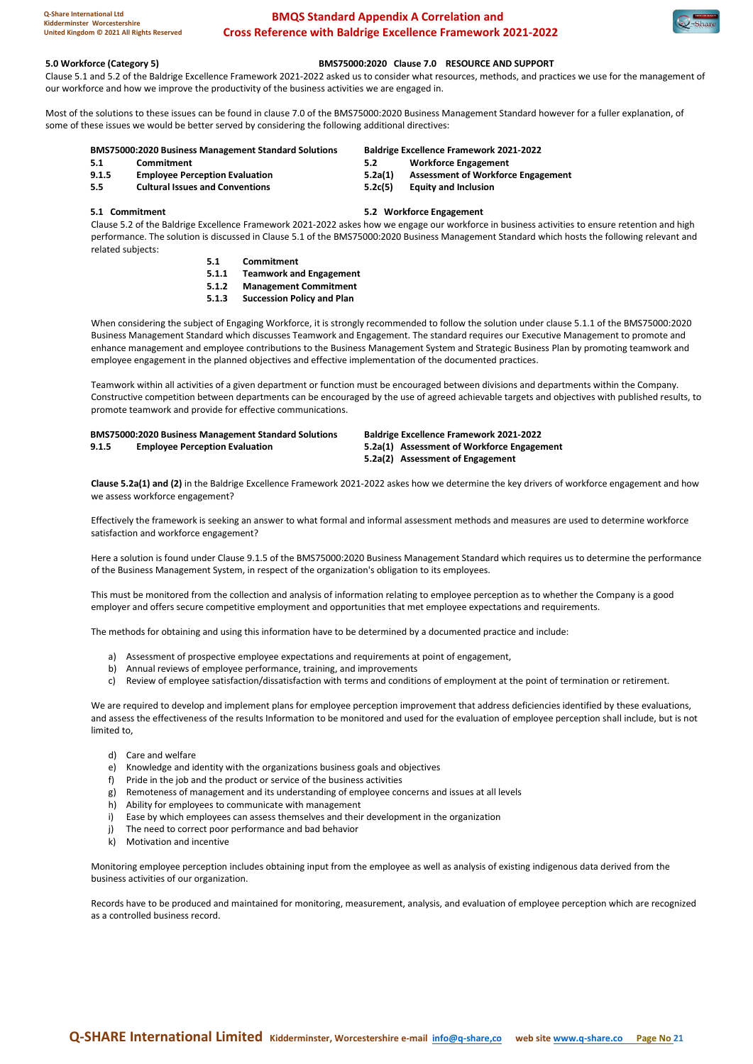**5.0 Workforce (Category 5)** **BMS75000:2020 Clause 7.0 RESOURCE AND SUPPORT**

Clause 5.1 and 5.2 of the Baldrige Excellence Framework 2021-2022 asked us to consider what resources, methods, and practices we use for the management of our workforce and how we improve the productivity of the business activities we are engaged in.

Most of the solutions to these issues can be found in clause 7.0 of the BMS75000:2020 Business Management Standard however for a fuller explanation, of some of these issues we would be better served by considering the following additional directives:

| BMS75000:2020 Business Management Standard Solutions | | Baldrige Excellence Framework 2021-2022 | |
|---|---|---|---|
| 5.1 | Commitment | 5.2 | Workforce Engagement |
| 9.1.5 | Employee Perception Evaluation | 5.2a(1) | Assessment of Workforce Engagement |
| 5.5 | Cultural Issues and Conventions | 5.2c(5) | Equity and Inclusion |

**5.1 Commitment** **5.2 Workforce Engagement**

Clause 5.2 of the Baldrige Excellence Framework 2021-2022 askes how we engage our workforce in business activities to ensure retention and high performance. The solution is discussed in Clause 5.1 of the BMS75000:2020 Business Management Standard which hosts the following relevant and related subjects:

- **5.1 Commitment**
- **5.1.1 Teamwork and Engagement**
- **5.1.2 Management Commitment**
- **5.1.3 Succession Policy and Plan**

When considering the subject of Engaging Workforce, it is strongly recommended to follow the solution under clause 5.1.1 of the BMS75000:2020 Business Management Standard which discusses Teamwork and Engagement. The standard requires our Executive Management to promote and enhance management and employee contributions to the Business Management System and Strategic Business Plan by promoting teamwork and employee engagement in the planned objectives and effective implementation of the documented practices.

Teamwork within all activities of a given department or function must be encouraged between divisions and departments within the Company. Constructive competition between departments can be encouraged by the use of agreed achievable targets and objectives with published results, to promote teamwork and provide for effective communications.

| BMS75000:2020 Business Management Standard Solutions | | Baldrige Excellence Framework 2021-2022 |
|---|---|---|
| 9.1.5 | Employee Perception Evaluation | 5.2a(1) Assessment of Workforce Engagement |
| | | 5.2a(2) Assessment of Engagement |

**Clause 5.2a(1) and (2)** in the Baldrige Excellence Framework 2021-2022 askes how we determine the key drivers of workforce engagement and how we assess workforce engagement?

Effectively the framework is seeking an answer to what formal and informal assessment methods and measures are used to determine workforce satisfaction and workforce engagement?

Here a solution is found under Clause 9.1.5 of the BMS75000:2020 Business Management Standard which requires us to determine the performance of the Business Management System, in respect of the organization's obligation to its employees.

This must be monitored from the collection and analysis of information relating to employee perception as to whether the Company is a good employer and offers secure competitive employment and opportunities that met employee expectations and requirements.

The methods for obtaining and using this information have to be determined by a documented practice and include:

a) Assessment of prospective employee expectations and requirements at point of engagement,
b) Annual reviews of employee performance, training, and improvements
c) Review of employee satisfaction/dissatisfaction with terms and conditions of employment at the point of termination or retirement.

We are required to develop and implement plans for employee perception improvement that address deficiencies identified by these evaluations, and assess the effectiveness of the results Information to be monitored and used for the evaluation of employee perception shall include, but is not limited to,

d) Care and welfare
e) Knowledge and identity with the organizations business goals and objectives
f) Pride in the job and the product or service of the business activities
g) Remoteness of management and its understanding of employee concerns and issues at all levels
h) Ability for employees to communicate with management
i) Ease by which employees can assess themselves and their development in the organization
j) The need to correct poor performance and bad behavior
k) Motivation and incentive

Monitoring employee perception includes obtaining input from the employee as well as analysis of existing indigenous data derived from the business activities of our organization.

Records have to be produced and maintained for monitoring, measurement, analysis, and evaluation of employee perception which are recognized as a controlled business record.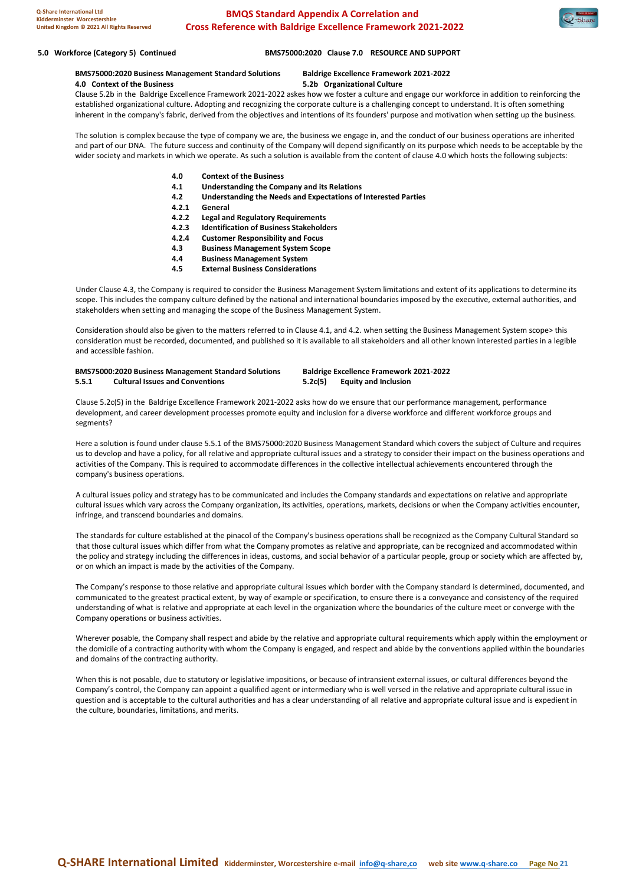**5.0 Workforce (Category 5) Continued** **BMS75000:2020 Clause 7.0 RESOURCE AND SUPPORT**

**BMS75000:2020 Business Management Standard Solutions** **Baldrige Excellence Framework 2021-2022**
**4.0 Context of the Business** **5.2b Organizational Culture**

Clause 5.2b in the Baldrige Excellence Framework 2021-2022 askes how we foster a culture and engage our workforce in addition to reinforcing the established organizational culture. Adopting and recognizing the corporate culture is a challenging concept to understand. It is often something inherent in the company's fabric, derived from the objectives and intentions of its founders' purpose and motivation when setting up the business.

The solution is complex because the type of company we are, the business we engage in, and the conduct of our business operations are inherited and part of our DNA. The future success and continuity of the Company will depend significantly on its purpose which needs to be acceptable by the wider society and markets in which we operate. As such a solution is available from the content of clause 4.0 which hosts the following subjects:

- **4.0 Context of the Business**
- **4.1 Understanding the Company and its Relations**
- **4.2 Understanding the Needs and Expectations of Interested Parties**
- **4.2.1 General**
- **4.2.2 Legal and Regulatory Requirements**
- **4.2.3 Identification of Business Stakeholders**
- **4.2.4 Customer Responsibility and Focus**
- **4.3 Business Management System Scope**
- **4.4 Business Management System**
- **4.5 External Business Considerations**

Under Clause 4.3, the Company is required to consider the Business Management System limitations and extent of its applications to determine its scope. This includes the company culture defined by the national and international boundaries imposed by the executive, external authorities, and stakeholders when setting and managing the scope of the Business Management System.

Consideration should also be given to the matters referred to in Clause 4.1, and 4.2. when setting the Business Management System scope> this consideration must be recorded, documented, and published so it is available to all stakeholders and all other known interested parties in a legible and accessible fashion.

**BMS75000:2020 Business Management Standard Solutions** **Baldrige Excellence Framework 2021-2022**
**5.5.1 Cultural Issues and Conventions** **5.2c(5) Equity and Inclusion**

Clause 5.2c(5) in the Baldrige Excellence Framework 2021-2022 asks how do we ensure that our performance management, performance development, and career development processes promote equity and inclusion for a diverse workforce and different workforce groups and segments?

Here a solution is found under clause 5.5.1 of the BMS75000:2020 Business Management Standard which covers the subject of Culture and requires us to develop and have a policy, for all relative and appropriate cultural issues and a strategy to consider their impact on the business operations and activities of the Company. This is required to accommodate differences in the collective intellectual achievements encountered through the company's business operations.

A cultural issues policy and strategy has to be communicated and includes the Company standards and expectations on relative and appropriate cultural issues which vary across the Company organization, its activities, operations, markets, decisions or when the Company activities encounter, infringe, and transcend boundaries and domains.

The standards for culture established at the pinacol of the Company's business operations shall be recognized as the Company Cultural Standard so that those cultural issues which differ from what the Company promotes as relative and appropriate, can be recognized and accommodated within the policy and strategy including the differences in ideas, customs, and social behavior of a particular people, group or society which are affected by, or on which an impact is made by the activities of the Company.

The Company's response to those relative and appropriate cultural issues which border with the Company standard is determined, documented, and communicated to the greatest practical extent, by way of example or specification, to ensure there is a conveyance and consistency of the required understanding of what is relative and appropriate at each level in the organization where the boundaries of the culture meet or converge with the Company operations or business activities.

Wherever posable, the Company shall respect and abide by the relative and appropriate cultural requirements which apply within the employment or the domicile of a contracting authority with whom the Company is engaged, and respect and abide by the conventions applied within the boundaries and domains of the contracting authority.

When this is not posable, due to statutory or legislative impositions, or because of intransient external issues, or cultural differences beyond the Company's control, the Company can appoint a qualified agent or intermediary who is well versed in the relative and appropriate cultural issue in question and is acceptable to the cultural authorities and has a clear understanding of all relative and appropriate cultural issue and is expedient in the culture, boundaries, limitations, and merits.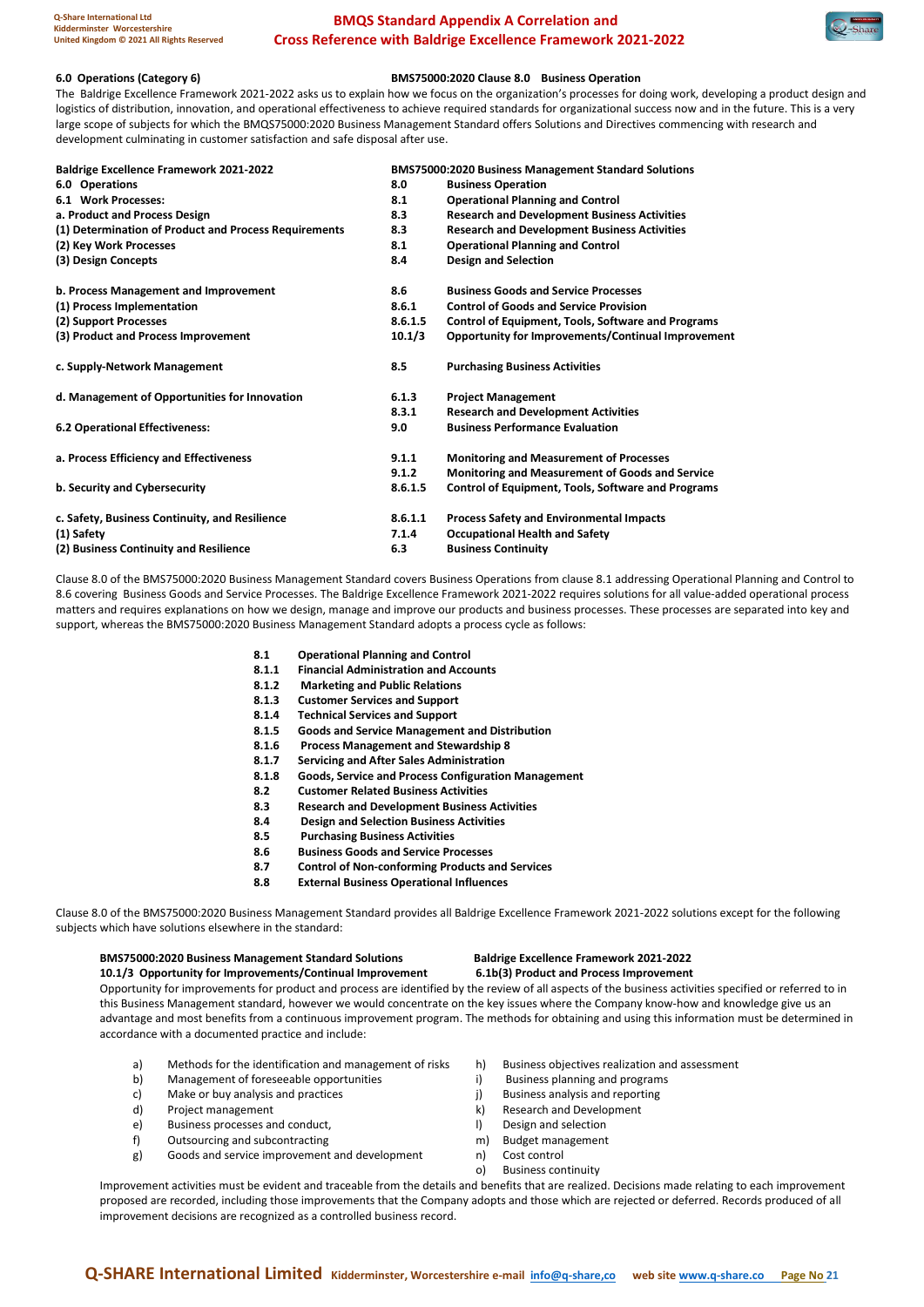**6.0 Operations (Category 6)** **BMS75000:2020 Clause 8.0 Business Operation**

The Baldrige Excellence Framework 2021-2022 asks us to explain how we focus on the organization's processes for doing work, developing a product design and logistics of distribution, innovation, and operational effectiveness to achieve required standards for organizational success now and in the future. This is a very large scope of subjects for which the BMQS75000:2020 Business Management Standard offers Solutions and Directives commencing with research and development culminating in customer satisfaction and safe disposal after use.

| Baldrige Excellence Framework 2021-2022 | BMS75000:2020 Business Management Standard Solutions | |
|---|---|---|
| 6.0 Operations | 8.0 | Business Operation |
| 6.1 Work Processes: | 8.1 | Operational Planning and Control |
| a. Product and Process Design | 8.3 | Research and Development Business Activities |
| (1) Determination of Product and Process Requirements | 8.3 | Research and Development Business Activities |
| (2) Key Work Processes | 8.1 | Operational Planning and Control |
| (3) Design Concepts | 8.4 | Design and Selection |
| b. Process Management and Improvement | 8.6 | Business Goods and Service Processes |
| (1) Process Implementation | 8.6.1 | Control of Goods and Service Provision |
| (2) Support Processes | 8.6.1.5 | Control of Equipment, Tools, Software and Programs |
| (3) Product and Process Improvement | 10.1/3 | Opportunity for Improvements/Continual Improvement |
| c. Supply-Network Management | 8.5 | Purchasing Business Activities |
| d. Management of Opportunities for Innovation | 6.1.3 | Project Management |
| | 8.3.1 | Research and Development Activities |
| 6.2 Operational Effectiveness: | 9.0 | Business Performance Evaluation |
| a. Process Efficiency and Effectiveness | 9.1.1 | Monitoring and Measurement of Processes |
| | 9.1.2 | Monitoring and Measurement of Goods and Service |
| b. Security and Cybersecurity | 8.6.1.5 | Control of Equipment, Tools, Software and Programs |
| c. Safety, Business Continuity, and Resilience | 8.6.1.1 | Process Safety and Environmental Impacts |
| (1) Safety | 7.1.4 | Occupational Health and Safety |
| (2) Business Continuity and Resilience | 6.3 | Business Continuity |

Clause 8.0 of the BMS75000:2020 Business Management Standard covers Business Operations from clause 8.1 addressing Operational Planning and Control to 8.6 covering Business Goods and Service Processes. The Baldrige Excellence Framework 2021-2022 requires solutions for all value-added operational process matters and requires explanations on how we design, manage and improve our products and business processes. These processes are separated into key and support, whereas the BMS75000:2020 Business Management Standard adopts a process cycle as follows:

- **8.1 Operational Planning and Control**
- **8.1.1 Financial Administration and Accounts**
- **8.1.2 Marketing and Public Relations**
- **8.1.3 Customer Services and Support**
- **8.1.4 Technical Services and Support**
- **8.1.5 Goods and Service Management and Distribution**
- **8.1.6 Process Management and Stewardship 8**
- **8.1.7 Servicing and After Sales Administration**
- **8.1.8 Goods, Service and Process Configuration Management**
- **8.2 Customer Related Business Activities**
- **8.3 Research and Development Business Activities**
- **8.4 Design and Selection Business Activities**
- **8.5 Purchasing Business Activities**
- **8.6 Business Goods and Service Processes**
- **8.7 Control of Non-conforming Products and Services**
- **8.8 External Business Operational Influences**

Clause 8.0 of the BMS75000:2020 Business Management Standard provides all Baldrige Excellence Framework 2021-2022 solutions except for the following subjects which have solutions elsewhere in the standard:

| BMS75000:2020 Business Management Standard Solutions | Baldrige Excellence Framework 2021-2022 |
|---|---|
| 10.1/3 Opportunity for Improvements/Continual Improvement | 6.1b(3) Product and Process Improvement |

Opportunity for improvements for product and process are identified by the review of all aspects of the business activities specified or referred to in this Business Management standard, however we would concentrate on the key issues where the Company know-how and knowledge give us an advantage and most benefits from a continuous improvement program. The methods for obtaining and using this information must be determined in accordance with a documented practice and include:

a) Methods for the identification and management of risks
b) Management of foreseeable opportunities
c) Make or buy analysis and practices
d) Project management
e) Business processes and conduct,
f) Outsourcing and subcontracting
g) Goods and service improvement and development
h) Business objectives realization and assessment
i) Business planning and programs
j) Business analysis and reporting
k) Research and Development
l) Design and selection
m) Budget management
n) Cost control
o) Business continuity

Improvement activities must be evident and traceable from the details and benefits that are realized. Decisions made relating to each improvement proposed are recorded, including those improvements that the Company adopts and those which are rejected or deferred. Records produced of all improvement decisions are recognized as a controlled business record.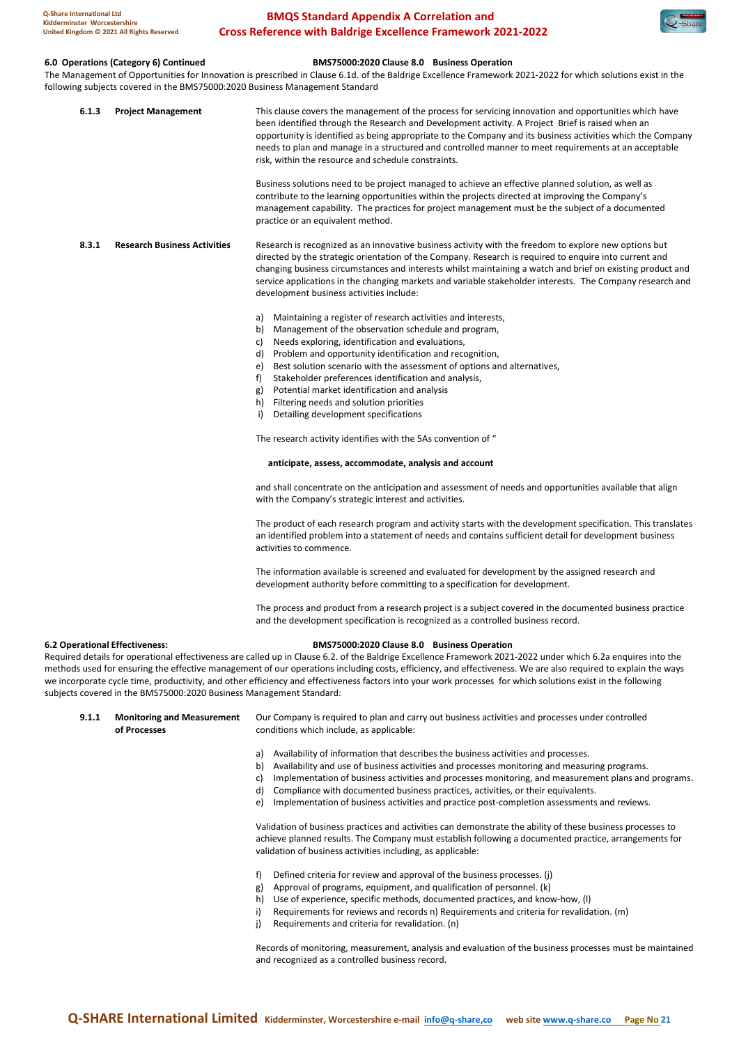**6.0 Operations (Category 6) Continued** **BMS75000:2020 Clause 8.0 Business Operation**

The Management of Opportunities for Innovation is prescribed in Clause 6.1d. of the Baldrige Excellence Framework 2021-2022 for which solutions exist in the following subjects covered in the BMS75000:2020 Business Management Standard

**6.1.3 Project Management**

This clause covers the management of the process for servicing innovation and opportunities which have been identified through the Research and Development activity. A Project Brief is raised when an opportunity is identified as being appropriate to the Company and its business activities which the Company needs to plan and manage in a structured and controlled manner to meet requirements at an acceptable risk, within the resource and schedule constraints.

Business solutions need to be project managed to achieve an effective planned solution, as well as contribute to the learning opportunities within the projects directed at improving the Company's management capability. The practices for project management must be the subject of a documented practice or an equivalent method.

**8.3.1 Research Business Activities**

Research is recognized as an innovative business activity with the freedom to explore new options but directed by the strategic orientation of the Company. Research is required to enquire into current and changing business circumstances and interests whilst maintaining a watch and brief on existing product and service applications in the changing markets and variable stakeholder interests. The Company research and development business activities include:

a) Maintaining a register of research activities and interests,
b) Management of the observation schedule and program,
c) Needs exploring, identification and evaluations,
d) Problem and opportunity identification and recognition,
e) Best solution scenario with the assessment of options and alternatives,
f) Stakeholder preferences identification and analysis,
g) Potential market identification and analysis
h) Filtering needs and solution priorities
i) Detailing development specifications

The research activity identifies with the 5As convention of "

**anticipate, assess, accommodate, analysis and account**

and shall concentrate on the anticipation and assessment of needs and opportunities available that align with the Company's strategic interest and activities.

The product of each research program and activity starts with the development specification. This translates an identified problem into a statement of needs and contains sufficient detail for development business activities to commence.

The information available is screened and evaluated for development by the assigned research and development authority before committing to a specification for development.

The process and product from a research project is a subject covered in the documented business practice and the development specification is recognized as a controlled business record.

**6.2 Operational Effectiveness:** **BMS75000:2020 Clause 8.0 Business Operation**

Required details for operational effectiveness are called up in Clause 6.2. of the Baldrige Excellence Framework 2021-2022 under which 6.2a enquires into the methods used for ensuring the effective management of our operations including costs, efficiency, and effectiveness. We are also required to explain the ways we incorporate cycle time, productivity, and other efficiency and effectiveness factors into your work processes for which solutions exist in the following subjects covered in the BMS75000:2020 Business Management Standard:

**9.1.1 Monitoring and Measurement of Processes**

Our Company is required to plan and carry out business activities and processes under controlled conditions which include, as applicable:

a) Availability of information that describes the business activities and processes.
b) Availability and use of business activities and processes monitoring and measuring programs.
c) Implementation of business activities and processes monitoring, and measurement plans and programs.
d) Compliance with documented business practices, activities, or their equivalents.
e) Implementation of business activities and practice post-completion assessments and reviews.

Validation of business practices and activities can demonstrate the ability of these business processes to achieve planned results. The Company must establish following a documented practice, arrangements for validation of business activities including, as applicable:

f) Defined criteria for review and approval of the business processes. (j)
g) Approval of programs, equipment, and qualification of personnel. (k)
h) Use of experience, specific methods, documented practices, and know-how, (l)
i) Requirements for reviews and records n) Requirements and criteria for revalidation. (m)
j) Requirements and criteria for revalidation. (n)

Records of monitoring, measurement, analysis and evaluation of the business processes must be maintained and recognized as a controlled business record.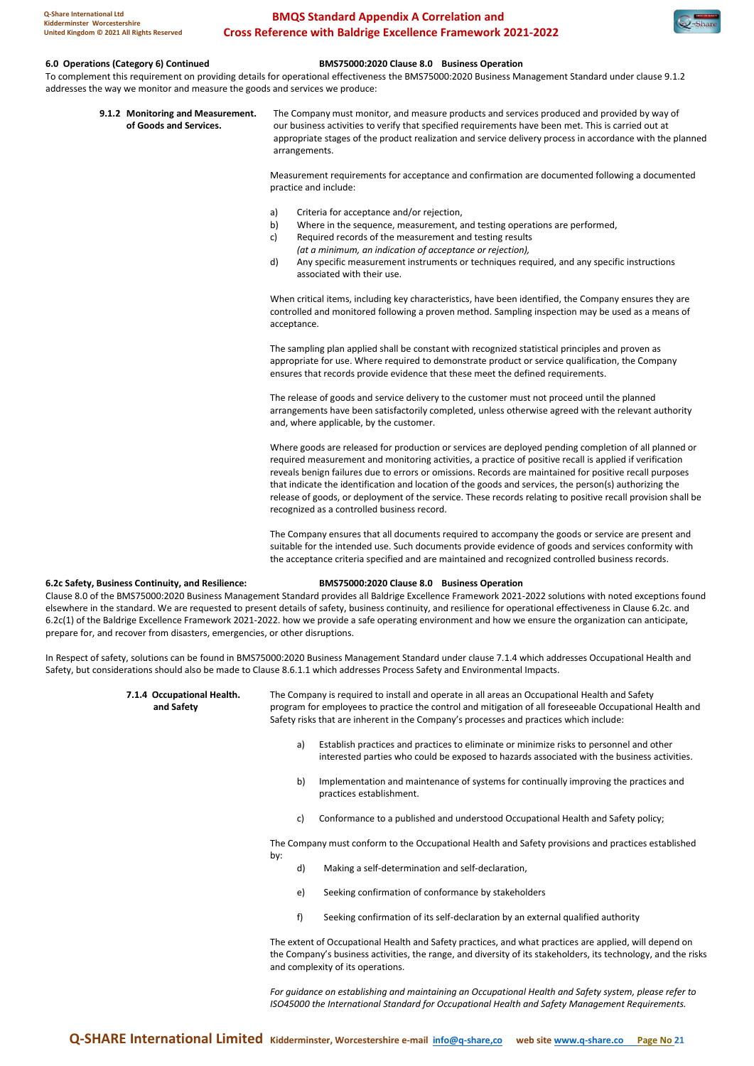**6.0 Operations (Category 6) Continued** **BMS75000:2020 Clause 8.0 Business Operation**

To complement this requirement on providing details for operational effectiveness the BMS75000:2020 Business Management Standard under clause 9.1.2 addresses the way we monitor and measure the goods and services we produce:

**9.1.2 Monitoring and Measurement. of Goods and Services.**

The Company must monitor, and measure products and services produced and provided by way of our business activities to verify that specified requirements have been met. This is carried out at appropriate stages of the product realization and service delivery process in accordance with the planned arrangements.

Measurement requirements for acceptance and confirmation are documented following a documented practice and include:

a) Criteria for acceptance and/or rejection,
b) Where in the sequence, measurement, and testing operations are performed,
c) Required records of the measurement and testing results *(at a minimum, an indication of acceptance or rejection),*
d) Any specific measurement instruments or techniques required, and any specific instructions associated with their use.

When critical items, including key characteristics, have been identified, the Company ensures they are controlled and monitored following a proven method. Sampling inspection may be used as a means of acceptance.

The sampling plan applied shall be constant with recognized statistical principles and proven as appropriate for use. Where required to demonstrate product or service qualification, the Company ensures that records provide evidence that these meet the defined requirements.

The release of goods and service delivery to the customer must not proceed until the planned arrangements have been satisfactorily completed, unless otherwise agreed with the relevant authority and, where applicable, by the customer.

Where goods are released for production or services are deployed pending completion of all planned or required measurement and monitoring activities, a practice of positive recall is applied if verification reveals benign failures due to errors or omissions. Records are maintained for positive recall purposes that indicate the identification and location of the goods and services, the person(s) authorizing the release of goods, or deployment of the service. These records relating to positive recall provision shall be recognized as a controlled business record.

The Company ensures that all documents required to accompany the goods or service are present and suitable for the intended use. Such documents provide evidence of goods and services conformity with the acceptance criteria specified and are maintained and recognized controlled business records.

**6.2c Safety, Business Continuity, and Resilience:** **BMS75000:2020 Clause 8.0 Business Operation**

Clause 8.0 of the BMS75000:2020 Business Management Standard provides all Baldrige Excellence Framework 2021-2022 solutions with noted exceptions found elsewhere in the standard. We are requested to present details of safety, business continuity, and resilience for operational effectiveness in Clause 6.2c. and 6.2c(1) of the Baldrige Excellence Framework 2021-2022. how we provide a safe operating environment and how we ensure the organization can anticipate, prepare for, and recover from disasters, emergencies, or other disruptions.

In Respect of safety, solutions can be found in BMS75000:2020 Business Management Standard under clause 7.1.4 which addresses Occupational Health and Safety, but considerations should also be made to Clause 8.6.1.1 which addresses Process Safety and Environmental Impacts.

**7.1.4 Occupational Health. and Safety**

The Company is required to install and operate in all areas an Occupational Health and Safety program for employees to practice the control and mitigation of all foreseeable Occupational Health and Safety risks that are inherent in the Company's processes and practices which include:

a) Establish practices and practices to eliminate or minimize risks to personnel and other interested parties who could be exposed to hazards associated with the business activities.

b) Implementation and maintenance of systems for continually improving the practices and practices establishment.

c) Conformance to a published and understood Occupational Health and Safety policy;

The Company must conform to the Occupational Health and Safety provisions and practices established by:

d) Making a self-determination and self-declaration,

e) Seeking confirmation of conformance by stakeholders

f) Seeking confirmation of its self-declaration by an external qualified authority

The extent of Occupational Health and Safety practices, and what practices are applied, will depend on the Company's business activities, the range, and diversity of its stakeholders, its technology, and the risks and complexity of its operations.

*For guidance on establishing and maintaining an Occupational Health and Safety system, please refer to ISO45000 the International Standard for Occupational Health and Safety Management Requirements.*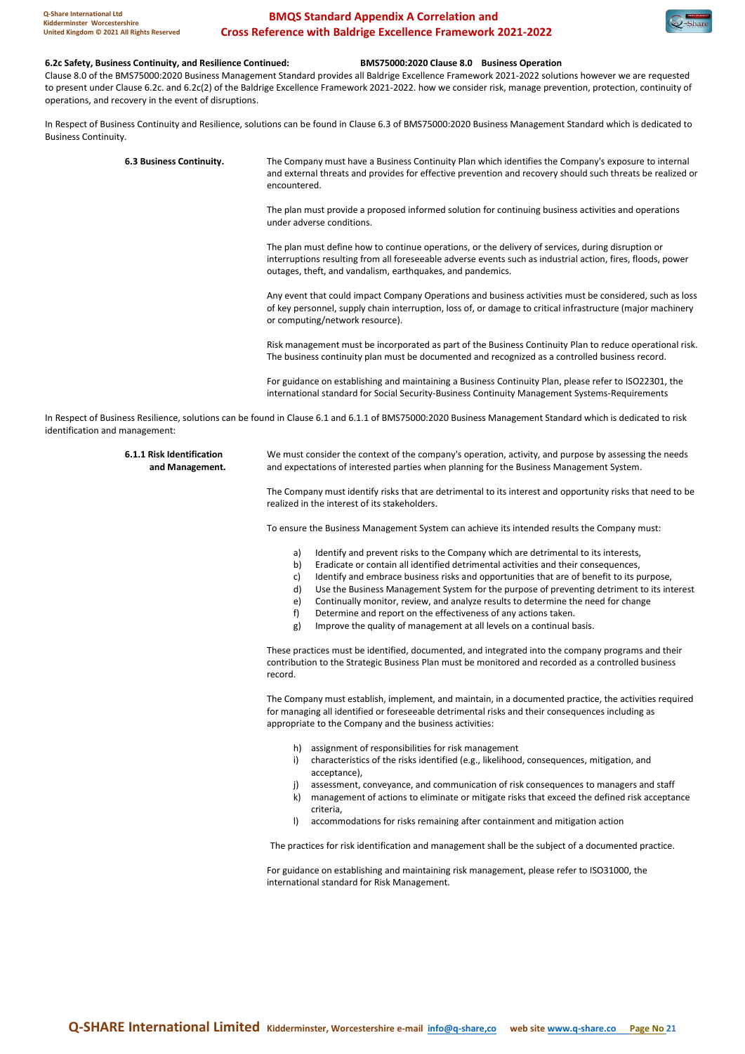**6.2c Safety, Business Continuity, and Resilience Continued:** **BMS75000:2020 Clause 8.0 Business Operation**

Clause 8.0 of the BMS75000:2020 Business Management Standard provides all Baldrige Excellence Framework 2021-2022 solutions however we are requested to present under Clause 6.2c. and 6.2c(2) of the Baldrige Excellence Framework 2021-2022. how we consider risk, manage prevention, protection, continuity of operations, and recovery in the event of disruptions.

In Respect of Business Continuity and Resilience, solutions can be found in Clause 6.3 of BMS75000:2020 Business Management Standard which is dedicated to Business Continuity.

**6.3 Business Continuity.**

The Company must have a Business Continuity Plan which identifies the Company's exposure to internal and external threats and provides for effective prevention and recovery should such threats be realized or encountered.

The plan must provide a proposed informed solution for continuing business activities and operations under adverse conditions.

The plan must define how to continue operations, or the delivery of services, during disruption or interruptions resulting from all foreseeable adverse events such as industrial action, fires, floods, power outages, theft, and vandalism, earthquakes, and pandemics.

Any event that could impact Company Operations and business activities must be considered, such as loss of key personnel, supply chain interruption, loss of, or damage to critical infrastructure (major machinery or computing/network resource).

Risk management must be incorporated as part of the Business Continuity Plan to reduce operational risk. The business continuity plan must be documented and recognized as a controlled business record.

For guidance on establishing and maintaining a Business Continuity Plan, please refer to ISO22301, the international standard for Social Security-Business Continuity Management Systems-Requirements

In Respect of Business Resilience, solutions can be found in Clause 6.1 and 6.1.1 of BMS75000:2020 Business Management Standard which is dedicated to risk identification and management:

**6.1.1 Risk Identification and Management.**

We must consider the context of the company's operation, activity, and purpose by assessing the needs and expectations of interested parties when planning for the Business Management System.

The Company must identify risks that are detrimental to its interest and opportunity risks that need to be realized in the interest of its stakeholders.

To ensure the Business Management System can achieve its intended results the Company must:

a) Identify and prevent risks to the Company which are detrimental to its interests,
b) Eradicate or contain all identified detrimental activities and their consequences,
c) Identify and embrace business risks and opportunities that are of benefit to its purpose,
d) Use the Business Management System for the purpose of preventing detriment to its interest
e) Continually monitor, review, and analyze results to determine the need for change
f) Determine and report on the effectiveness of any actions taken.
g) Improve the quality of management at all levels on a continual basis.

These practices must be identified, documented, and integrated into the company programs and their contribution to the Strategic Business Plan must be monitored and recorded as a controlled business record.

The Company must establish, implement, and maintain, in a documented practice, the activities required for managing all identified or foreseeable detrimental risks and their consequences including as appropriate to the Company and the business activities:

h) assignment of responsibilities for risk management
i) characteristics of the risks identified (e.g., likelihood, consequences, mitigation, and acceptance),
j) assessment, conveyance, and communication of risk consequences to managers and staff
k) management of actions to eliminate or mitigate risks that exceed the defined risk acceptance criteria,
l) accommodations for risks remaining after containment and mitigation action

The practices for risk identification and management shall be the subject of a documented practice.

For guidance on establishing and maintaining risk management, please refer to ISO31000, the international standard for Risk Management.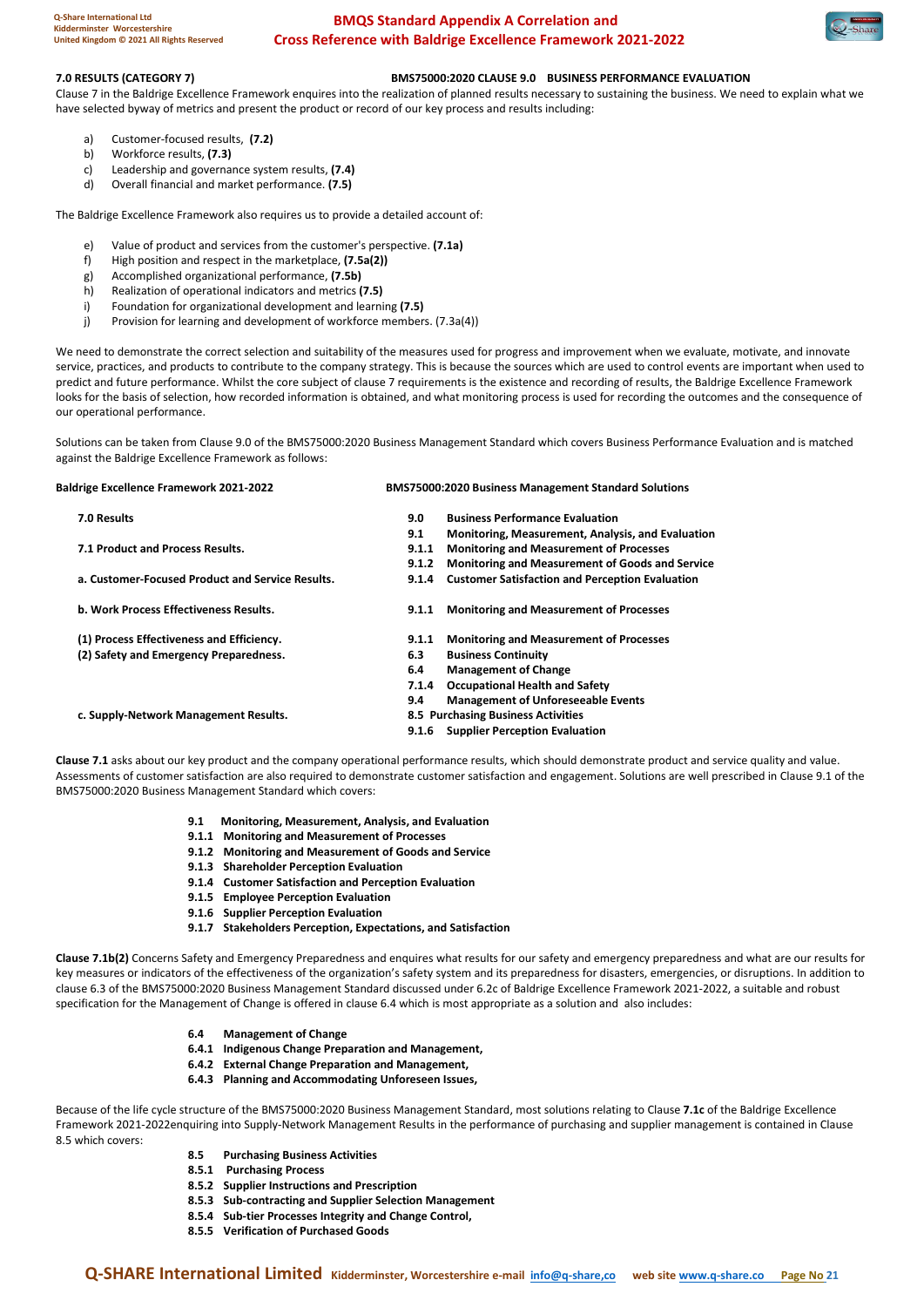**7.0 RESULTS (CATEGORY 7)** **BMS75000:2020 CLAUSE 9.0 BUSINESS PERFORMANCE EVALUATION**

Clause 7 in the Baldrige Excellence Framework enquires into the realization of planned results necessary to sustaining the business. We need to explain what we have selected byway of metrics and present the product or record of our key process and results including:

a) Customer-focused results, **(7.2)**
b) Workforce results, **(7.3)**
c) Leadership and governance system results, **(7.4)**
d) Overall financial and market performance. **(7.5)**

The Baldrige Excellence Framework also requires us to provide a detailed account of:

e) Value of product and services from the customer's perspective. **(7.1a)**
f) High position and respect in the marketplace, **(7.5a(2))**
g) Accomplished organizational performance, **(7.5b)**
h) Realization of operational indicators and metrics **(7.5)**
i) Foundation for organizational development and learning **(7.5)**
j) Provision for learning and development of workforce members. (7.3a(4))

We need to demonstrate the correct selection and suitability of the measures used for progress and improvement when we evaluate, motivate, and innovate service, practices, and products to contribute to the company strategy. This is because the sources which are used to control events are important when used to predict and future performance. Whilst the core subject of clause 7 requirements is the existence and recording of results, the Baldrige Excellence Framework looks for the basis of selection, how recorded information is obtained, and what monitoring process is used for recording the outcomes and the consequence of our operational performance.

Solutions can be taken from Clause 9.0 of the BMS75000:2020 Business Management Standard which covers Business Performance Evaluation and is matched against the Baldrige Excellence Framework as follows:

| Baldrige Excellence Framework 2021-2022 | BMS75000:2020 Business Management Standard Solutions |
|---|---|
| **7.0 Results** | **9.0 Business Performance Evaluation** |
| | **9.1 Monitoring, Measurement, Analysis, and Evaluation** |
| **7.1 Product and Process Results.** | **9.1.1 Monitoring and Measurement of Processes** |
| | **9.1.2 Monitoring and Measurement of Goods and Service** |
| **a. Customer-Focused Product and Service Results.** | **9.1.4 Customer Satisfaction and Perception Evaluation** |
| **b. Work Process Effectiveness Results.** | **9.1.1 Monitoring and Measurement of Processes** |
| **(1) Process Effectiveness and Efficiency.** | **9.1.1 Monitoring and Measurement of Processes** |
| **(2) Safety and Emergency Preparedness.** | **6.3 Business Continuity** |
| | **6.4 Management of Change** |
| | **7.1.4 Occupational Health and Safety** |
| | **9.4 Management of Unforeseeable Events** |
| **c. Supply-Network Management Results.** | **8.5 Purchasing Business Activities** |
| | **9.1.6 Supplier Perception Evaluation** |

**Clause 7.1** asks about our key product and the company operational performance results, which should demonstrate product and service quality and value. Assessments of customer satisfaction are also required to demonstrate customer satisfaction and engagement. Solutions are well prescribed in Clause 9.1 of the BMS75000:2020 Business Management Standard which covers:

- **9.1 Monitoring, Measurement, Analysis, and Evaluation**
- **9.1.1 Monitoring and Measurement of Processes**
- **9.1.2 Monitoring and Measurement of Goods and Service**
- **9.1.3 Shareholder Perception Evaluation**
- **9.1.4 Customer Satisfaction and Perception Evaluation**
- **9.1.5 Employee Perception Evaluation**
- **9.1.6 Supplier Perception Evaluation**
- **9.1.7 Stakeholders Perception, Expectations, and Satisfaction**

**Clause 7.1b(2)** Concerns Safety and Emergency Preparedness and enquires what results for our safety and emergency preparedness and what are our results for key measures or indicators of the effectiveness of the organization's safety system and its preparedness for disasters, emergencies, or disruptions. In addition to clause 6.3 of the BMS75000:2020 Business Management Standard discussed under 6.2c of Baldrige Excellence Framework 2021-2022, a suitable and robust specification for the Management of Change is offered in clause 6.4 which is most appropriate as a solution and also includes:

- **6.4 Management of Change**
- **6.4.1 Indigenous Change Preparation and Management,**
- **6.4.2 External Change Preparation and Management,**
- **6.4.3 Planning and Accommodating Unforeseen Issues,**

Because of the life cycle structure of the BMS75000:2020 Business Management Standard, most solutions relating to Clause **7.1c** of the Baldrige Excellence Framework 2021-2022enquiring into Supply-Network Management Results in the performance of purchasing and supplier management is contained in Clause 8.5 which covers:

- **8.5 Purchasing Business Activities**
- **8.5.1 Purchasing Process**
- **8.5.2 Supplier Instructions and Prescription**
- **8.5.3 Sub-contracting and Supplier Selection Management**
- **8.5.4 Sub-tier Processes Integrity and Change Control,**
- **8.5.5 Verification of Purchased Goods**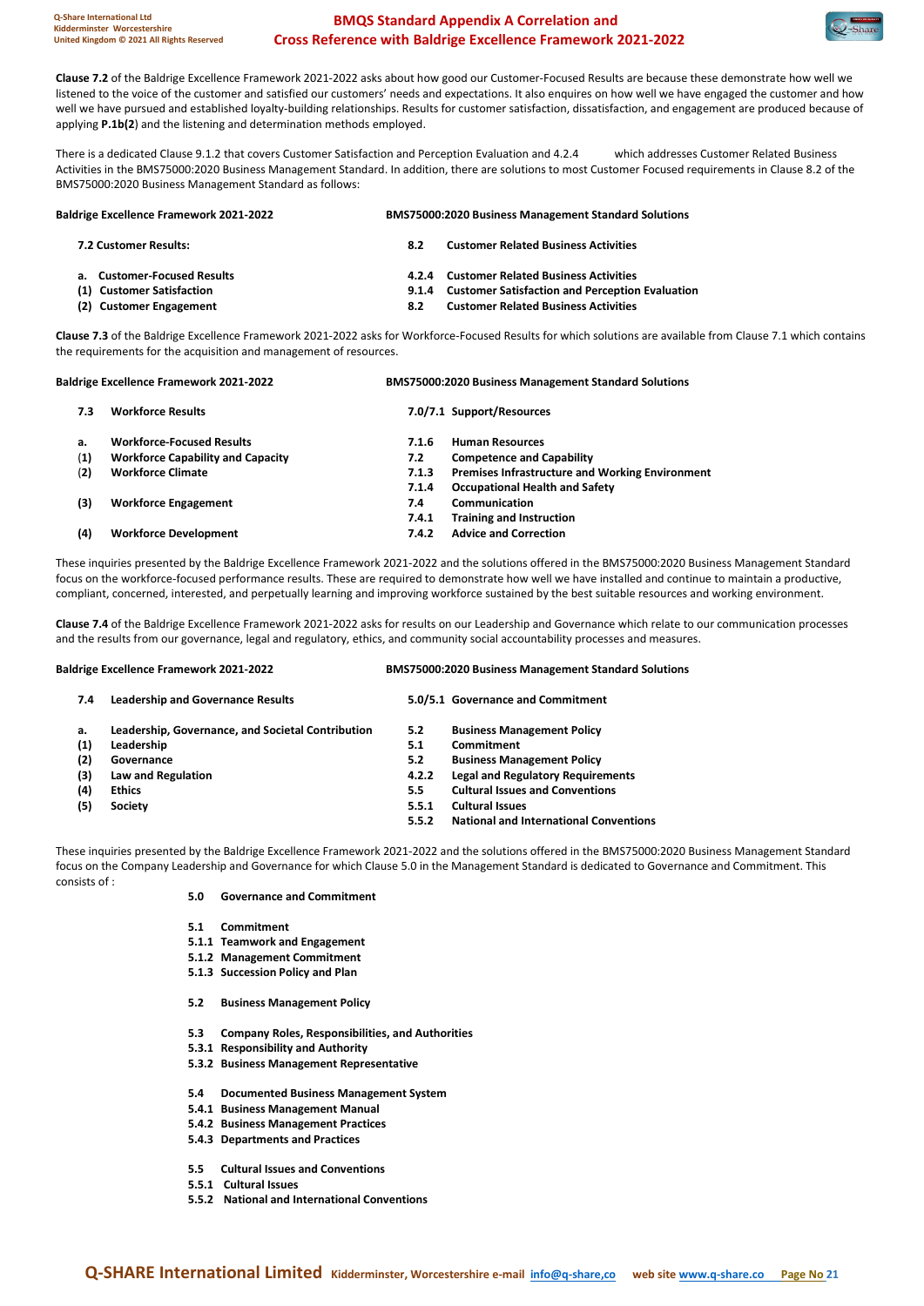**Clause 7.2** of the Baldrige Excellence Framework 2021-2022 asks about how good our Customer-Focused Results are because these demonstrate how well we listened to the voice of the customer and satisfied our customers' needs and expectations. It also enquires on how well we have engaged the customer and how well we have pursued and established loyalty-building relationships. Results for customer satisfaction, dissatisfaction, and engagement are produced because of applying **P.1b(2**) and the listening and determination methods employed.

There is a dedicated Clause 9.1.2 that covers Customer Satisfaction and Perception Evaluation and 4.2.4 which addresses Customer Related Business Activities in the BMS75000:2020 Business Management Standard. In addition, there are solutions to most Customer Focused requirements in Clause 8.2 of the BMS75000:2020 Business Management Standard as follows:

| Baldrige Excellence Framework 2021-2022 | | BMS75000:2020 Business Management Standard Solutions | |
|---|---|---|---|
| **7.2 Customer Results:** | | **8.2** | **Customer Related Business Activities** |
| **a.** | **Customer-Focused Results** | **4.2.4** | **Customer Related Business Activities** |
| **(1)** | **Customer Satisfaction** | **9.1.4** | **Customer Satisfaction and Perception Evaluation** |
| **(2)** | **Customer Engagement** | **8.2** | **Customer Related Business Activities** |

**Clause 7.3** of the Baldrige Excellence Framework 2021-2022 asks for Workforce-Focused Results for which solutions are available from Clause 7.1 which contains the requirements for the acquisition and management of resources.

| Baldrige Excellence Framework 2021-2022 | | BMS75000:2020 Business Management Standard Solutions | |
|---|---|---|---|
| **7.3** | **Workforce Results** | **7.0/7.1** | **Support/Resources** |
| **a.** | **Workforce-Focused Results** | **7.1.6** | **Human Resources** |
| **(1)** | **Workforce Capability and Capacity** | **7.2** | **Competence and Capability** |
| **(2)** | **Workforce Climate** | **7.1.3** | **Premises Infrastructure and Working Environment** |
| | | **7.1.4** | **Occupational Health and Safety** |
| **(3)** | **Workforce Engagement** | **7.4** | **Communication** |
| | | **7.4.1** | **Training and Instruction** |
| **(4)** | **Workforce Development** | **7.4.2** | **Advice and Correction** |

These inquiries presented by the Baldrige Excellence Framework 2021-2022 and the solutions offered in the BMS75000:2020 Business Management Standard focus on the workforce-focused performance results. These are required to demonstrate how well we have installed and continue to maintain a productive, compliant, concerned, interested, and perpetually learning and improving workforce sustained by the best suitable resources and working environment.

**Clause 7.4** of the Baldrige Excellence Framework 2021-2022 asks for results on our Leadership and Governance which relate to our communication processes and the results from our governance, legal and regulatory, ethics, and community social accountability processes and measures.

| Baldrige Excellence Framework 2021-2022 | | BMS75000:2020 Business Management Standard Solutions | |
|---|---|---|---|
| **7.4** | **Leadership and Governance Results** | **5.0/5.1** | **Governance and Commitment** |
| **a.** | **Leadership, Governance, and Societal Contribution** | **5.2** | **Business Management Policy** |
| **(1)** | **Leadership** | **5.1** | **Commitment** |
| **(2)** | **Governance** | **5.2** | **Business Management Policy** |
| **(3)** | **Law and Regulation** | **4.2.2** | **Legal and Regulatory Requirements** |
| **(4)** | **Ethics** | **5.5** | **Cultural Issues and Conventions** |
| **(5)** | **Society** | **5.5.1** | **Cultural Issues** |
| | | **5.5.2** | **National and International Conventions** |

These inquiries presented by the Baldrige Excellence Framework 2021-2022 and the solutions offered in the BMS75000:2020 Business Management Standard focus on the Company Leadership and Governance for which Clause 5.0 in the Management Standard is dedicated to Governance and Commitment. This consists of :

**5.0 Governance and Commitment**

**5.1 Commitment**
**5.1.1 Teamwork and Engagement**
**5.1.2 Management Commitment**
**5.1.3 Succession Policy and Plan**

**5.2 Business Management Policy**

**5.3 Company Roles, Responsibilities, and Authorities**
**5.3.1 Responsibility and Authority**
**5.3.2 Business Management Representative**

**5.4 Documented Business Management System**
**5.4.1 Business Management Manual**
**5.4.2 Business Management Practices**
**5.4.3 Departments and Practices**

**5.5 Cultural Issues and Conventions**
**5.5.1 Cultural Issues**
**5.5.2 National and International Conventions**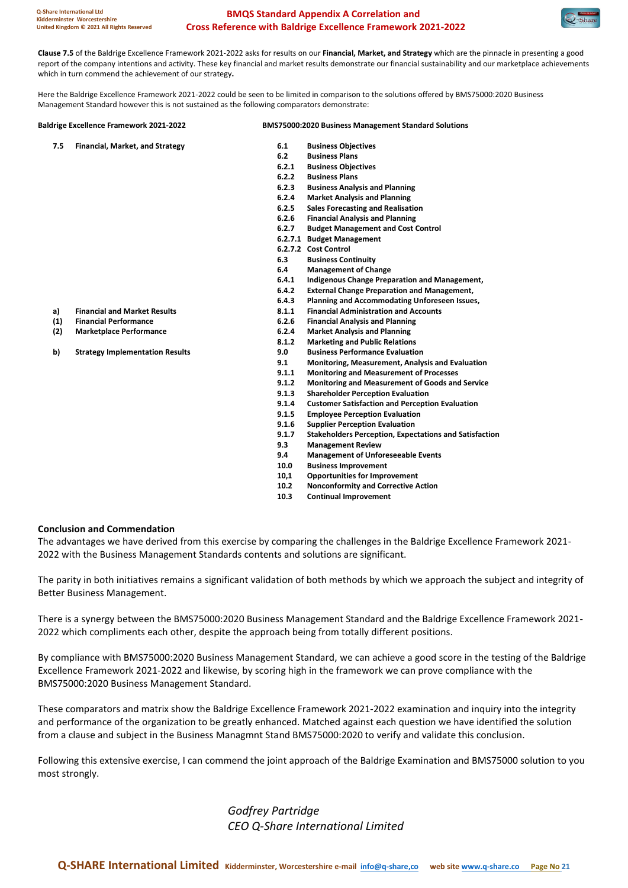**Clause 7.5** of the Baldrige Excellence Framework 2021-2022 asks for results on our **Financial, Market, and Strategy** which are the pinnacle in presenting a good report of the company intentions and activity. These key financial and market results demonstrate our financial sustainability and our marketplace achievements which in turn commend the achievement of our strategy**.**

Here the Baldrige Excellence Framework 2021-2022 could be seen to be limited in comparison to the solutions offered by BMS75000:2020 Business Management Standard however this is not sustained as the following comparators demonstrate:

| Baldrige Excellence Framework 2021-2022 | | BMS75000:2020 Business Management Standard Solutions | |
|---|---|---|---|
| **7.5** | **Financial, Market, and Strategy** | **6.1** | **Business Objectives** |
| | | **6.2** | **Business Plans** |
| | | **6.2.1** | **Business Objectives** |
| | | **6.2.2** | **Business Plans** |
| | | **6.2.3** | **Business Analysis and Planning** |
| | | **6.2.4** | **Market Analysis and Planning** |
| | | **6.2.5** | **Sales Forecasting and Realisation** |
| | | **6.2.6** | **Financial Analysis and Planning** |
| | | **6.2.7** | **Budget Management and Cost Control** |
| | | **6.2.7.1** | **Budget Management** |
| | | **6.2.7.2** | **Cost Control** |
| | | **6.3** | **Business Continuity** |
| | | **6.4** | **Management of Change** |
| | | **6.4.1** | **Indigenous Change Preparation and Management,** |
| | | **6.4.2** | **External Change Preparation and Management,** |
| | | **6.4.3** | **Planning and Accommodating Unforeseen Issues,** |
| **a)** | **Financial and Market Results** | **8.1.1** | **Financial Administration and Accounts** |
| **(1)** | **Financial Performance** | **6.2.6** | **Financial Analysis and Planning** |
| **(2)** | **Marketplace Performance** | **6.2.4** | **Market Analysis and Planning** |
| | | **8.1.2** | **Marketing and Public Relations** |
| **b)** | **Strategy Implementation Results** | **9.0** | **Business Performance Evaluation** |
| | | **9.1** | **Monitoring, Measurement, Analysis and Evaluation** |
| | | **9.1.1** | **Monitoring and Measurement of Processes** |
| | | **9.1.2** | **Monitoring and Measurement of Goods and Service** |
| | | **9.1.3** | **Shareholder Perception Evaluation** |
| | | **9.1.4** | **Customer Satisfaction and Perception Evaluation** |
| | | **9.1.5** | **Employee Perception Evaluation** |
| | | **9.1.6** | **Supplier Perception Evaluation** |
| | | **9.1.7** | **Stakeholders Perception, Expectations and Satisfaction** |
| | | **9.3** | **Management Review** |
| | | **9.4** | **Management of Unforeseeable Events** |
| | | **10.0** | **Business Improvement** |
| | | **10,1** | **Opportunities for Improvement** |
| | | **10.2** | **Nonconformity and Corrective Action** |
| | | **10.3** | **Continual Improvement** |

## Conclusion and Commendation

The advantages we have derived from this exercise by comparing the challenges in the Baldrige Excellence Framework 2021-2022 with the Business Management Standards contents and solutions are significant.

The parity in both initiatives remains a significant validation of both methods by which we approach the subject and integrity of Better Business Management.

There is a synergy between the BMS75000:2020 Business Management Standard and the Baldrige Excellence Framework 2021-2022 which compliments each other, despite the approach being from totally different positions.

By compliance with BMS75000:2020 Business Management Standard, we can achieve a good score in the testing of the Baldrige Excellence Framework 2021-2022 and likewise, by scoring high in the framework we can prove compliance with the BMS75000:2020 Business Management Standard.

These comparators and matrix show the Baldrige Excellence Framework 2021-2022 examination and inquiry into the integrity and performance of the organization to be greatly enhanced. Matched against each question we have identified the solution from a clause and subject in the Business Managmnt Stand BMS75000:2020 to verify and validate this conclusion.

Following this extensive exercise, I can commend the joint approach of the Baldrige Examination and BMS75000 solution to you most strongly.

*Godfrey Partridge*
*CEO Q-Share International Limited*